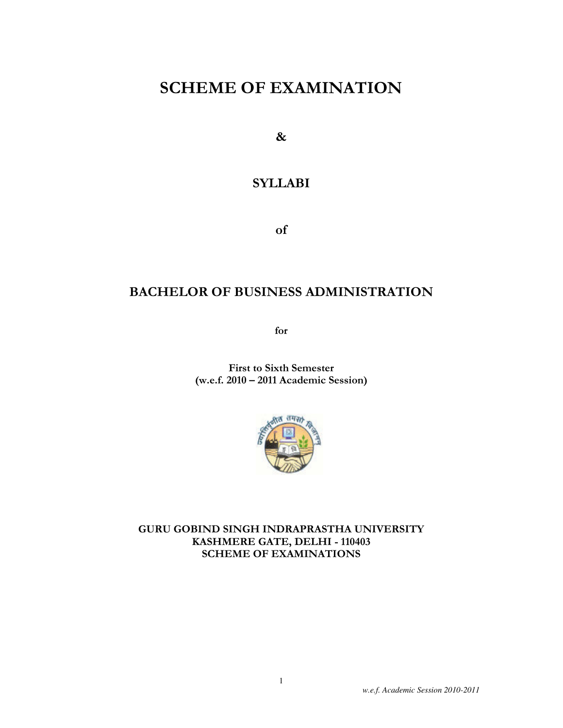# SCHEME OF EXAMINATION

**&**

## SYLLABI

**of**

## BACHELOR OF BUSINESS ADMINISTRATION

**for**

**First to Sixth Semester**
**(w.e.f. 2010 – 2011 Academic Session)**

**GURU GOBIND SINGH INDRAPRASTHA UNIVERSITY**
**KASHMERE GATE, DELHI - 110403**
**SCHEME OF EXAMINATIONS**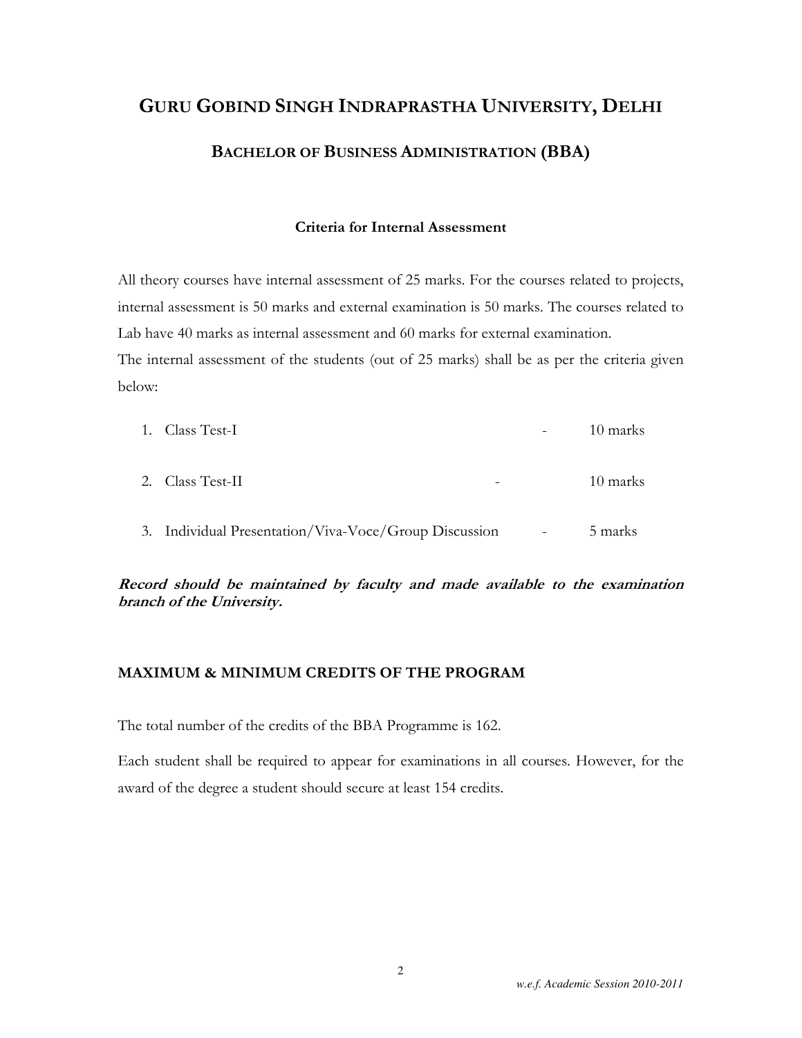# GURU GOBIND SINGH INDRAPRASTHA UNIVERSITY, DELHI

## BACHELOR OF BUSINESS ADMINISTRATION (BBA)

### Criteria for Internal Assessment

All theory courses have internal assessment of 25 marks. For the courses related to projects, internal assessment is 50 marks and external examination is 50 marks. The courses related to Lab have 40 marks as internal assessment and 60 marks for external examination.

The internal assessment of the students (out of 25 marks) shall be as per the criteria given below:

1. Class Test-I - 10 marks
2. Class Test-II - 10 marks
3. Individual Presentation/Viva-Voce/Group Discussion - 5 marks

***Record should be maintained by faculty and made available to the examination branch of the University.***

### MAXIMUM & MINIMUM CREDITS OF THE PROGRAM

The total number of the credits of the BBA Programme is 162.

Each student shall be required to appear for examinations in all courses. However, for the award of the degree a student should secure at least 154 credits.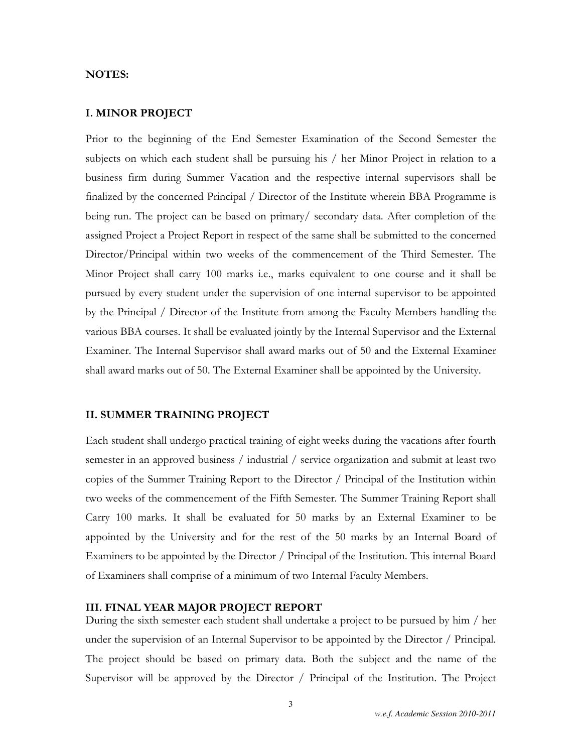**NOTES:**

## I. MINOR PROJECT

Prior to the beginning of the End Semester Examination of the Second Semester the subjects on which each student shall be pursuing his / her Minor Project in relation to a business firm during Summer Vacation and the respective internal supervisors shall be finalized by the concerned Principal / Director of the Institute wherein BBA Programme is being run. The project can be based on primary/ secondary data. After completion of the assigned Project a Project Report in respect of the same shall be submitted to the concerned Director/Principal within two weeks of the commencement of the Third Semester. The Minor Project shall carry 100 marks i.e., marks equivalent to one course and it shall be pursued by every student under the supervision of one internal supervisor to be appointed by the Principal / Director of the Institute from among the Faculty Members handling the various BBA courses. It shall be evaluated jointly by the Internal Supervisor and the External Examiner. The Internal Supervisor shall award marks out of 50 and the External Examiner shall award marks out of 50. The External Examiner shall be appointed by the University.

## II. SUMMER TRAINING PROJECT

Each student shall undergo practical training of eight weeks during the vacations after fourth semester in an approved business / industrial / service organization and submit at least two copies of the Summer Training Report to the Director / Principal of the Institution within two weeks of the commencement of the Fifth Semester. The Summer Training Report shall Carry 100 marks. It shall be evaluated for 50 marks by an External Examiner to be appointed by the University and for the rest of the 50 marks by an Internal Board of Examiners to be appointed by the Director / Principal of the Institution. This internal Board of Examiners shall comprise of a minimum of two Internal Faculty Members.

## III. FINAL YEAR MAJOR PROJECT REPORT

During the sixth semester each student shall undertake a project to be pursued by him / her under the supervision of an Internal Supervisor to be appointed by the Director / Principal. The project should be based on primary data. Both the subject and the name of the Supervisor will be approved by the Director / Principal of the Institution. The Project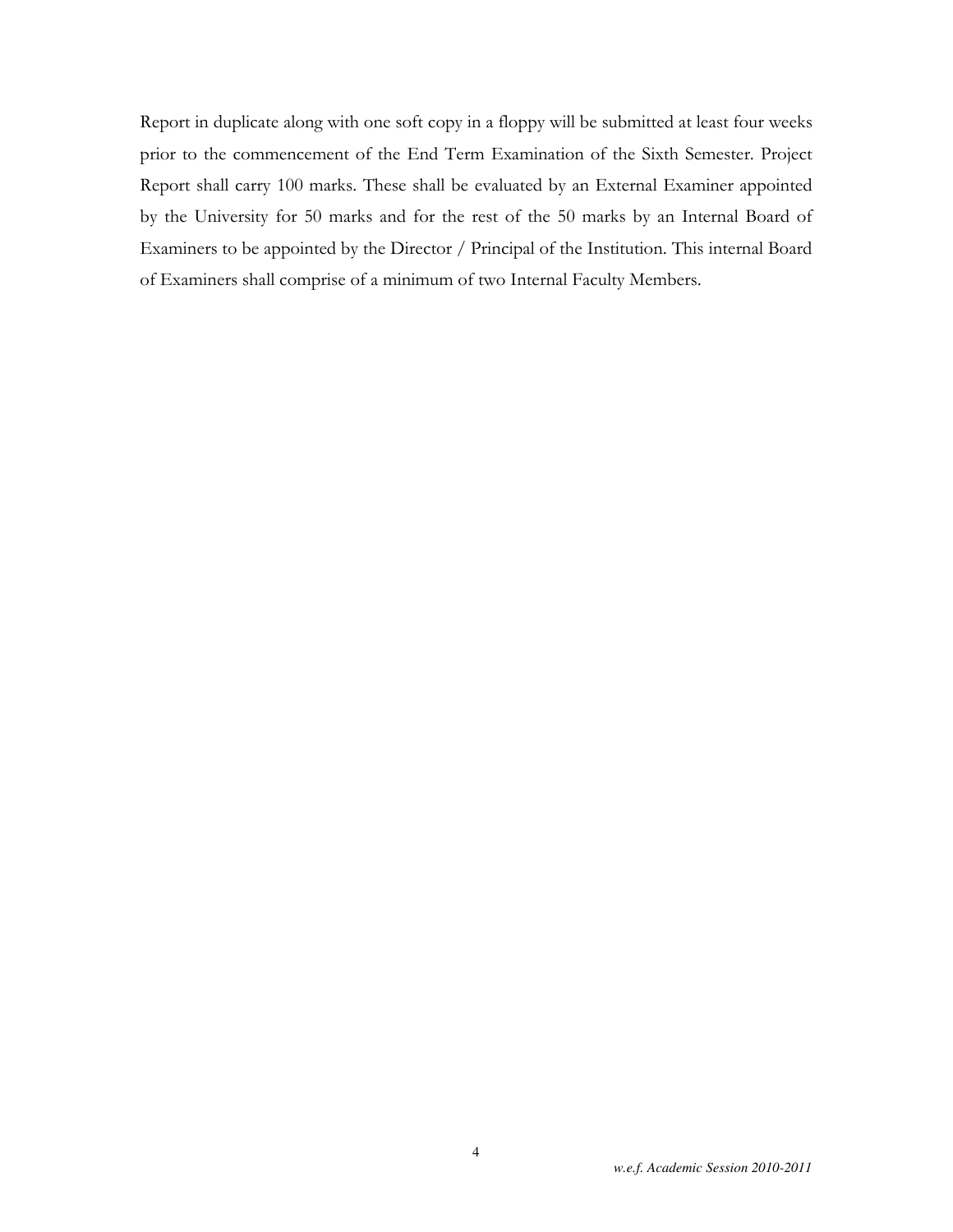Report in duplicate along with one soft copy in a floppy will be submitted at least four weeks prior to the commencement of the End Term Examination of the Sixth Semester. Project Report shall carry 100 marks. These shall be evaluated by an External Examiner appointed by the University for 50 marks and for the rest of the 50 marks by an Internal Board of Examiners to be appointed by the Director / Principal of the Institution. This internal Board of Examiners shall comprise of a minimum of two Internal Faculty Members.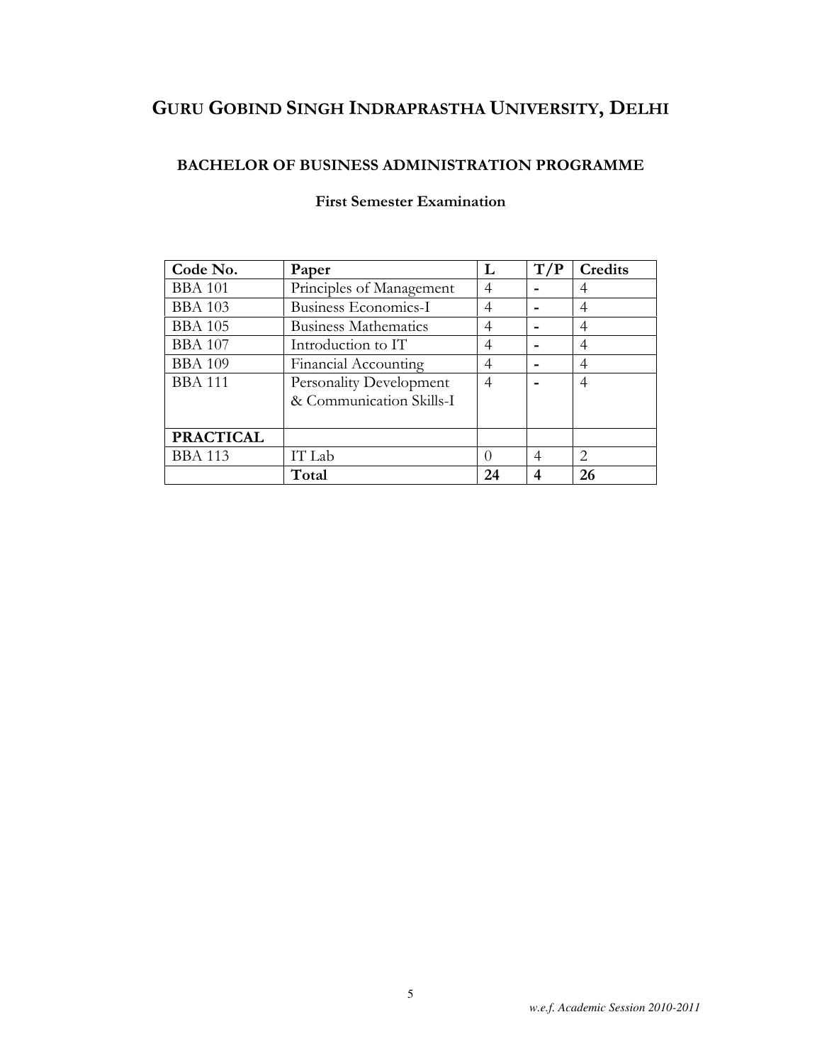# GURU GOBIND SINGH INDRAPRASTHA UNIVERSITY, DELHI

## BACHELOR OF BUSINESS ADMINISTRATION PROGRAMME

### First Semester Examination

| Code No. | Paper | L | T/P | Credits |
|---|---|---|---|---|
| BBA 101 | Principles of Management | 4 | - | 4 |
| BBA 103 | Business Economics-I | 4 | - | 4 |
| BBA 105 | Business Mathematics | 4 | - | 4 |
| BBA 107 | Introduction to IT | 4 | - | 4 |
| BBA 109 | Financial Accounting | 4 | - | 4 |
| BBA 111 | Personality Development & Communication Skills-I | 4 | - | 4 |
| **PRACTICAL** | | | | |
| BBA 113 | IT Lab | 0 | 4 | 2 |
| | **Total** | **24** | **4** | **26** |

*w.e.f. Academic Session 2010-2011*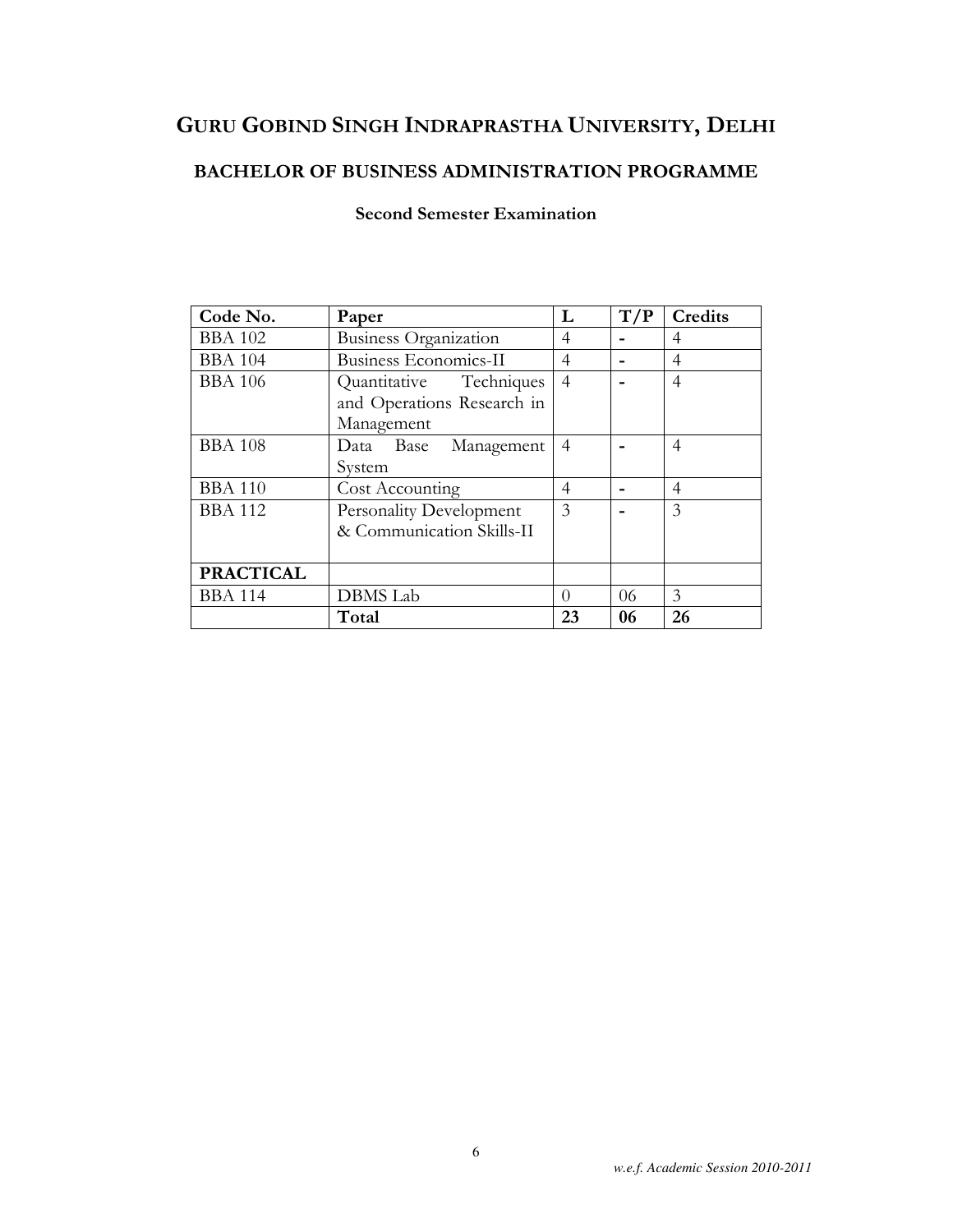# GURU GOBIND SINGH INDRAPRASTHA UNIVERSITY, DELHI

## BACHELOR OF BUSINESS ADMINISTRATION PROGRAMME

### Second Semester Examination

| Code No. | Paper | L | T/P | Credits |
|---|---|---|---|---|
| BBA 102 | Business Organization | 4 | - | 4 |
| BBA 104 | Business Economics-II | 4 | - | 4 |
| BBA 106 | Quantitative Techniques and Operations Research in Management | 4 | - | 4 |
| BBA 108 | Data Base Management System | 4 | - | 4 |
| BBA 110 | Cost Accounting | 4 | - | 4 |
| BBA 112 | Personality Development & Communication Skills-II | 3 | - | 3 |
| **PRACTICAL** | | | | |
| BBA 114 | DBMS Lab | 0 | 06 | 3 |
| | **Total** | **23** | **06** | **26** |

*w.e.f. Academic Session 2010-2011*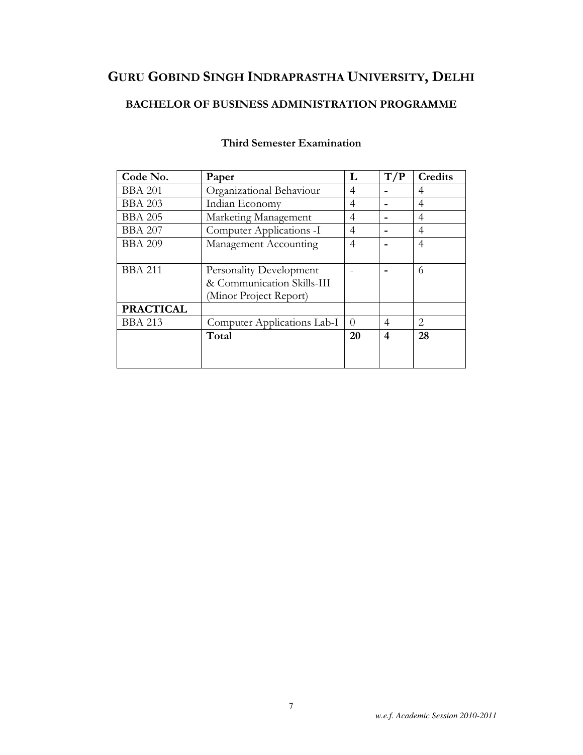# GURU GOBIND SINGH INDRAPRASTHA UNIVERSITY, DELHI

## BACHELOR OF BUSINESS ADMINISTRATION PROGRAMME

### Third Semester Examination

| Code No. | Paper | L | T/P | Credits |
|---|---|---|---|---|
| BBA 201 | Organizational Behaviour | 4 | - | 4 |
| BBA 203 | Indian Economy | 4 | - | 4 |
| BBA 205 | Marketing Management | 4 | - | 4 |
| BBA 207 | Computer Applications -I | 4 | - | 4 |
| BBA 209 | Management Accounting | 4 | - | 4 |
| BBA 211 | Personality Development & Communication Skills-III (Minor Project Report) | - | - | 6 |
| **PRACTICAL** | | | | |
| BBA 213 | Computer Applications Lab-I | 0 | 4 | 2 |
| | **Total** | **20** | **4** | **28** |

*w.e.f. Academic Session 2010-2011*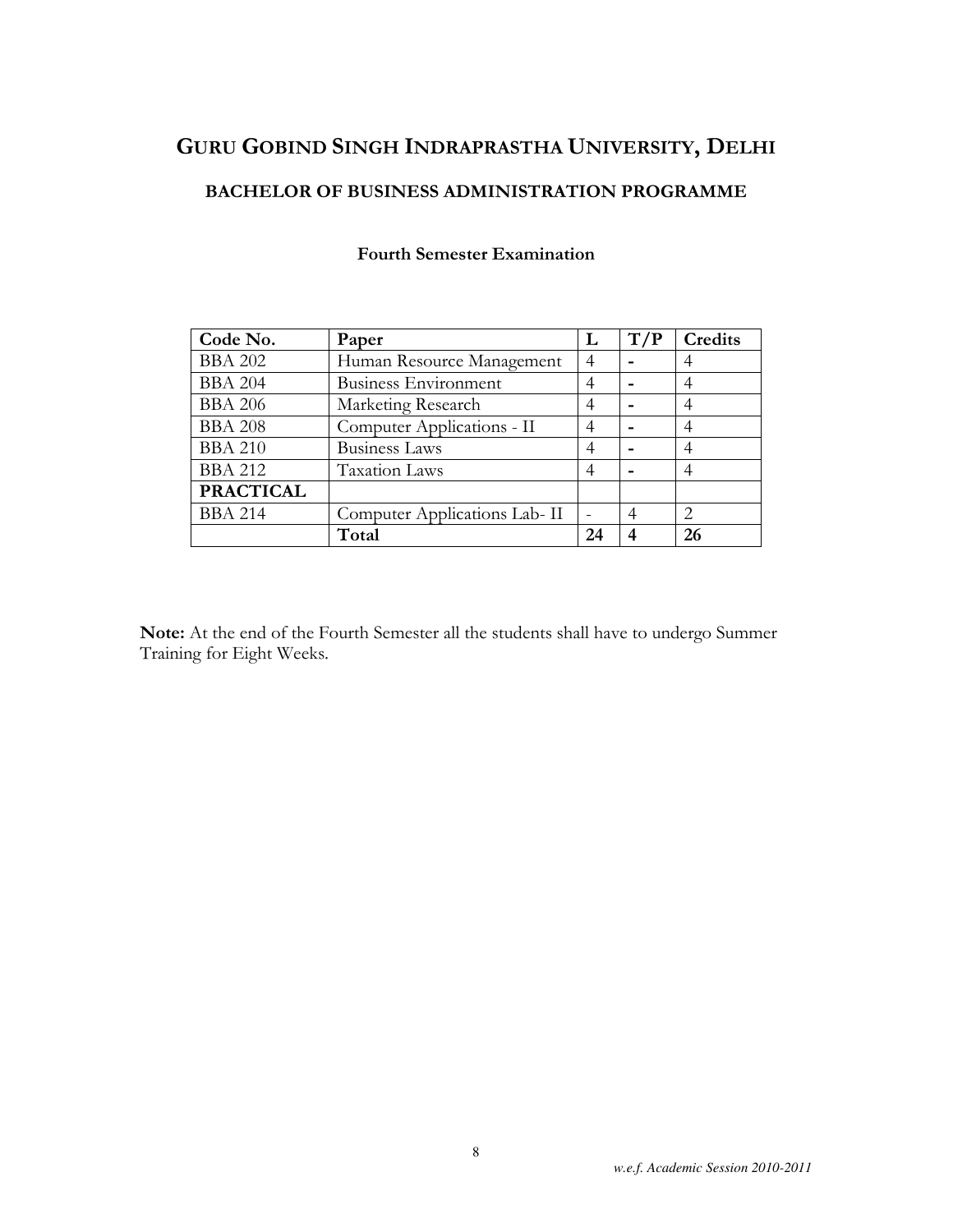# GURU GOBIND SINGH INDRAPRASTHA UNIVERSITY, DELHI

## BACHELOR OF BUSINESS ADMINISTRATION PROGRAMME

### Fourth Semester Examination

| Code No. | Paper | L | T/P | Credits |
|---|---|---|---|---|
| BBA 202 | Human Resource Management | 4 | - | 4 |
| BBA 204 | Business Environment | 4 | - | 4 |
| BBA 206 | Marketing Research | 4 | - | 4 |
| BBA 208 | Computer Applications - II | 4 | - | 4 |
| BBA 210 | Business Laws | 4 | - | 4 |
| BBA 212 | Taxation Laws | 4 | - | 4 |
| **PRACTICAL** | | | | |
| BBA 214 | Computer Applications Lab- II | - | 4 | 2 |
| | **Total** | **24** | **4** | **26** |

**Note:** At the end of the Fourth Semester all the students shall have to undergo Summer Training for Eight Weeks.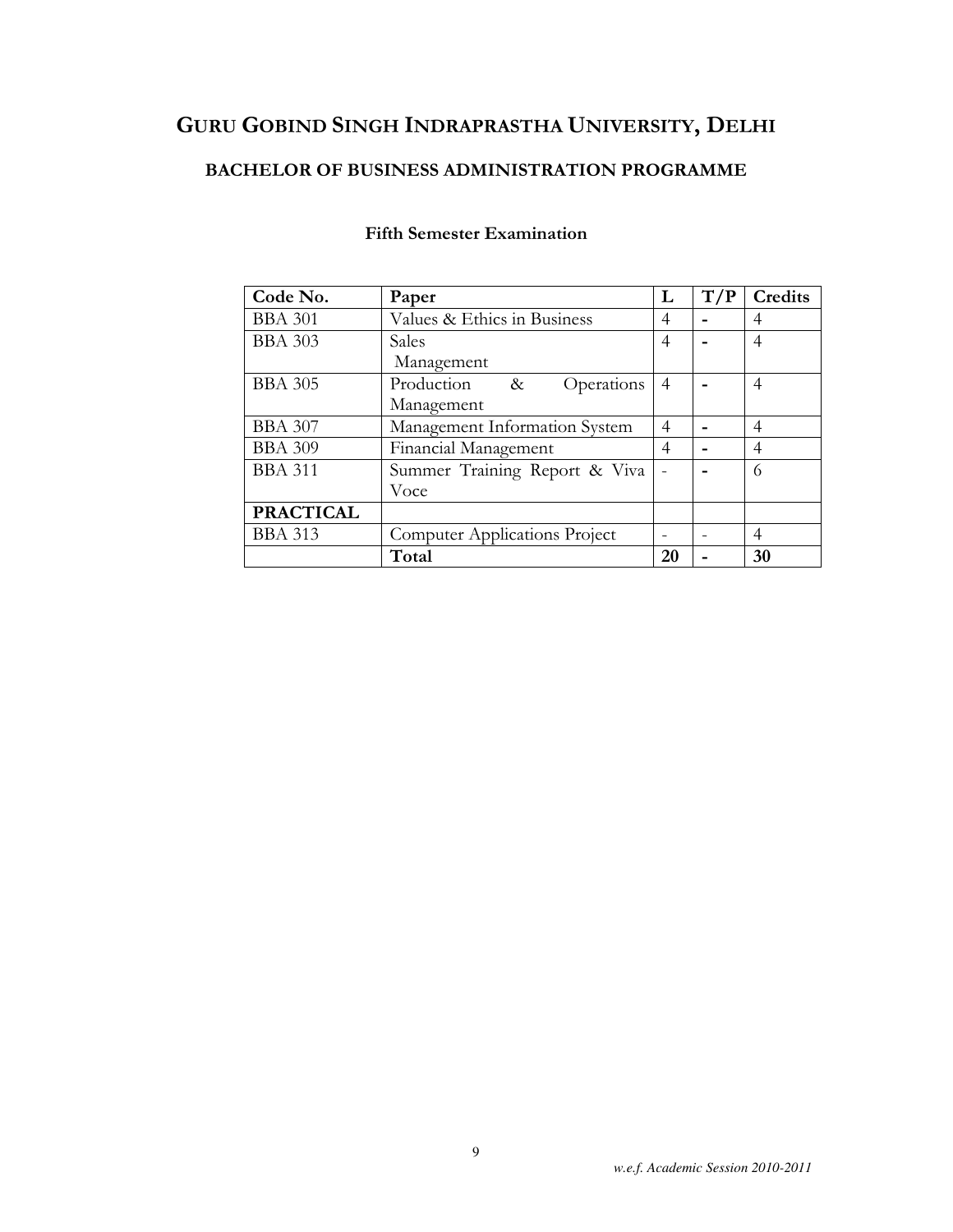# GURU GOBIND SINGH INDRAPRASTHA UNIVERSITY, DELHI

## BACHELOR OF BUSINESS ADMINISTRATION PROGRAMME

### Fifth Semester Examination

| Code No. | Paper | L | T/P | Credits |
|---|---|---|---|---|
| BBA 301 | Values & Ethics in Business | 4 | - | 4 |
| BBA 303 | Sales Management | 4 | - | 4 |
| BBA 305 | Production & Operations Management | 4 | - | 4 |
| BBA 307 | Management Information System | 4 | - | 4 |
| BBA 309 | Financial Management | 4 | - | 4 |
| BBA 311 | Summer Training Report & Viva Voce | - | - | 6 |
| **PRACTICAL** | | | | |
| BBA 313 | Computer Applications Project | - | - | 4 |
| | **Total** | **20** | **-** | **30** |

*w.e.f. Academic Session 2010-2011*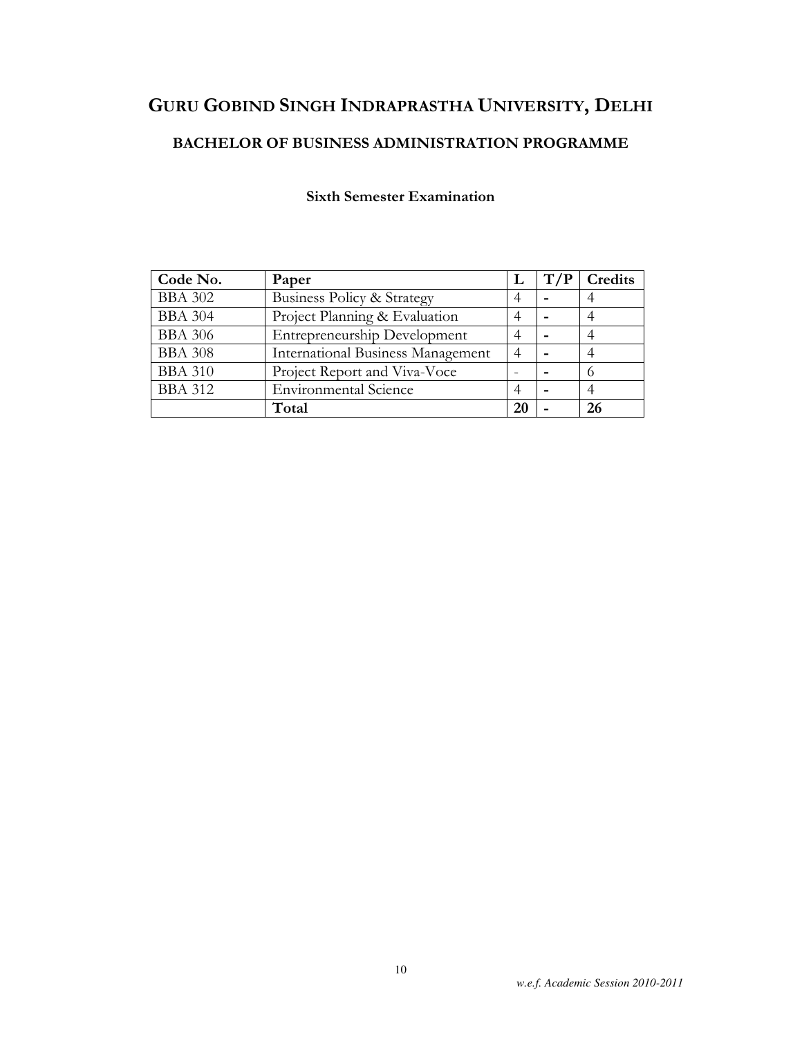# GURU GOBIND SINGH INDRAPRASTHA UNIVERSITY, DELHI

## BACHELOR OF BUSINESS ADMINISTRATION PROGRAMME

### Sixth Semester Examination

| Code No. | Paper | L | T/P | Credits |
|---|---|---|---|---|
| BBA 302 | Business Policy & Strategy | 4 | - | 4 |
| BBA 304 | Project Planning & Evaluation | 4 | - | 4 |
| BBA 306 | Entrepreneurship Development | 4 | - | 4 |
| BBA 308 | International Business Management | 4 | - | 4 |
| BBA 310 | Project Report and Viva-Voce | - | - | 6 |
| BBA 312 | Environmental Science | 4 | - | 4 |
| | **Total** | **20** | - | **26** |

*w.e.f. Academic Session 2010-2011*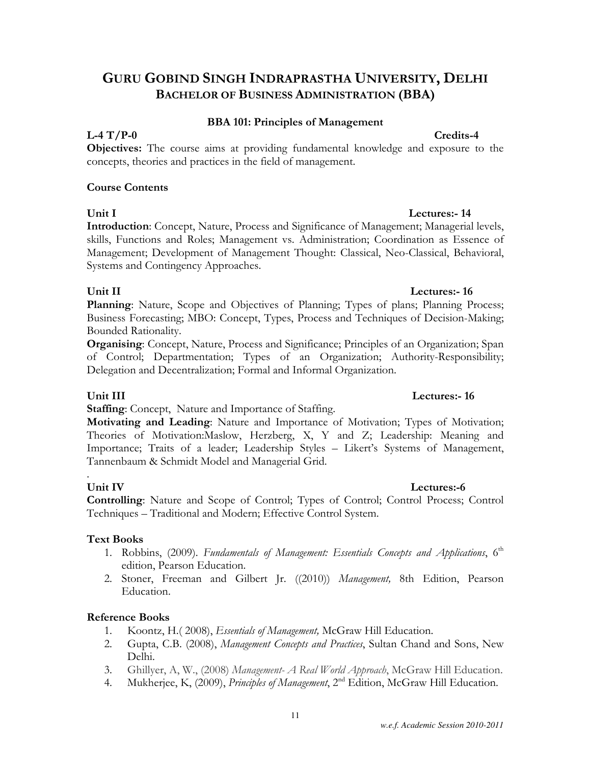# GURU GOBIND SINGH INDRAPRASTHA UNIVERSITY, DELHI

## BACHELOR OF BUSINESS ADMINISTRATION (BBA)

### BBA 101: Principles of Management

**L-4 T/P-0** **Credits-4**

**Objectives:** The course aims at providing fundamental knowledge and exposure to the concepts, theories and practices in the field of management.

**Course Contents**

**Unit I** **Lectures:- 14**

**Introduction**: Concept, Nature, Process and Significance of Management; Managerial levels, skills, Functions and Roles; Management vs. Administration; Coordination as Essence of Management; Development of Management Thought: Classical, Neo-Classical, Behavioral, Systems and Contingency Approaches.

**Unit II** **Lectures:- 16**

**Planning**: Nature, Scope and Objectives of Planning; Types of plans; Planning Process; Business Forecasting; MBO: Concept, Types, Process and Techniques of Decision-Making; Bounded Rationality.

**Organising**: Concept, Nature, Process and Significance; Principles of an Organization; Span of Control; Departmentation; Types of an Organization; Authority-Responsibility; Delegation and Decentralization; Formal and Informal Organization.

**Unit III** **Lectures:- 16**

**Staffing**: Concept, Nature and Importance of Staffing.

**Motivating and Leading**: Nature and Importance of Motivation; Types of Motivation; Theories of Motivation:Maslow, Herzberg, X, Y and Z; Leadership: Meaning and Importance; Traits of a leader; Leadership Styles – Likert's Systems of Management, Tannenbaum & Schmidt Model and Managerial Grid.

.

**Unit IV** **Lectures:-6**

**Controlling**: Nature and Scope of Control; Types of Control; Control Process; Control Techniques – Traditional and Modern; Effective Control System.

**Text Books**

1. Robbins, (2009). *Fundamentals of Management: Essentials Concepts and Applications*, 6th edition, Pearson Education.
2. Stoner, Freeman and Gilbert Jr. ((2010)) *Management,* 8th Edition, Pearson Education.

**Reference Books**

1. Koontz, H.( 2008), *Essentials of Management,* McGraw Hill Education.
2. Gupta, C.B. (2008), *Management Concepts and Practices*, Sultan Chand and Sons, New Delhi.
3. Ghillyer, A, W., (2008) *Management- A Real World Approach*, McGraw Hill Education.
4. Mukherjee, K, (2009), *Principles of Management*, 2nd Edition, McGraw Hill Education.

*w.e.f. Academic Session 2010-2011*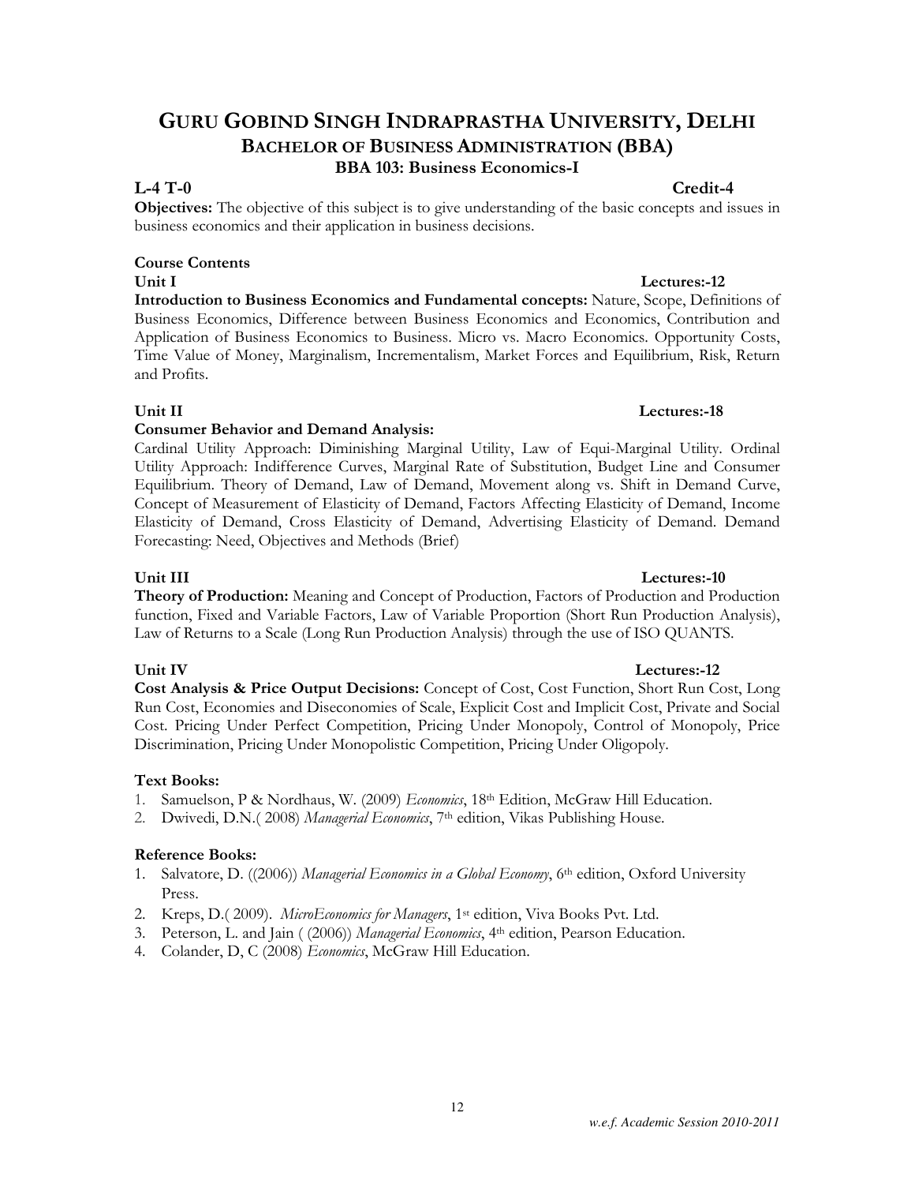# GURU GOBIND SINGH INDRAPRASTHA UNIVERSITY, DELHI

## BACHELOR OF BUSINESS ADMINISTRATION (BBA)

### BBA 103: Business Economics-I

**L-4 T-0** **Credit-4**

**Objectives:** The objective of this subject is to give understanding of the basic concepts and issues in business economics and their application in business decisions.

**Course Contents**

**Unit I** **Lectures:-12**

**Introduction to Business Economics and Fundamental concepts:** Nature, Scope, Definitions of Business Economics, Difference between Business Economics and Economics, Contribution and Application of Business Economics to Business. Micro vs. Macro Economics. Opportunity Costs, Time Value of Money, Marginalism, Incrementalism, Market Forces and Equilibrium, Risk, Return and Profits.

**Unit II** **Lectures:-18**

**Consumer Behavior and Demand Analysis:**

Cardinal Utility Approach: Diminishing Marginal Utility, Law of Equi-Marginal Utility. Ordinal Utility Approach: Indifference Curves, Marginal Rate of Substitution, Budget Line and Consumer Equilibrium. Theory of Demand, Law of Demand, Movement along vs. Shift in Demand Curve, Concept of Measurement of Elasticity of Demand, Factors Affecting Elasticity of Demand, Income Elasticity of Demand, Cross Elasticity of Demand, Advertising Elasticity of Demand. Demand Forecasting: Need, Objectives and Methods (Brief)

**Unit III** **Lectures:-10**

**Theory of Production:** Meaning and Concept of Production, Factors of Production and Production function, Fixed and Variable Factors, Law of Variable Proportion (Short Run Production Analysis), Law of Returns to a Scale (Long Run Production Analysis) through the use of ISO QUANTS.

**Unit IV** **Lectures:-12**

**Cost Analysis & Price Output Decisions:** Concept of Cost, Cost Function, Short Run Cost, Long Run Cost, Economies and Diseconomies of Scale, Explicit Cost and Implicit Cost, Private and Social Cost. Pricing Under Perfect Competition, Pricing Under Monopoly, Control of Monopoly, Price Discrimination, Pricing Under Monopolistic Competition, Pricing Under Oligopoly.

**Text Books:**

1. Samuelson, P & Nordhaus, W. (2009) *Economics*, 18th Edition, McGraw Hill Education.
2. Dwivedi, D.N.( 2008) *Managerial Economics*, 7th edition, Vikas Publishing House.

**Reference Books:**

1. Salvatore, D. ((2006)) *Managerial Economics in a Global Economy*, 6th edition, Oxford University Press.
2. Kreps, D.( 2009). *MicroEconomics for Managers*, 1st edition, Viva Books Pvt. Ltd.
3. Peterson, L. and Jain ( (2006)) *Managerial Economics*, 4th edition, Pearson Education.
4. Colander, D, C (2008) *Economics*, McGraw Hill Education.

*w.e.f. Academic Session 2010-2011*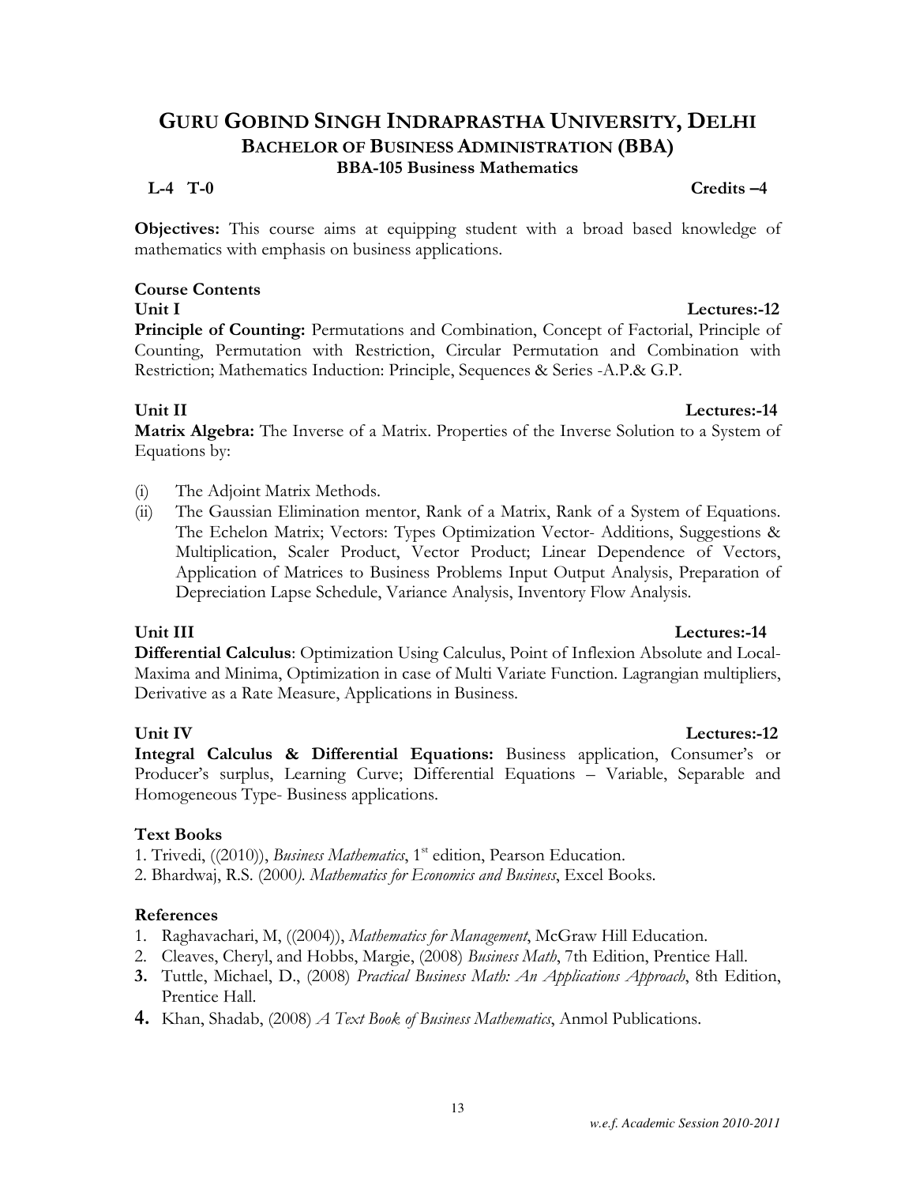# GURU GOBIND SINGH INDRAPRASTHA UNIVERSITY, DELHI

## BACHELOR OF BUSINESS ADMINISTRATION (BBA)

### BBA-105 Business Mathematics

**L-4 T-0** **Credits –4**

**Objectives:** This course aims at equipping student with a broad based knowledge of mathematics with emphasis on business applications.

**Course Contents**

**Unit I** **Lectures:-12**

**Principle of Counting:** Permutations and Combination, Concept of Factorial, Principle of Counting, Permutation with Restriction, Circular Permutation and Combination with Restriction; Mathematics Induction: Principle, Sequences & Series -A.P.& G.P.

**Unit II** **Lectures:-14**

**Matrix Algebra:** The Inverse of a Matrix. Properties of the Inverse Solution to a System of Equations by:

(i) The Adjoint Matrix Methods.
(ii) The Gaussian Elimination mentor, Rank of a Matrix, Rank of a System of Equations. The Echelon Matrix; Vectors: Types Optimization Vector- Additions, Suggestions & Multiplication, Scaler Product, Vector Product; Linear Dependence of Vectors, Application of Matrices to Business Problems Input Output Analysis, Preparation of Depreciation Lapse Schedule, Variance Analysis, Inventory Flow Analysis.

**Unit III** **Lectures:-14**

**Differential Calculus**: Optimization Using Calculus, Point of Inflexion Absolute and Local-Maxima and Minima, Optimization in case of Multi Variate Function. Lagrangian multipliers, Derivative as a Rate Measure, Applications in Business.

**Unit IV** **Lectures:-12**

**Integral Calculus & Differential Equations:** Business application, Consumer's or Producer's surplus, Learning Curve; Differential Equations – Variable, Separable and Homogeneous Type- Business applications.

### Text Books

1. Trivedi, ((2010)), *Business Mathematics*, 1st edition, Pearson Education.
2. Bhardwaj, R.S. (2000*). Mathematics for Economics and Business*, Excel Books.

### References

1. Raghavachari, M, ((2004)), *Mathematics for Management*, McGraw Hill Education.
2. Cleaves, Cheryl, and Hobbs, Margie, (2008) *Business Math*, 7th Edition, Prentice Hall.
3. Tuttle, Michael, D., (2008) *Practical Business Math: An Applications Approach*, 8th Edition, Prentice Hall.
4. Khan, Shadab, (2008) *A Text Book of Business Mathematics*, Anmol Publications.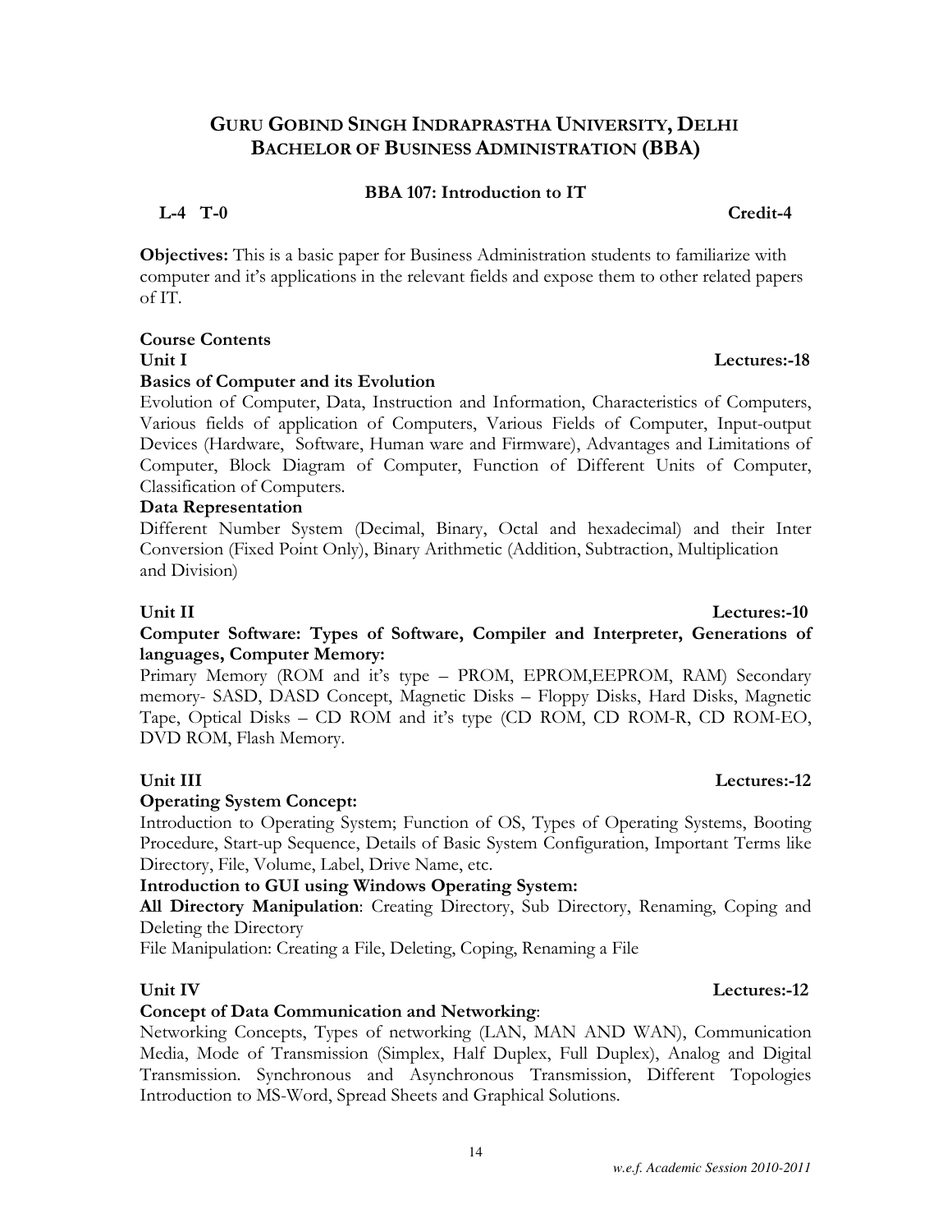# GURU GOBIND SINGH INDRAPRASTHA UNIVERSITY, DELHI
## BACHELOR OF BUSINESS ADMINISTRATION (BBA)

### BBA 107: Introduction to IT

**L-4 T-0** **Credit-4**

**Objectives:** This is a basic paper for Business Administration students to familiarize with computer and it's applications in the relevant fields and expose them to other related papers of IT.

**Course Contents**

**Unit I** **Lectures:-18**

**Basics of Computer and its Evolution**

Evolution of Computer, Data, Instruction and Information, Characteristics of Computers, Various fields of application of Computers, Various Fields of Computer, Input-output Devices (Hardware, Software, Human ware and Firmware), Advantages and Limitations of Computer, Block Diagram of Computer, Function of Different Units of Computer, Classification of Computers.

**Data Representation**

Different Number System (Decimal, Binary, Octal and hexadecimal) and their Inter Conversion (Fixed Point Only), Binary Arithmetic (Addition, Subtraction, Multiplication and Division)

**Unit II** **Lectures:-10**

**Computer Software: Types of Software, Compiler and Interpreter, Generations of languages, Computer Memory:**

Primary Memory (ROM and it's type – PROM, EPROM,EEPROM, RAM) Secondary memory- SASD, DASD Concept, Magnetic Disks – Floppy Disks, Hard Disks, Magnetic Tape, Optical Disks – CD ROM and it's type (CD ROM, CD ROM-R, CD ROM-EO, DVD ROM, Flash Memory.

**Unit III** **Lectures:-12**

**Operating System Concept:**

Introduction to Operating System; Function of OS, Types of Operating Systems, Booting Procedure, Start-up Sequence, Details of Basic System Configuration, Important Terms like Directory, File, Volume, Label, Drive Name, etc.

**Introduction to GUI using Windows Operating System:**

**All Directory Manipulation**: Creating Directory, Sub Directory, Renaming, Coping and Deleting the Directory

File Manipulation: Creating a File, Deleting, Coping, Renaming a File

**Unit IV** **Lectures:-12**

**Concept of Data Communication and Networking**:

Networking Concepts, Types of networking (LAN, MAN AND WAN), Communication Media, Mode of Transmission (Simplex, Half Duplex, Full Duplex), Analog and Digital Transmission. Synchronous and Asynchronous Transmission, Different Topologies Introduction to MS-Word, Spread Sheets and Graphical Solutions.

*w.e.f. Academic Session 2010-2011*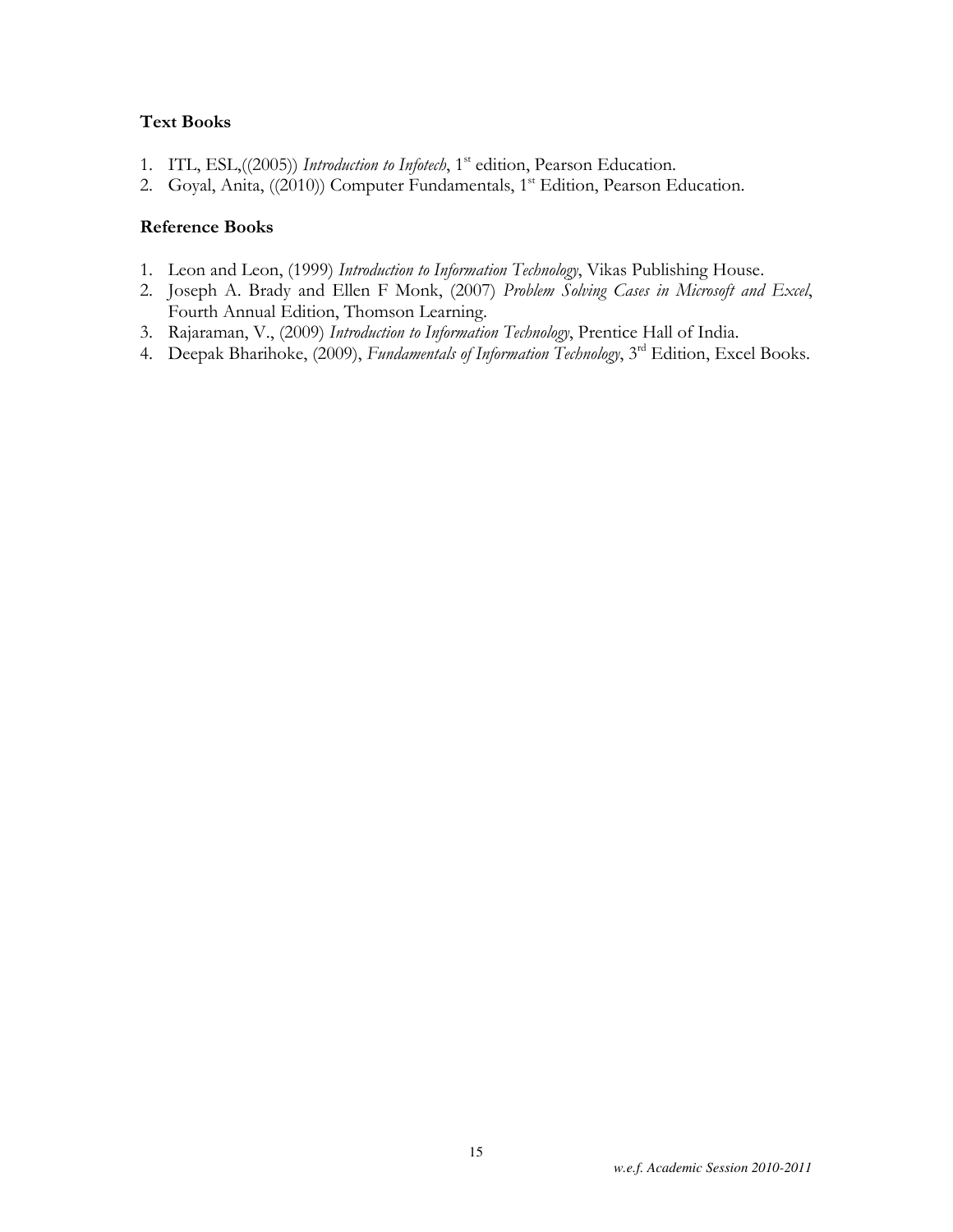### Text Books

1. ITL, ESL,((2005)) *Introduction to Infotech*, 1st edition, Pearson Education.
2. Goyal, Anita, ((2010)) Computer Fundamentals, 1st Edition, Pearson Education.

### Reference Books

1. Leon and Leon, (1999) *Introduction to Information Technology*, Vikas Publishing House.
2. Joseph A. Brady and Ellen F Monk, (2007) *Problem Solving Cases in Microsoft and Excel*, Fourth Annual Edition, Thomson Learning.
3. Rajaraman, V., (2009) *Introduction to Information Technology*, Prentice Hall of India.
4. Deepak Bharihoke, (2009), *Fundamentals of Information Technology*, 3rd Edition, Excel Books.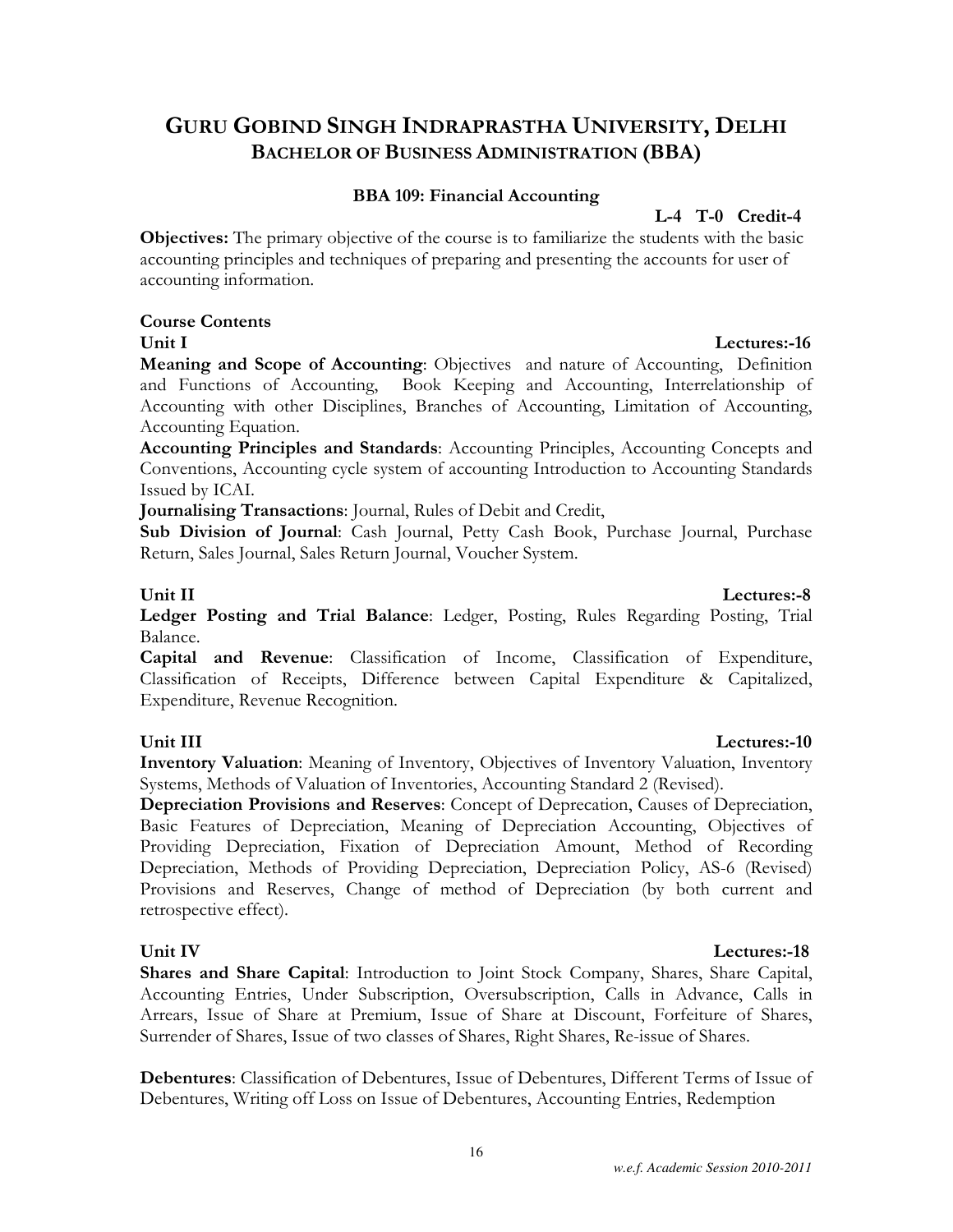# GURU GOBIND SINGH INDRAPRASTHA UNIVERSITY, DELHI
## BACHELOR OF BUSINESS ADMINISTRATION (BBA)

### BBA 109: Financial Accounting

**L-4 T-0 Credit-4**

**Objectives:** The primary objective of the course is to familiarize the students with the basic accounting principles and techniques of preparing and presenting the accounts for user of accounting information.

**Course Contents**

**Unit I** **Lectures:-16**

**Meaning and Scope of Accounting**: Objectives and nature of Accounting, Definition and Functions of Accounting, Book Keeping and Accounting, Interrelationship of Accounting with other Disciplines, Branches of Accounting, Limitation of Accounting, Accounting Equation.

**Accounting Principles and Standards**: Accounting Principles, Accounting Concepts and Conventions, Accounting cycle system of accounting Introduction to Accounting Standards Issued by ICAI.

**Journalising Transactions**: Journal, Rules of Debit and Credit,

**Sub Division of Journal**: Cash Journal, Petty Cash Book, Purchase Journal, Purchase Return, Sales Journal, Sales Return Journal, Voucher System.

**Unit II** **Lectures:-8**

**Ledger Posting and Trial Balance**: Ledger, Posting, Rules Regarding Posting, Trial Balance.

**Capital and Revenue**: Classification of Income, Classification of Expenditure, Classification of Receipts, Difference between Capital Expenditure & Capitalized, Expenditure, Revenue Recognition.

**Unit III** **Lectures:-10**

**Inventory Valuation**: Meaning of Inventory, Objectives of Inventory Valuation, Inventory Systems, Methods of Valuation of Inventories, Accounting Standard 2 (Revised).

**Depreciation Provisions and Reserves**: Concept of Deprecation, Causes of Depreciation, Basic Features of Depreciation, Meaning of Depreciation Accounting, Objectives of Providing Depreciation, Fixation of Depreciation Amount, Method of Recording Depreciation, Methods of Providing Depreciation, Depreciation Policy, AS-6 (Revised) Provisions and Reserves, Change of method of Depreciation (by both current and retrospective effect).

**Unit IV** **Lectures:-18**

**Shares and Share Capital**: Introduction to Joint Stock Company, Shares, Share Capital, Accounting Entries, Under Subscription, Oversubscription, Calls in Advance, Calls in Arrears, Issue of Share at Premium, Issue of Share at Discount, Forfeiture of Shares, Surrender of Shares, Issue of two classes of Shares, Right Shares, Re-issue of Shares.

**Debentures**: Classification of Debentures, Issue of Debentures, Different Terms of Issue of Debentures, Writing off Loss on Issue of Debentures, Accounting Entries, Redemption

*w.e.f. Academic Session 2010-2011*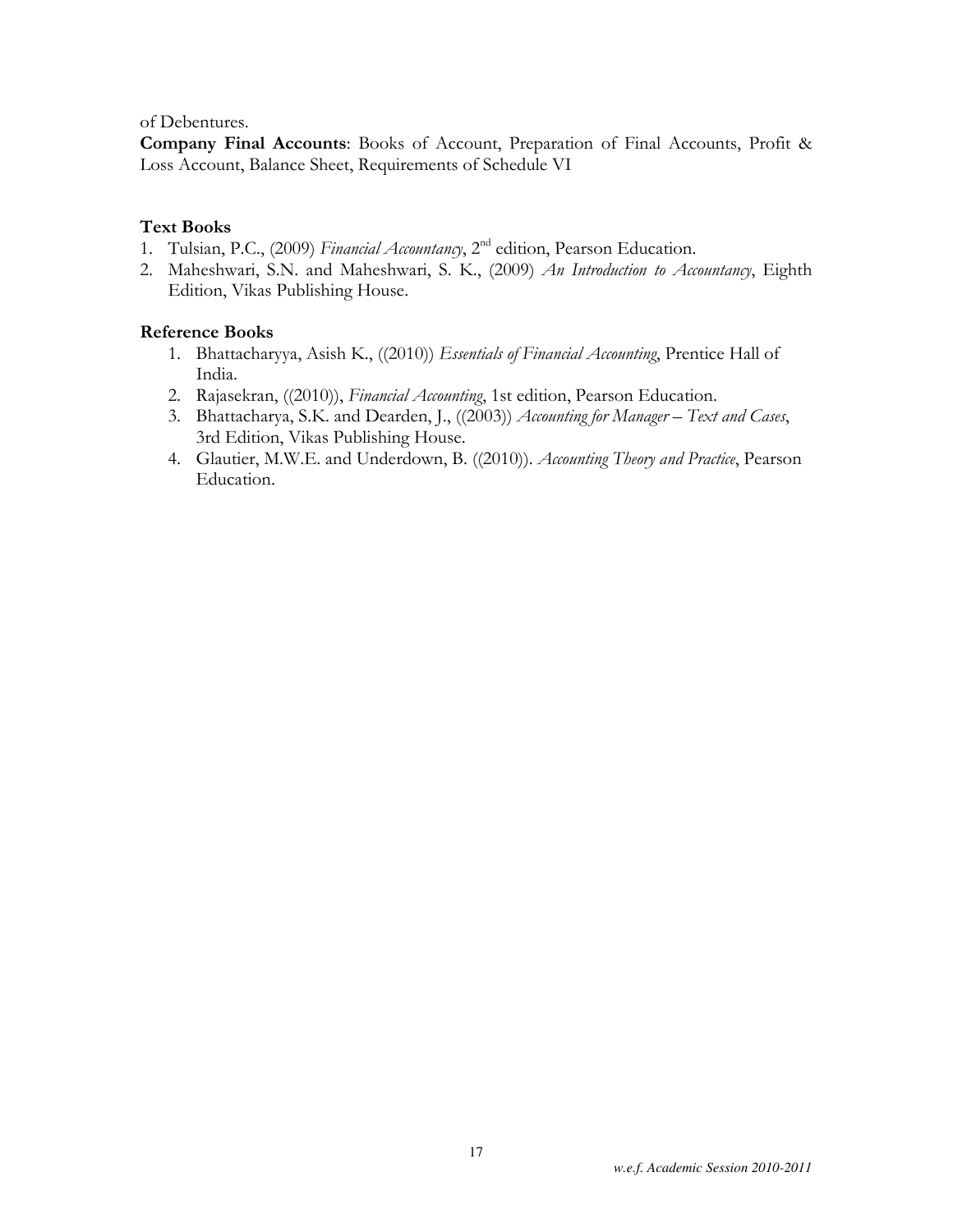of Debentures.

**Company Final Accounts**: Books of Account, Preparation of Final Accounts, Profit & Loss Account, Balance Sheet, Requirements of Schedule VI

### Text Books

1. Tulsian, P.C., (2009) *Financial Accountancy*, 2nd edition, Pearson Education.
2. Maheshwari, S.N. and Maheshwari, S. K., (2009) *An Introduction to Accountancy*, Eighth Edition, Vikas Publishing House.

### Reference Books

1. Bhattacharyya, Asish K., ((2010)) *Essentials of Financial Accounting*, Prentice Hall of India.
2. Rajasekran, ((2010)), *Financial Accounting*, 1st edition, Pearson Education.
3. Bhattacharya, S.K. and Dearden, J., ((2003)) *Accounting for Manager – Text and Cases*, 3rd Edition, Vikas Publishing House.
4. Glautier, M.W.E. and Underdown, B. ((2010)). *Accounting Theory and Practice*, Pearson Education.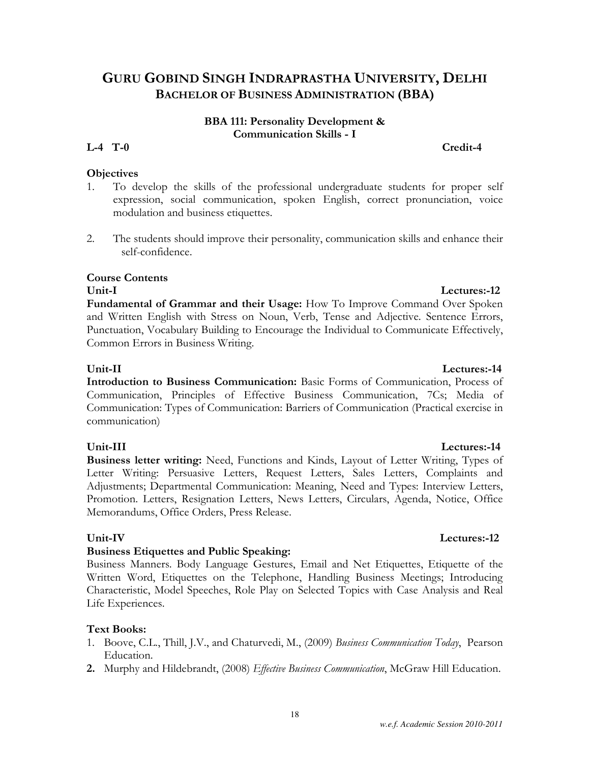# GURU GOBIND SINGH INDRAPRASTHA UNIVERSITY, DELHI
## BACHELOR OF BUSINESS ADMINISTRATION (BBA)

### BBA 111: Personality Development & Communication Skills - I

**L-4 T-0** **Credit-4**

**Objectives**

1. To develop the skills of the professional undergraduate students for proper self expression, social communication, spoken English, correct pronunciation, voice modulation and business etiquettes.

2. The students should improve their personality, communication skills and enhance their self-confidence.

**Course Contents**

**Unit-I** **Lectures:-12**

**Fundamental of Grammar and their Usage:** How To Improve Command Over Spoken and Written English with Stress on Noun, Verb, Tense and Adjective. Sentence Errors, Punctuation, Vocabulary Building to Encourage the Individual to Communicate Effectively, Common Errors in Business Writing.

**Unit-II** **Lectures:-14**

**Introduction to Business Communication:** Basic Forms of Communication, Process of Communication, Principles of Effective Business Communication, 7Cs; Media of Communication: Types of Communication: Barriers of Communication (Practical exercise in communication)

**Unit-III** **Lectures:-14**

**Business letter writing:** Need, Functions and Kinds, Layout of Letter Writing, Types of Letter Writing: Persuasive Letters, Request Letters, Sales Letters, Complaints and Adjustments; Departmental Communication: Meaning, Need and Types: Interview Letters, Promotion. Letters, Resignation Letters, News Letters, Circulars, Agenda, Notice, Office Memorandums, Office Orders, Press Release.

**Unit-IV** **Lectures:-12**

**Business Etiquettes and Public Speaking:**

Business Manners. Body Language Gestures, Email and Net Etiquettes, Etiquette of the Written Word, Etiquettes on the Telephone, Handling Business Meetings; Introducing Characteristic, Model Speeches, Role Play on Selected Topics with Case Analysis and Real Life Experiences.

**Text Books:**

1. Boove, C.L., Thill, J.V., and Chaturvedi, M., (2009) *Business Communication Today*, Pearson Education.
2. Murphy and Hildebrandt, (2008) *Effective Business Communication*, McGraw Hill Education.

*w.e.f. Academic Session 2010-2011*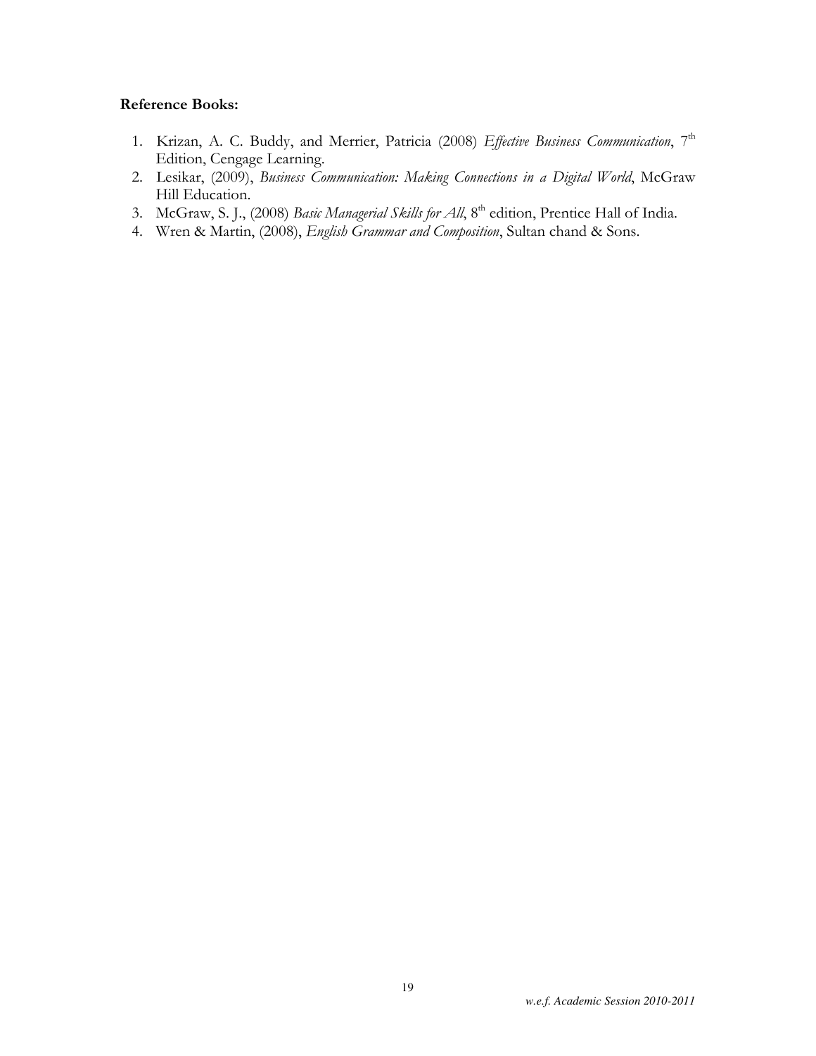**Reference Books:**

1. Krizan, A. C. Buddy, and Merrier, Patricia (2008) *Effective Business Communication*, 7th Edition, Cengage Learning.
2. Lesikar, (2009), *Business Communication: Making Connections in a Digital World*, McGraw Hill Education.
3. McGraw, S. J., (2008) *Basic Managerial Skills for All*, 8th edition, Prentice Hall of India.
4. Wren & Martin, (2008), *English Grammar and Composition*, Sultan chand & Sons.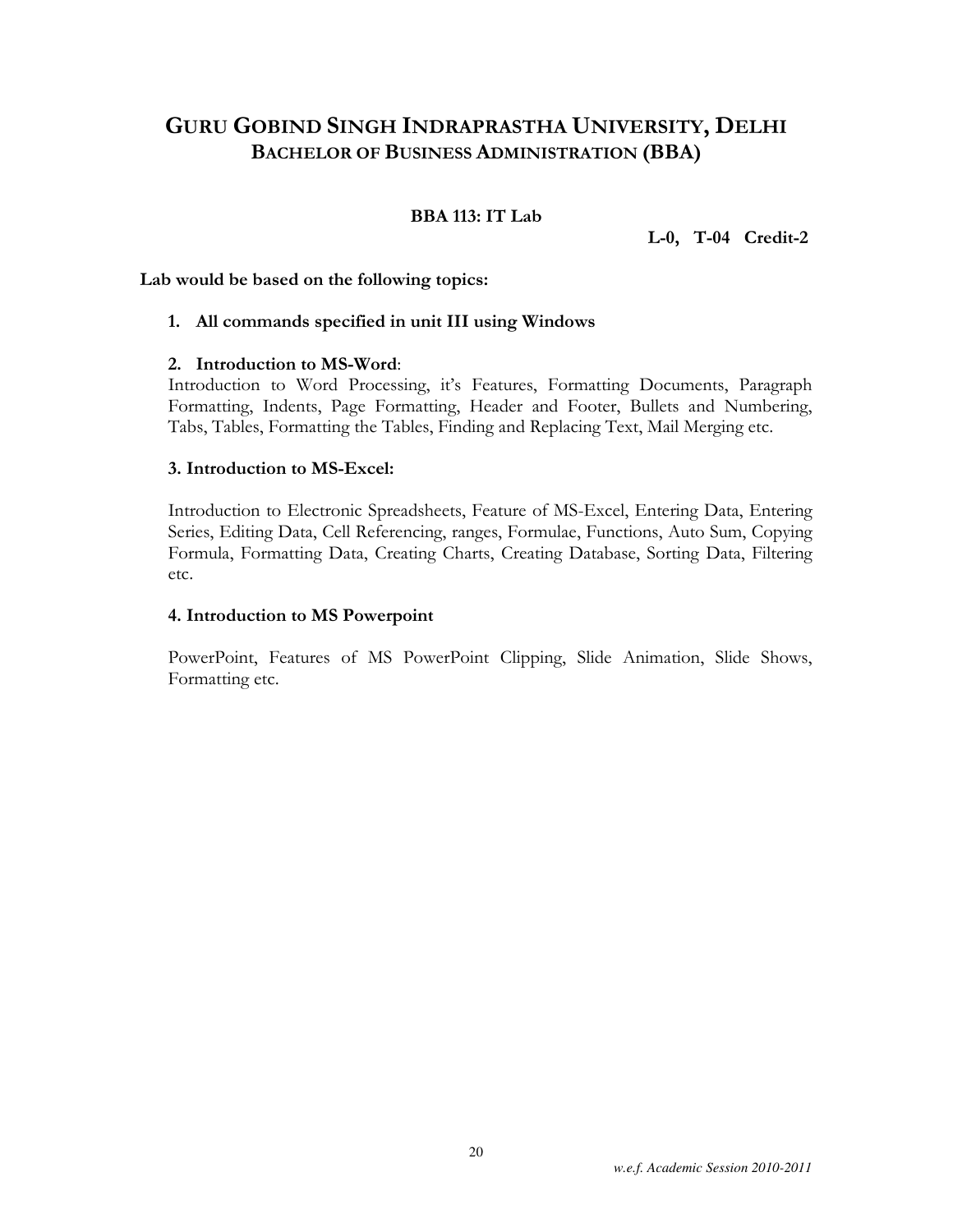# GURU GOBIND SINGH INDRAPRASTHA UNIVERSITY, DELHI
## BACHELOR OF BUSINESS ADMINISTRATION (BBA)

### BBA 113: IT Lab

**L-0, T-04 Credit-2**

**Lab would be based on the following topics:**

1. **All commands specified in unit III using Windows**

2. **Introduction to MS-Word**:
Introduction to Word Processing, it's Features, Formatting Documents, Paragraph Formatting, Indents, Page Formatting, Header and Footer, Bullets and Numbering, Tabs, Tables, Formatting the Tables, Finding and Replacing Text, Mail Merging etc.

**3. Introduction to MS-Excel:**

Introduction to Electronic Spreadsheets, Feature of MS-Excel, Entering Data, Entering Series, Editing Data, Cell Referencing, ranges, Formulae, Functions, Auto Sum, Copying Formula, Formatting Data, Creating Charts, Creating Database, Sorting Data, Filtering etc.

**4. Introduction to MS Powerpoint**

PowerPoint, Features of MS PowerPoint Clipping, Slide Animation, Slide Shows, Formatting etc.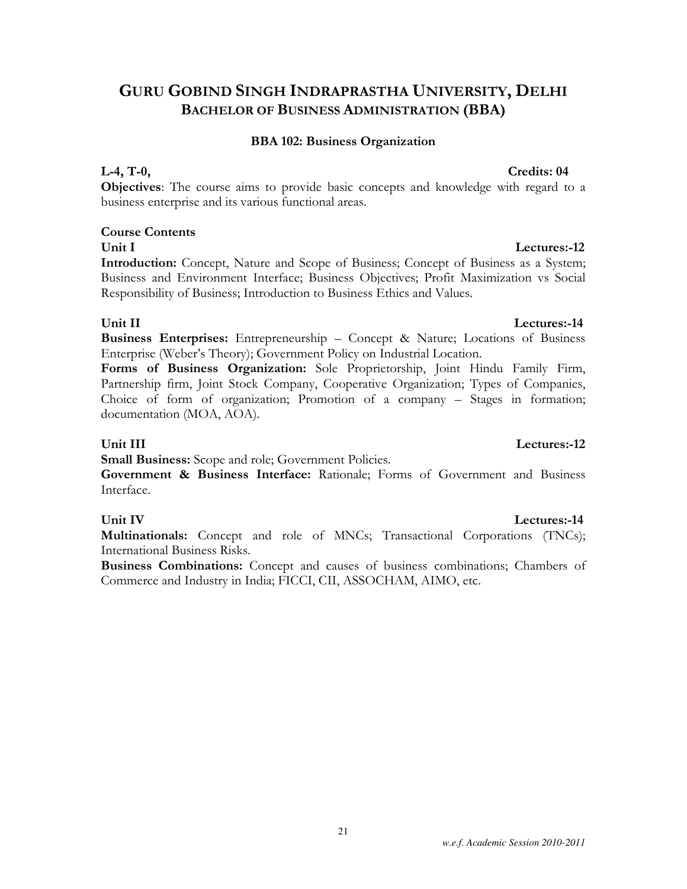# GURU GOBIND SINGH INDRAPRASTHA UNIVERSITY, DELHI
## BACHELOR OF BUSINESS ADMINISTRATION (BBA)

### BBA 102: Business Organization

**L-4, T-0, Credits: 04**

**Objectives**: The course aims to provide basic concepts and knowledge with regard to a business enterprise and its various functional areas.

**Course Contents**

**Unit I Lectures:-12**

**Introduction:** Concept, Nature and Scope of Business; Concept of Business as a System; Business and Environment Interface; Business Objectives; Profit Maximization vs Social Responsibility of Business; Introduction to Business Ethics and Values.

**Unit II Lectures:-14**

**Business Enterprises:** Entrepreneurship – Concept & Nature; Locations of Business Enterprise (Weber's Theory); Government Policy on Industrial Location.

**Forms of Business Organization:** Sole Proprietorship, Joint Hindu Family Firm, Partnership firm, Joint Stock Company, Cooperative Organization; Types of Companies, Choice of form of organization; Promotion of a company – Stages in formation; documentation (MOA, AOA).

**Unit III Lectures:-12**

**Small Business:** Scope and role; Government Policies.

**Government & Business Interface:** Rationale; Forms of Government and Business Interface.

**Unit IV Lectures:-14**

**Multinationals:** Concept and role of MNCs; Transactional Corporations (TNCs); International Business Risks.

**Business Combinations:** Concept and causes of business combinations; Chambers of Commerce and Industry in India; FICCI, CII, ASSOCHAM, AIMO, etc.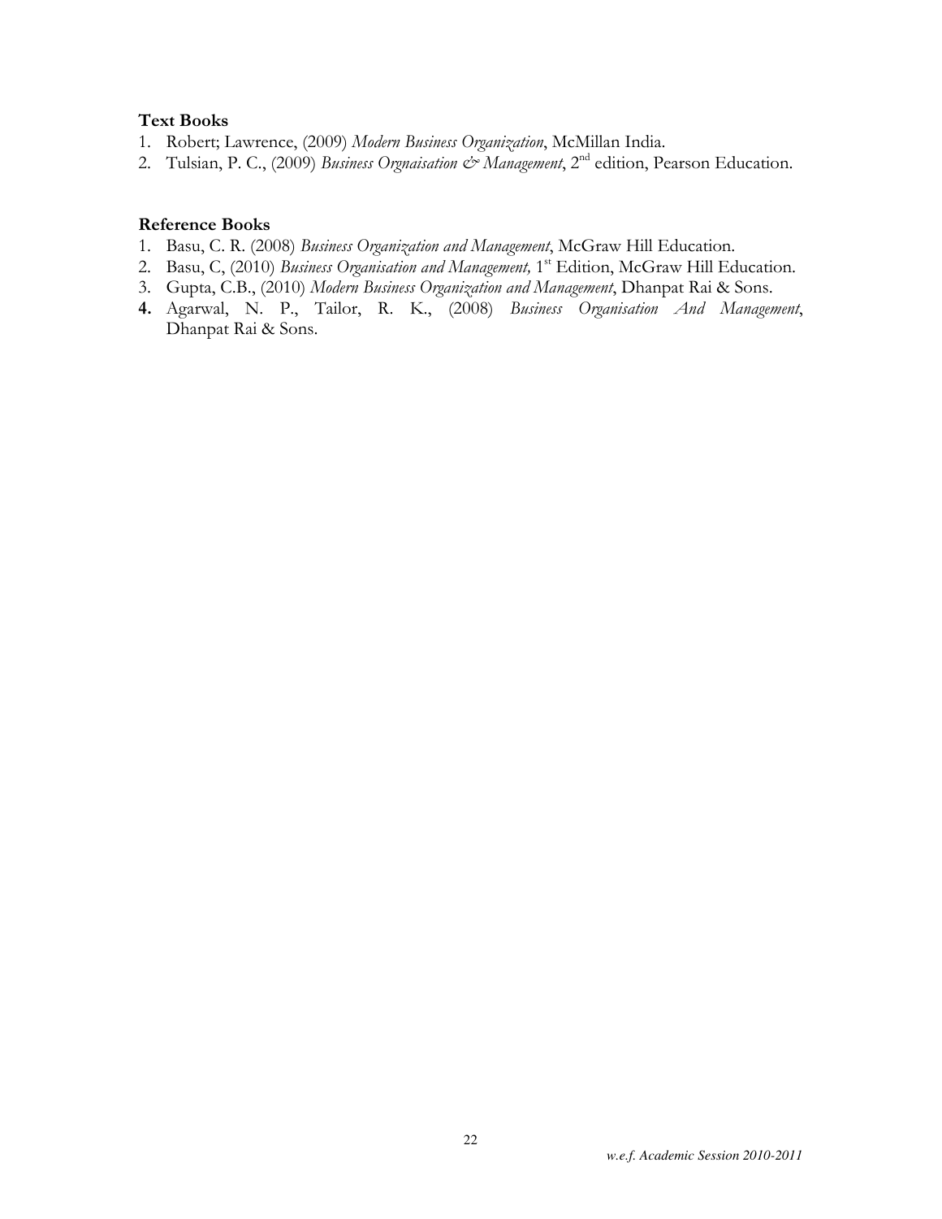**Text Books**

1. Robert; Lawrence, (2009) *Modern Business Organization*, McMillan India.
2. Tulsian, P. C., (2009) *Business Orgnaisation & Management*, 2nd edition, Pearson Education.

**Reference Books**

1. Basu, C. R. (2008) *Business Organization and Management*, McGraw Hill Education.
2. Basu, C, (2010) *Business Organisation and Management,* 1st Edition, McGraw Hill Education.
3. Gupta, C.B., (2010) *Modern Business Organization and Management*, Dhanpat Rai & Sons.
4. Agarwal, N. P., Tailor, R. K., (2008) *Business Organisation And Management*, Dhanpat Rai & Sons.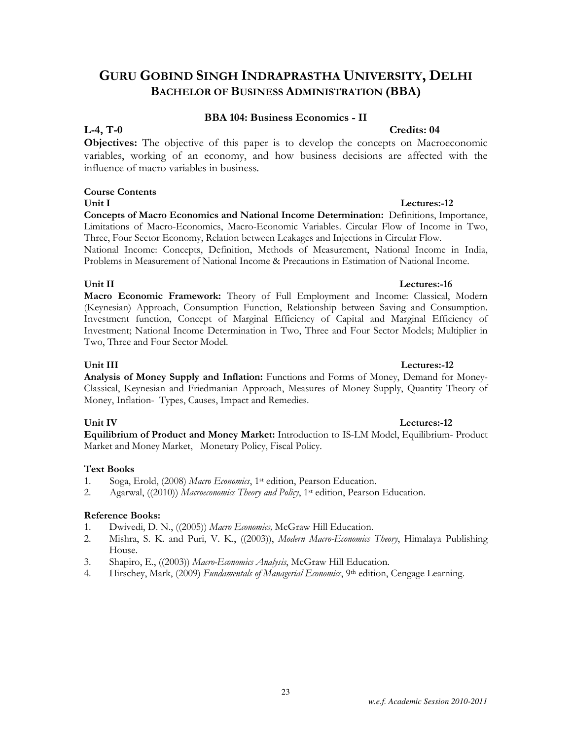# GURU GOBIND SINGH INDRAPRASTHA UNIVERSITY, DELHI
## BACHELOR OF BUSINESS ADMINISTRATION (BBA)

### BBA 104: Business Economics - II

**L-4, T-0** **Credits: 04**

**Objectives:** The objective of this paper is to develop the concepts on Macroeconomic variables, working of an economy, and how business decisions are affected with the influence of macro variables in business.

**Course Contents**

**Unit I** **Lectures:-12**

**Concepts of Macro Economics and National Income Determination:** Definitions, Importance, Limitations of Macro-Economics, Macro-Economic Variables. Circular Flow of Income in Two, Three, Four Sector Economy, Relation between Leakages and Injections in Circular Flow.
National Income: Concepts, Definition, Methods of Measurement, National Income in India, Problems in Measurement of National Income & Precautions in Estimation of National Income.

**Unit II** **Lectures:-16**

**Macro Economic Framework:** Theory of Full Employment and Income: Classical, Modern (Keynesian) Approach, Consumption Function, Relationship between Saving and Consumption. Investment function, Concept of Marginal Efficiency of Capital and Marginal Efficiency of Investment; National Income Determination in Two, Three and Four Sector Models; Multiplier in Two, Three and Four Sector Model.

**Unit III** **Lectures:-12**

**Analysis of Money Supply and Inflation:** Functions and Forms of Money, Demand for Money- Classical, Keynesian and Friedmanian Approach, Measures of Money Supply, Quantity Theory of Money, Inflation- Types, Causes, Impact and Remedies.

**Unit IV** **Lectures:-12**

**Equilibrium of Product and Money Market:** Introduction to IS-LM Model, Equilibrium- Product Market and Money Market, Monetary Policy, Fiscal Policy.

**Text Books**

1. Soga, Erold, (2008) *Macro Economics*, 1st edition, Pearson Education.
2. Agarwal, ((2010)) *Macroeconomics Theory and Policy*, 1st edition, Pearson Education.

**Reference Books:**

1. Dwivedi, D. N., ((2005)) *Macro Economics,* McGraw Hill Education.
2. Mishra, S. K. and Puri, V. K., ((2003)), *Modern Macro-Economics Theory*, Himalaya Publishing House.
3. Shapiro, E., ((2003)) *Macro-Economics Analysis*, McGraw Hill Education.
4. Hirschey, Mark, (2009) *Fundamentals of Managerial Economics*, 9th edition, Cengage Learning.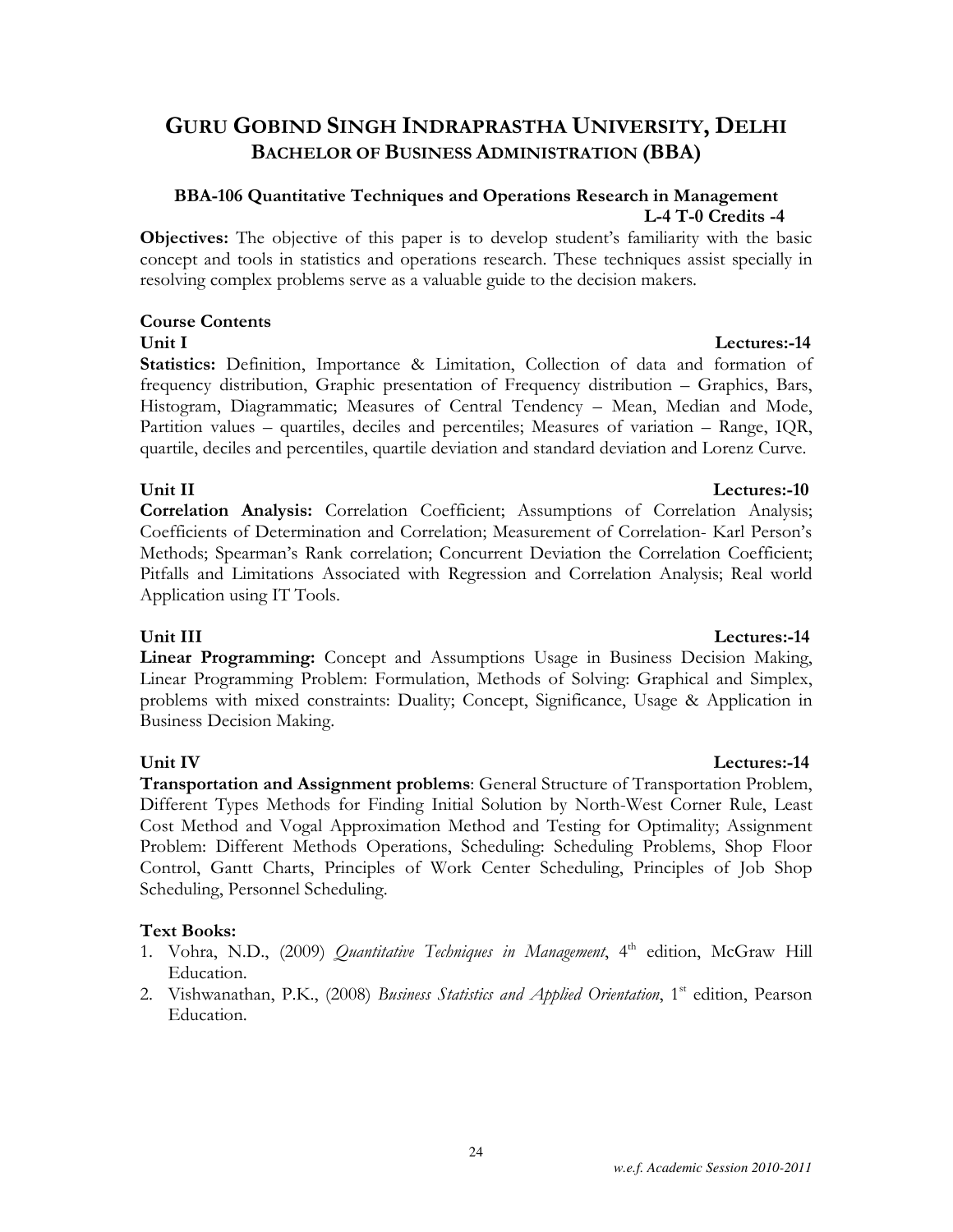# GURU GOBIND SINGH INDRAPRASTHA UNIVERSITY, DELHI
## BACHELOR OF BUSINESS ADMINISTRATION (BBA)

### BBA-106 Quantitative Techniques and Operations Research in Management

**L-4 T-0 Credits -4**

**Objectives:** The objective of this paper is to develop student's familiarity with the basic concept and tools in statistics and operations research. These techniques assist specially in resolving complex problems serve as a valuable guide to the decision makers.

**Course Contents**

**Unit I** **Lectures:-14**

**Statistics:** Definition, Importance & Limitation, Collection of data and formation of frequency distribution, Graphic presentation of Frequency distribution – Graphics, Bars, Histogram, Diagrammatic; Measures of Central Tendency – Mean, Median and Mode, Partition values – quartiles, deciles and percentiles; Measures of variation – Range, IQR, quartile, deciles and percentiles, quartile deviation and standard deviation and Lorenz Curve.

**Unit II** **Lectures:-10**

**Correlation Analysis:** Correlation Coefficient; Assumptions of Correlation Analysis; Coefficients of Determination and Correlation; Measurement of Correlation- Karl Person's Methods; Spearman's Rank correlation; Concurrent Deviation the Correlation Coefficient; Pitfalls and Limitations Associated with Regression and Correlation Analysis; Real world Application using IT Tools.

**Unit III** **Lectures:-14**

**Linear Programming:** Concept and Assumptions Usage in Business Decision Making, Linear Programming Problem: Formulation, Methods of Solving: Graphical and Simplex, problems with mixed constraints: Duality; Concept, Significance, Usage & Application in Business Decision Making.

**Unit IV** **Lectures:-14**

**Transportation and Assignment problems**: General Structure of Transportation Problem, Different Types Methods for Finding Initial Solution by North-West Corner Rule, Least Cost Method and Vogal Approximation Method and Testing for Optimality; Assignment Problem: Different Methods Operations, Scheduling: Scheduling Problems, Shop Floor Control, Gantt Charts, Principles of Work Center Scheduling, Principles of Job Shop Scheduling, Personnel Scheduling.

**Text Books:**

1. Vohra, N.D., (2009) *Quantitative Techniques in Management*, 4th edition, McGraw Hill Education.
2. Vishwanathan, P.K., (2008) *Business Statistics and Applied Orientation*, 1st edition, Pearson Education.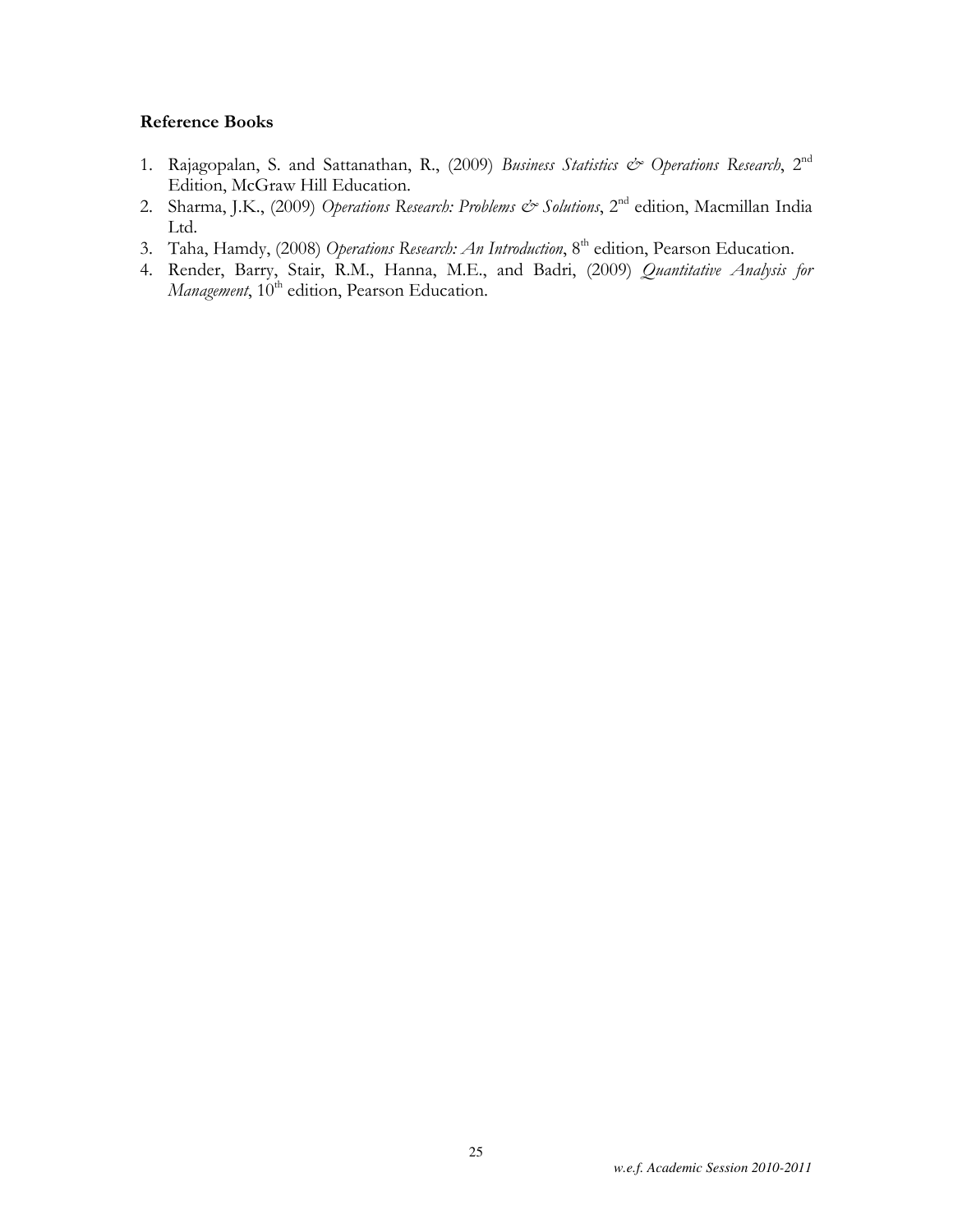**Reference Books**

1. Rajagopalan, S. and Sattanathan, R., (2009) *Business Statistics & Operations Research*, 2nd Edition, McGraw Hill Education.
2. Sharma, J.K., (2009) *Operations Research: Problems & Solutions*, 2nd edition, Macmillan India Ltd.
3. Taha, Hamdy, (2008) *Operations Research: An Introduction*, 8th edition, Pearson Education.
4. Render, Barry, Stair, R.M., Hanna, M.E., and Badri, (2009) *Quantitative Analysis for Management*, 10th edition, Pearson Education.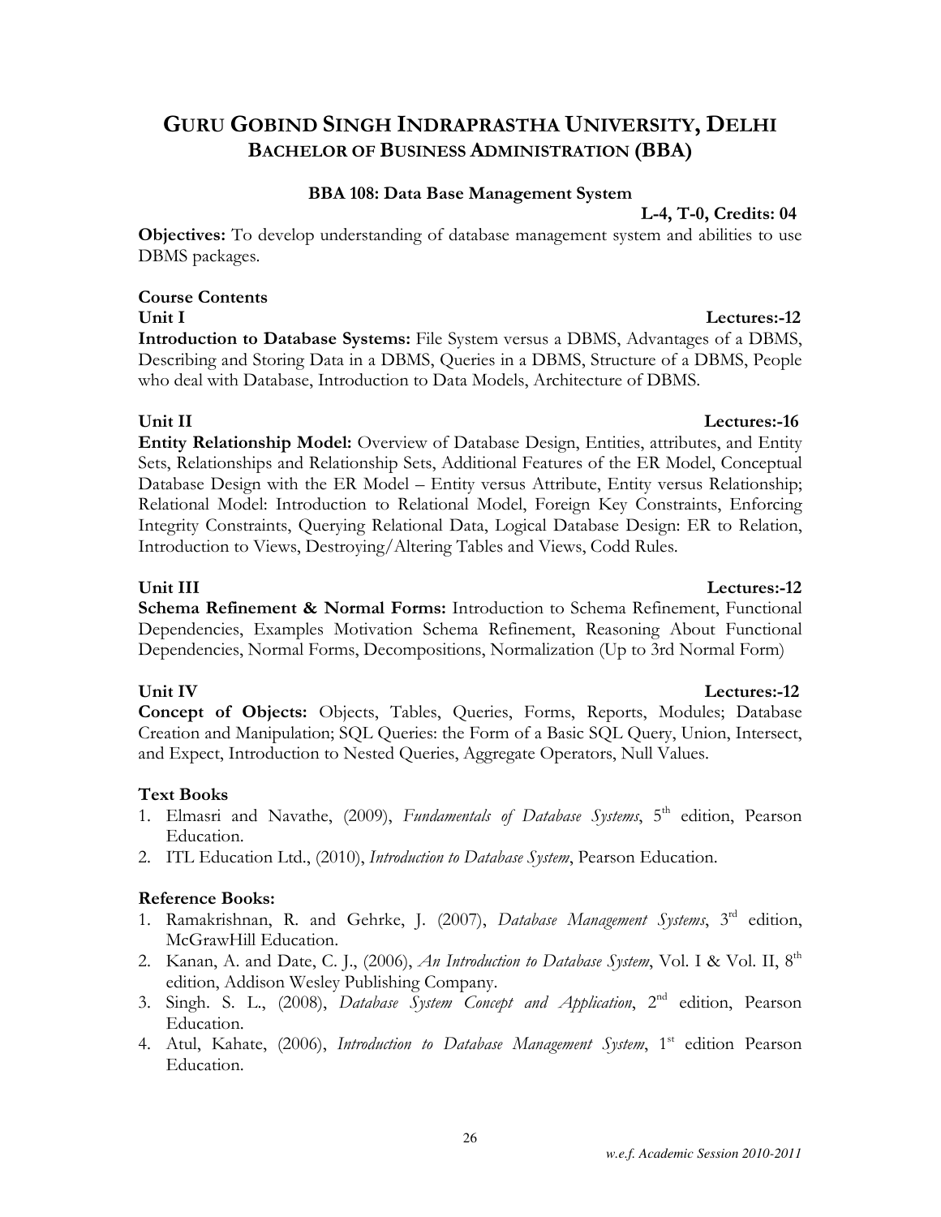# GURU GOBIND SINGH INDRAPRASTHA UNIVERSITY, DELHI
## BACHELOR OF BUSINESS ADMINISTRATION (BBA)

### BBA 108: Data Base Management System

**L-4, T-0, Credits: 04**

**Objectives:** To develop understanding of database management system and abilities to use DBMS packages.

**Course Contents**

**Unit I** **Lectures:-12**

**Introduction to Database Systems:** File System versus a DBMS, Advantages of a DBMS, Describing and Storing Data in a DBMS, Queries in a DBMS, Structure of a DBMS, People who deal with Database, Introduction to Data Models, Architecture of DBMS.

**Unit II** **Lectures:-16**

**Entity Relationship Model:** Overview of Database Design, Entities, attributes, and Entity Sets, Relationships and Relationship Sets, Additional Features of the ER Model, Conceptual Database Design with the ER Model – Entity versus Attribute, Entity versus Relationship; Relational Model: Introduction to Relational Model, Foreign Key Constraints, Enforcing Integrity Constraints, Querying Relational Data, Logical Database Design: ER to Relation, Introduction to Views, Destroying/Altering Tables and Views, Codd Rules.

**Unit III** **Lectures:-12**

**Schema Refinement & Normal Forms:** Introduction to Schema Refinement, Functional Dependencies, Examples Motivation Schema Refinement, Reasoning About Functional Dependencies, Normal Forms, Decompositions, Normalization (Up to 3rd Normal Form)

**Unit IV** **Lectures:-12**

**Concept of Objects:** Objects, Tables, Queries, Forms, Reports, Modules; Database Creation and Manipulation; SQL Queries: the Form of a Basic SQL Query, Union, Intersect, and Expect, Introduction to Nested Queries, Aggregate Operators, Null Values.

**Text Books**

1. Elmasri and Navathe, (2009), *Fundamentals of Database Systems*, 5th edition, Pearson Education.
2. ITL Education Ltd., (2010), *Introduction to Database System*, Pearson Education.

**Reference Books:**

1. Ramakrishnan, R. and Gehrke, J. (2007), *Database Management Systems*, 3rd edition, McGrawHill Education.
2. Kanan, A. and Date, C. J., (2006), *An Introduction to Database System*, Vol. I & Vol. II, 8th edition, Addison Wesley Publishing Company.
3. Singh. S. L., (2008), *Database System Concept and Application*, 2nd edition, Pearson Education.
4. Atul, Kahate, (2006), *Introduction to Database Management System*, 1st edition Pearson Education.

*w.e.f. Academic Session 2010-2011*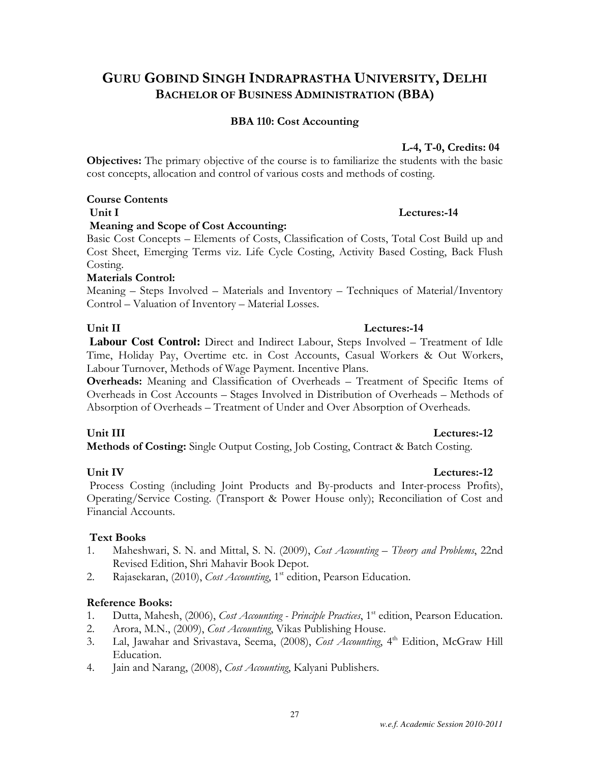# GURU GOBIND SINGH INDRAPRASTHA UNIVERSITY, DELHI

## BACHELOR OF BUSINESS ADMINISTRATION (BBA)

### BBA 110: Cost Accounting

**L-4, T-0, Credits: 04**

**Objectives:** The primary objective of the course is to familiarize the students with the basic cost concepts, allocation and control of various costs and methods of costing.

**Course Contents**

**Unit I** **Lectures:-14**

**Meaning and Scope of Cost Accounting:**

Basic Cost Concepts – Elements of Costs, Classification of Costs, Total Cost Build up and Cost Sheet, Emerging Terms viz. Life Cycle Costing, Activity Based Costing, Back Flush Costing.

**Materials Control:**

Meaning – Steps Involved – Materials and Inventory – Techniques of Material/Inventory Control – Valuation of Inventory – Material Losses.

**Unit II** **Lectures:-14**

**Labour Cost Control:** Direct and Indirect Labour, Steps Involved – Treatment of Idle Time, Holiday Pay, Overtime etc. in Cost Accounts, Casual Workers & Out Workers, Labour Turnover, Methods of Wage Payment. Incentive Plans.

**Overheads:** Meaning and Classification of Overheads – Treatment of Specific Items of Overheads in Cost Accounts – Stages Involved in Distribution of Overheads – Methods of Absorption of Overheads – Treatment of Under and Over Absorption of Overheads.

**Unit III** **Lectures:-12**

**Methods of Costing:** Single Output Costing, Job Costing, Contract & Batch Costing.

**Unit IV** **Lectures:-12**

Process Costing (including Joint Products and By-products and Inter-process Profits), Operating/Service Costing. (Transport & Power House only); Reconciliation of Cost and Financial Accounts.

**Text Books**

1. Maheshwari, S. N. and Mittal, S. N. (2009), *Cost Accounting – Theory and Problems*, 22nd Revised Edition, Shri Mahavir Book Depot.
2. Rajasekaran, (2010), *Cost Accounting*, 1st edition, Pearson Education.

**Reference Books:**

1. Dutta, Mahesh, (2006), *Cost Accounting - Principle Practices*, 1st edition, Pearson Education.
2. Arora, M.N., (2009), *Cost Accounting*, Vikas Publishing House.
3. Lal, Jawahar and Srivastava, Seema, (2008), *Cost Accounting*, 4th Edition, McGraw Hill Education.
4. Jain and Narang, (2008), *Cost Accounting*, Kalyani Publishers.

*w.e.f. Academic Session 2010-2011*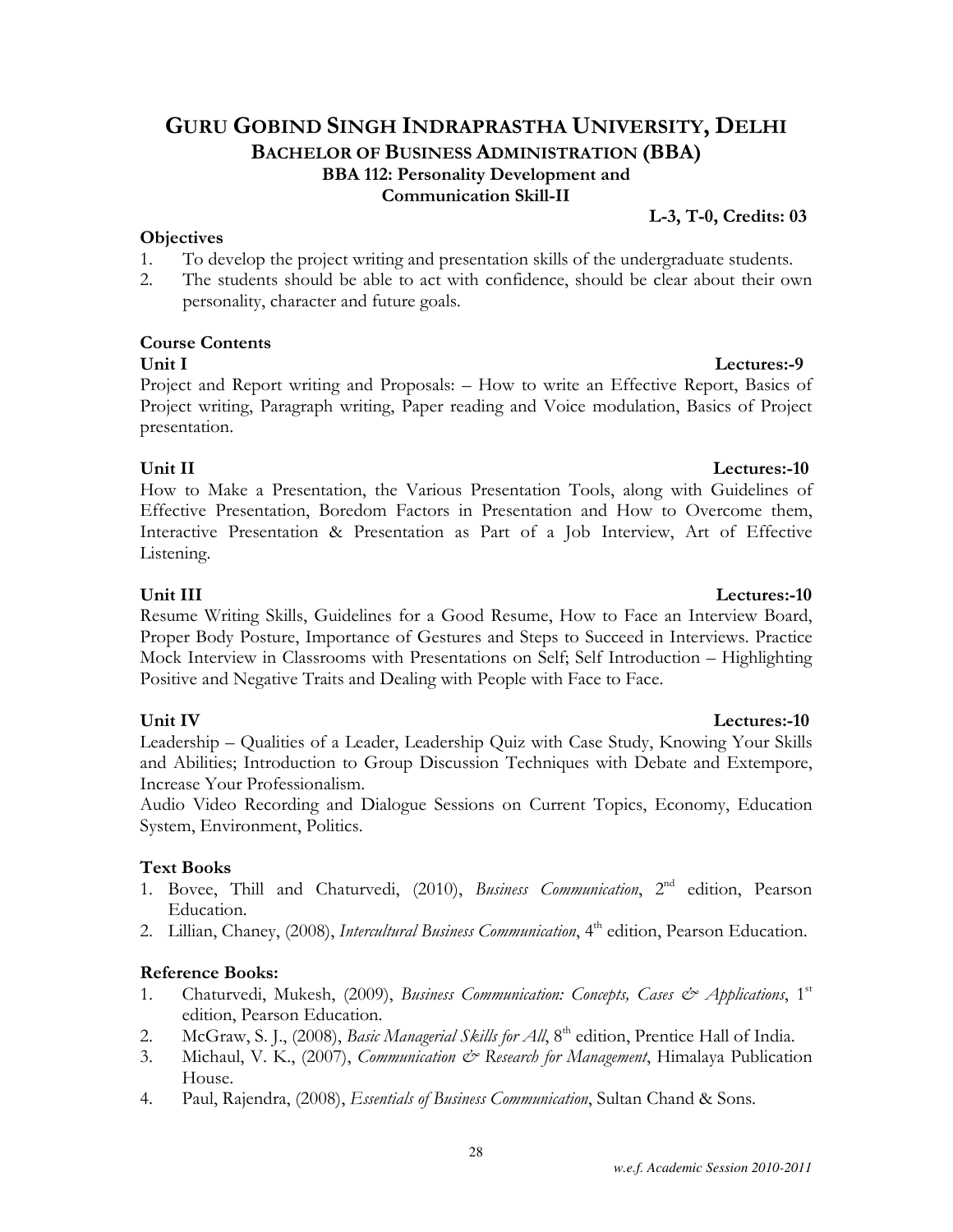# GURU GOBIND SINGH INDRAPRASTHA UNIVERSITY, DELHI

## BACHELOR OF BUSINESS ADMINISTRATION (BBA)

### BBA 112: Personality Development and Communication Skill-II

**L-3, T-0, Credits: 03**

**Objectives**

1. To develop the project writing and presentation skills of the undergraduate students.
2. The students should be able to act with confidence, should be clear about their own personality, character and future goals.

**Course Contents**

**Unit I** **Lectures:-9**

Project and Report writing and Proposals: – How to write an Effective Report, Basics of Project writing, Paragraph writing, Paper reading and Voice modulation, Basics of Project presentation.

**Unit II** **Lectures:-10**

How to Make a Presentation, the Various Presentation Tools, along with Guidelines of Effective Presentation, Boredom Factors in Presentation and How to Overcome them, Interactive Presentation & Presentation as Part of a Job Interview, Art of Effective Listening.

**Unit III** **Lectures:-10**

Resume Writing Skills, Guidelines for a Good Resume, How to Face an Interview Board, Proper Body Posture, Importance of Gestures and Steps to Succeed in Interviews. Practice Mock Interview in Classrooms with Presentations on Self; Self Introduction – Highlighting Positive and Negative Traits and Dealing with People with Face to Face.

**Unit IV** **Lectures:-10**

Leadership – Qualities of a Leader, Leadership Quiz with Case Study, Knowing Your Skills and Abilities; Introduction to Group Discussion Techniques with Debate and Extempore, Increase Your Professionalism.

Audio Video Recording and Dialogue Sessions on Current Topics, Economy, Education System, Environment, Politics.

**Text Books**

1. Bovee, Thill and Chaturvedi, (2010), *Business Communication*, 2nd edition, Pearson Education.
2. Lillian, Chaney, (2008), *Intercultural Business Communication*, 4th edition, Pearson Education.

**Reference Books:**

1. Chaturvedi, Mukesh, (2009), *Business Communication: Concepts, Cases & Applications*, 1st edition, Pearson Education.
2. McGraw, S. J., (2008), *Basic Managerial Skills for All*, 8th edition, Prentice Hall of India.
3. Michaul, V. K., (2007), *Communication & Research for Management*, Himalaya Publication House.
4. Paul, Rajendra, (2008), *Essentials of Business Communication*, Sultan Chand & Sons.

*w.e.f. Academic Session 2010-2011*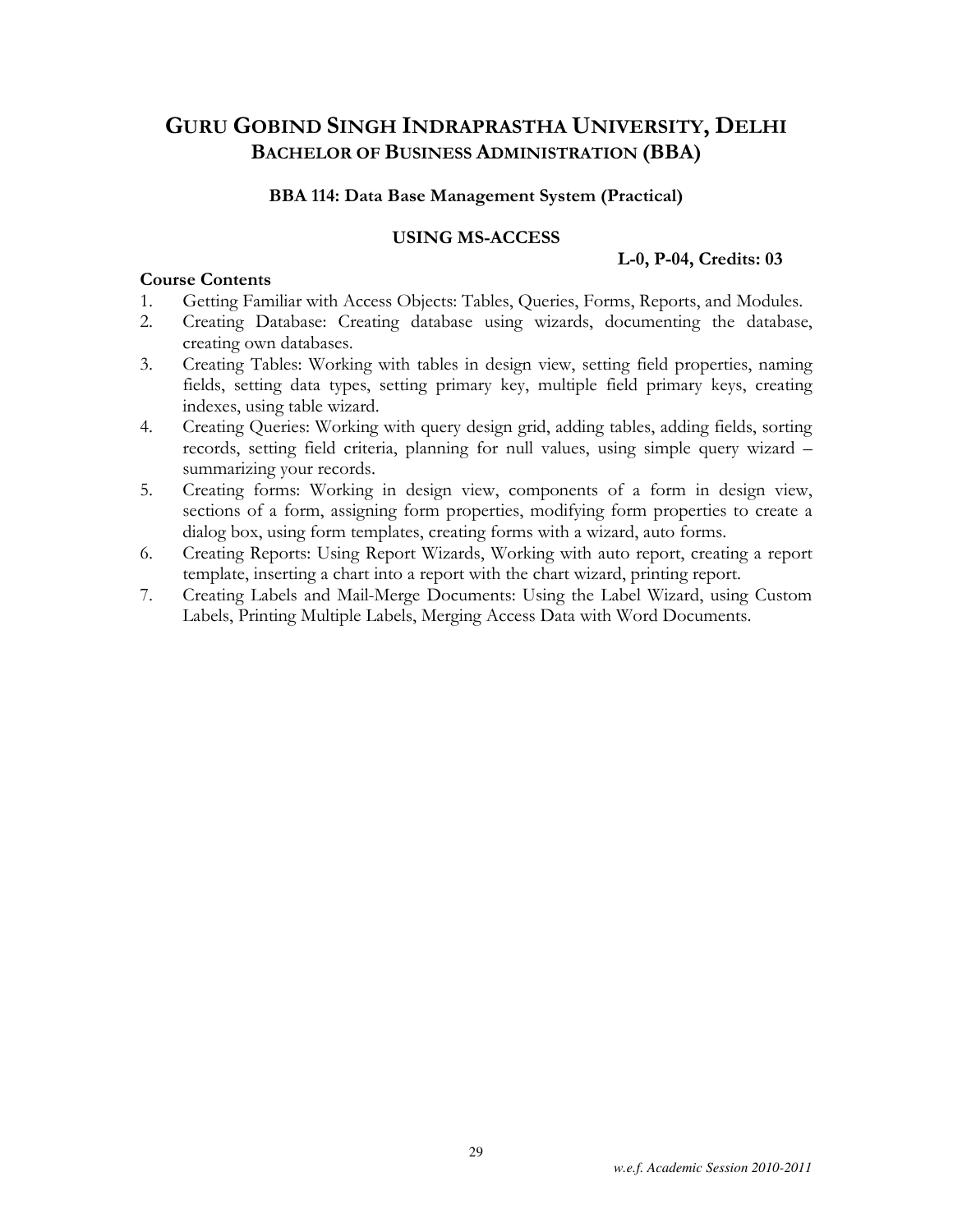# GURU GOBIND SINGH INDRAPRASTHA UNIVERSITY, DELHI

## BACHELOR OF BUSINESS ADMINISTRATION (BBA)

### BBA 114: Data Base Management System (Practical)

**USING MS-ACCESS**

**L-0, P-04, Credits: 03**

**Course Contents**

1. Getting Familiar with Access Objects: Tables, Queries, Forms, Reports, and Modules.
2. Creating Database: Creating database using wizards, documenting the database, creating own databases.
3. Creating Tables: Working with tables in design view, setting field properties, naming fields, setting data types, setting primary key, multiple field primary keys, creating indexes, using table wizard.
4. Creating Queries: Working with query design grid, adding tables, adding fields, sorting records, setting field criteria, planning for null values, using simple query wizard – summarizing your records.
5. Creating forms: Working in design view, components of a form in design view, sections of a form, assigning form properties, modifying form properties to create a dialog box, using form templates, creating forms with a wizard, auto forms.
6. Creating Reports: Using Report Wizards, Working with auto report, creating a report template, inserting a chart into a report with the chart wizard, printing report.
7. Creating Labels and Mail-Merge Documents: Using the Label Wizard, using Custom Labels, Printing Multiple Labels, Merging Access Data with Word Documents.

*w.e.f. Academic Session 2010-2011*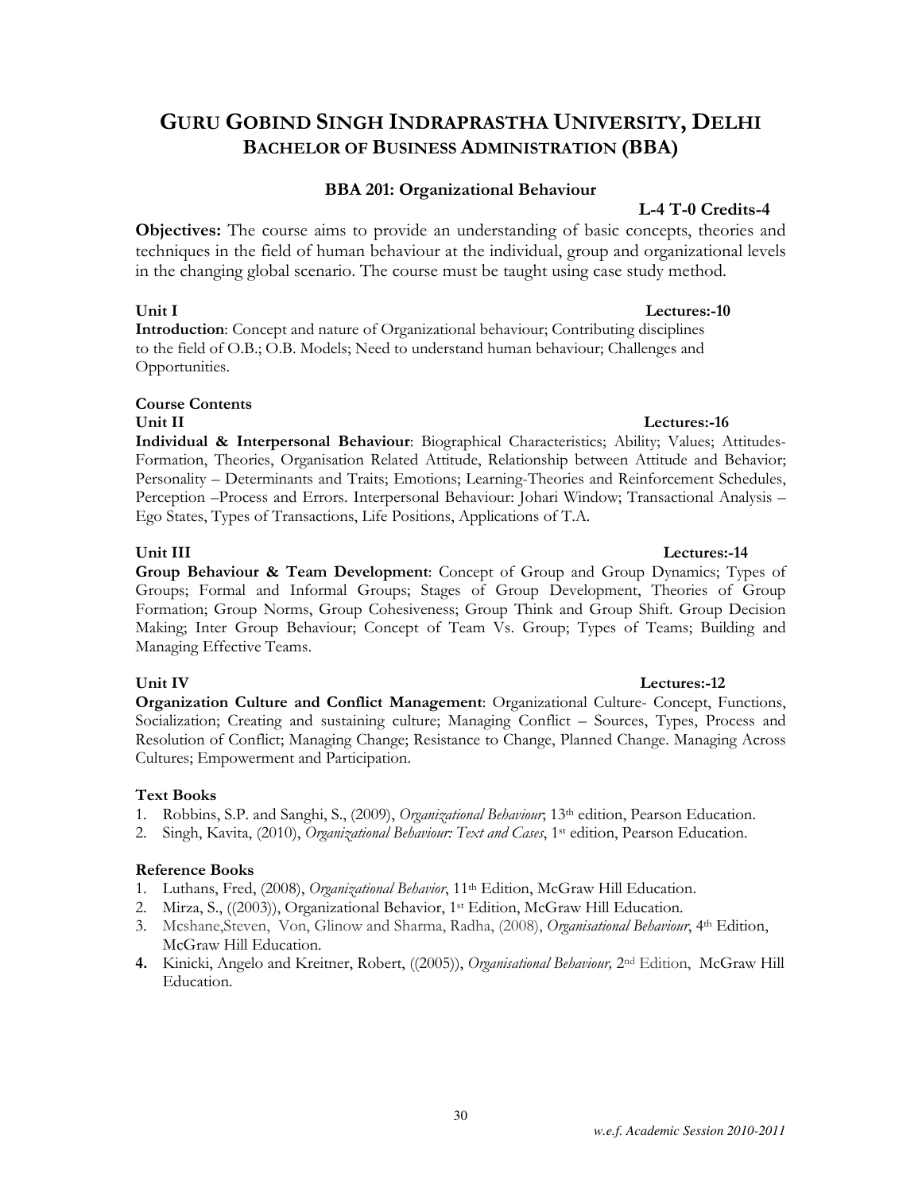# GURU GOBIND SINGH INDRAPRASTHA UNIVERSITY, DELHI

## BACHELOR OF BUSINESS ADMINISTRATION (BBA)

### BBA 201: Organizational Behaviour

**L-4 T-0 Credits-4**

**Objectives:** The course aims to provide an understanding of basic concepts, theories and techniques in the field of human behaviour at the individual, group and organizational levels in the changing global scenario. The course must be taught using case study method.

**Unit I** **Lectures:-10**

**Introduction**: Concept and nature of Organizational behaviour; Contributing disciplines to the field of O.B.; O.B. Models; Need to understand human behaviour; Challenges and Opportunities.

**Course Contents**

**Unit II** **Lectures:-16**

**Individual & Interpersonal Behaviour**: Biographical Characteristics; Ability; Values; Attitudes-Formation, Theories, Organisation Related Attitude, Relationship between Attitude and Behavior; Personality – Determinants and Traits; Emotions; Learning-Theories and Reinforcement Schedules, Perception –Process and Errors. Interpersonal Behaviour: Johari Window; Transactional Analysis – Ego States, Types of Transactions, Life Positions, Applications of T.A.

**Unit III** **Lectures:-14**

**Group Behaviour & Team Development**: Concept of Group and Group Dynamics; Types of Groups; Formal and Informal Groups; Stages of Group Development, Theories of Group Formation; Group Norms, Group Cohesiveness; Group Think and Group Shift. Group Decision Making; Inter Group Behaviour; Concept of Team Vs. Group; Types of Teams; Building and Managing Effective Teams.

**Unit IV** **Lectures:-12**

**Organization Culture and Conflict Management**: Organizational Culture- Concept, Functions, Socialization; Creating and sustaining culture; Managing Conflict – Sources, Types, Process and Resolution of Conflict; Managing Change; Resistance to Change, Planned Change. Managing Across Cultures; Empowerment and Participation.

**Text Books**

1. Robbins, S.P. and Sanghi, S., (2009), *Organizational Behaviour*; 13th edition, Pearson Education.
2. Singh, Kavita, (2010), *Organizational Behaviour: Text and Cases*, 1st edition, Pearson Education.

**Reference Books**

1. Luthans, Fred, (2008), *Organizational Behavior*, 11th Edition, McGraw Hill Education.
2. Mirza, S., ((2003)), Organizational Behavior, 1st Edition, McGraw Hill Education.
3. Mcshane,Steven, Von, Glinow and Sharma, Radha, (2008), *Organisational Behaviour*, 4th Edition, McGraw Hill Education.
4. Kinicki, Angelo and Kreitner, Robert, ((2005)), *Organisational Behaviour,* 2nd Edition, McGraw Hill Education.

*w.e.f. Academic Session 2010-2011*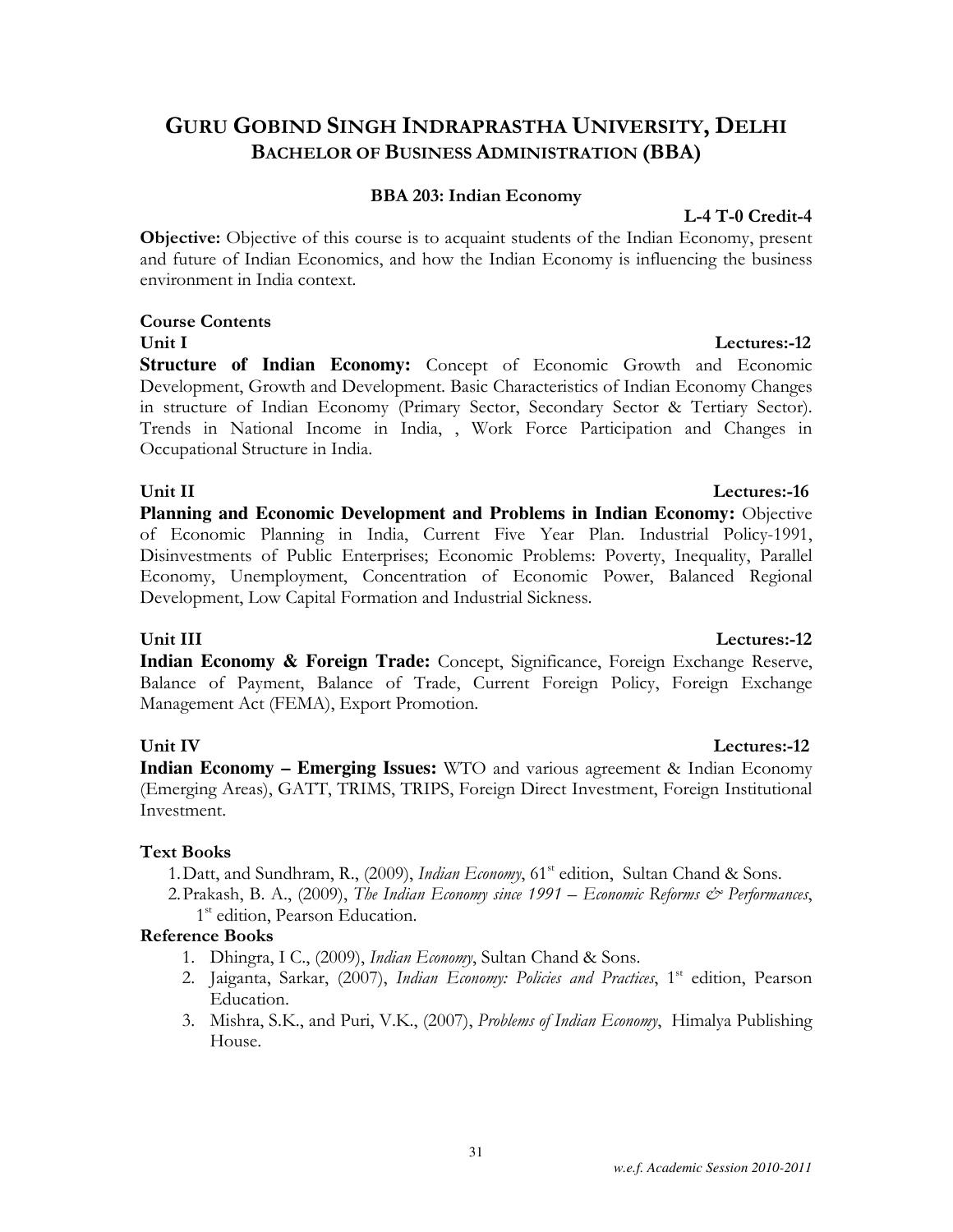# GURU GOBIND SINGH INDRAPRASTHA UNIVERSITY, DELHI
## BACHELOR OF BUSINESS ADMINISTRATION (BBA)

**BBA 203: Indian Economy**

**L-4 T-0 Credit-4**

**Objective:** Objective of this course is to acquaint students of the Indian Economy, present and future of Indian Economics, and how the Indian Economy is influencing the business environment in India context.

**Course Contents**

**Unit I** **Lectures:-12**

**Structure of Indian Economy:** Concept of Economic Growth and Economic Development, Growth and Development. Basic Characteristics of Indian Economy Changes in structure of Indian Economy (Primary Sector, Secondary Sector & Tertiary Sector). Trends in National Income in India, , Work Force Participation and Changes in Occupational Structure in India.

**Unit II** **Lectures:-16**

**Planning and Economic Development and Problems in Indian Economy:** Objective of Economic Planning in India, Current Five Year Plan. Industrial Policy-1991, Disinvestments of Public Enterprises; Economic Problems: Poverty, Inequality, Parallel Economy, Unemployment, Concentration of Economic Power, Balanced Regional Development, Low Capital Formation and Industrial Sickness.

**Unit III** **Lectures:-12**

**Indian Economy & Foreign Trade:** Concept, Significance, Foreign Exchange Reserve, Balance of Payment, Balance of Trade, Current Foreign Policy, Foreign Exchange Management Act (FEMA), Export Promotion.

**Unit IV** **Lectures:-12**

**Indian Economy – Emerging Issues:** WTO and various agreement & Indian Economy (Emerging Areas), GATT, TRIMS, TRIPS, Foreign Direct Investment, Foreign Institutional Investment.

**Text Books**

1. Datt, and Sundhram, R., (2009), *Indian Economy*, 61st edition, Sultan Chand & Sons.
2. Prakash, B. A., (2009), *The Indian Economy since 1991 – Economic Reforms & Performances*, 1st edition, Pearson Education.

**Reference Books**

1. Dhingra, I C., (2009), *Indian Economy*, Sultan Chand & Sons.
2. Jaiganta, Sarkar, (2007), *Indian Economy: Policies and Practices*, 1st edition, Pearson Education.
3. Mishra, S.K., and Puri, V.K., (2007), *Problems of Indian Economy*, Himalya Publishing House.

*w.e.f. Academic Session 2010-2011*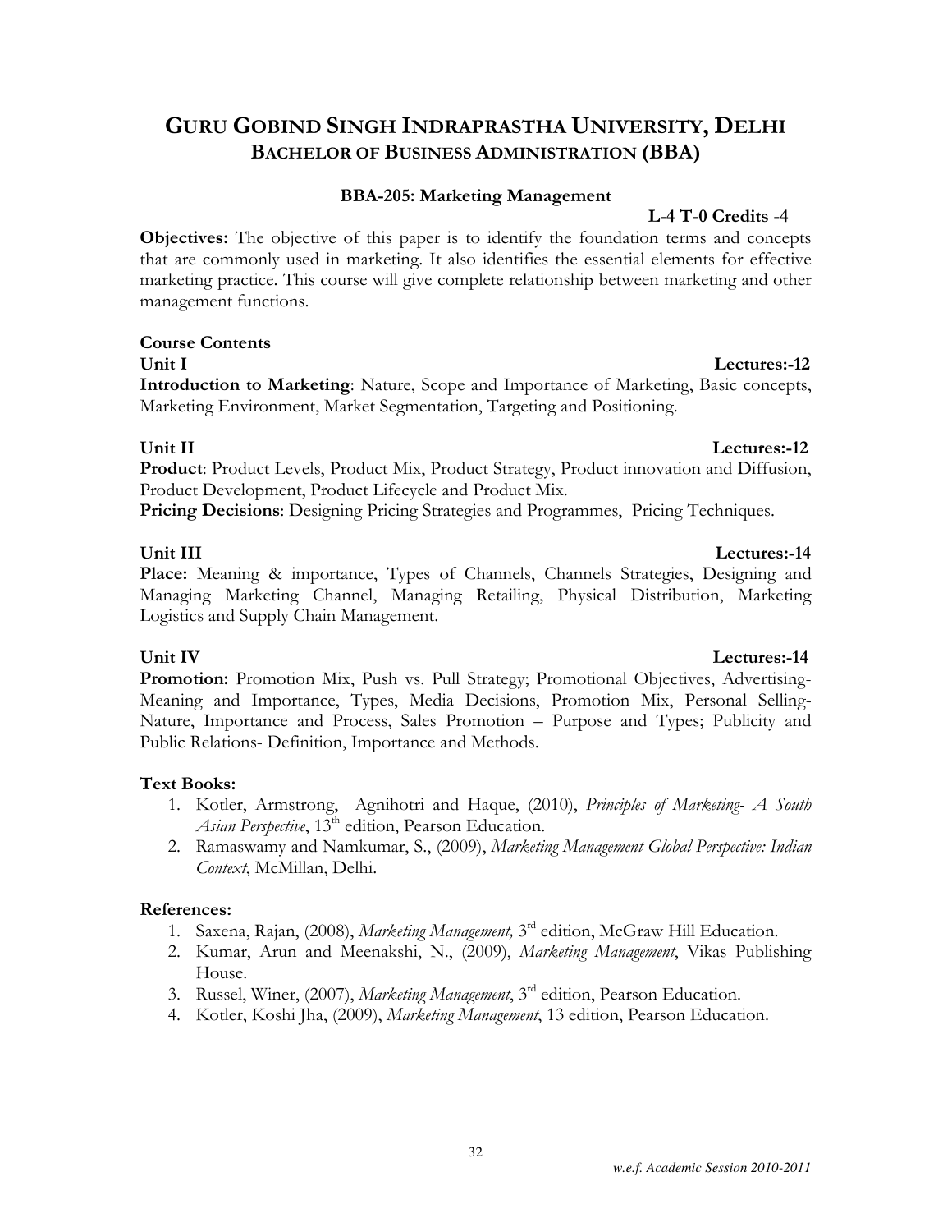# GURU GOBIND SINGH INDRAPRASTHA UNIVERSITY, DELHI

## BACHELOR OF BUSINESS ADMINISTRATION (BBA)

### BBA-205: Marketing Management

**L-4 T-0 Credits -4**

**Objectives:** The objective of this paper is to identify the foundation terms and concepts that are commonly used in marketing. It also identifies the essential elements for effective marketing practice. This course will give complete relationship between marketing and other management functions.

**Course Contents**

**Unit I** **Lectures:-12**

**Introduction to Marketing**: Nature, Scope and Importance of Marketing, Basic concepts, Marketing Environment, Market Segmentation, Targeting and Positioning.

**Unit II** **Lectures:-12**

**Product**: Product Levels, Product Mix, Product Strategy, Product innovation and Diffusion, Product Development, Product Lifecycle and Product Mix.

**Pricing Decisions**: Designing Pricing Strategies and Programmes, Pricing Techniques.

**Unit III** **Lectures:-14**

**Place:** Meaning & importance, Types of Channels, Channels Strategies, Designing and Managing Marketing Channel, Managing Retailing, Physical Distribution, Marketing Logistics and Supply Chain Management.

**Unit IV** **Lectures:-14**

**Promotion:** Promotion Mix, Push vs. Pull Strategy; Promotional Objectives, Advertising-Meaning and Importance, Types, Media Decisions, Promotion Mix, Personal Selling-Nature, Importance and Process, Sales Promotion – Purpose and Types; Publicity and Public Relations- Definition, Importance and Methods.

**Text Books:**

1. Kotler, Armstrong, Agnihotri and Haque, (2010), *Principles of Marketing- A South Asian Perspective*, 13th edition, Pearson Education.
2. Ramaswamy and Namkumar, S., (2009), *Marketing Management Global Perspective: Indian Context*, McMillan, Delhi.

**References:**

1. Saxena, Rajan, (2008), *Marketing Management,* 3rd edition, McGraw Hill Education.
2. Kumar, Arun and Meenakshi, N., (2009), *Marketing Management*, Vikas Publishing House.
3. Russel, Winer, (2007), *Marketing Management*, 3rd edition, Pearson Education.
4. Kotler, Koshi Jha, (2009), *Marketing Management*, 13 edition, Pearson Education.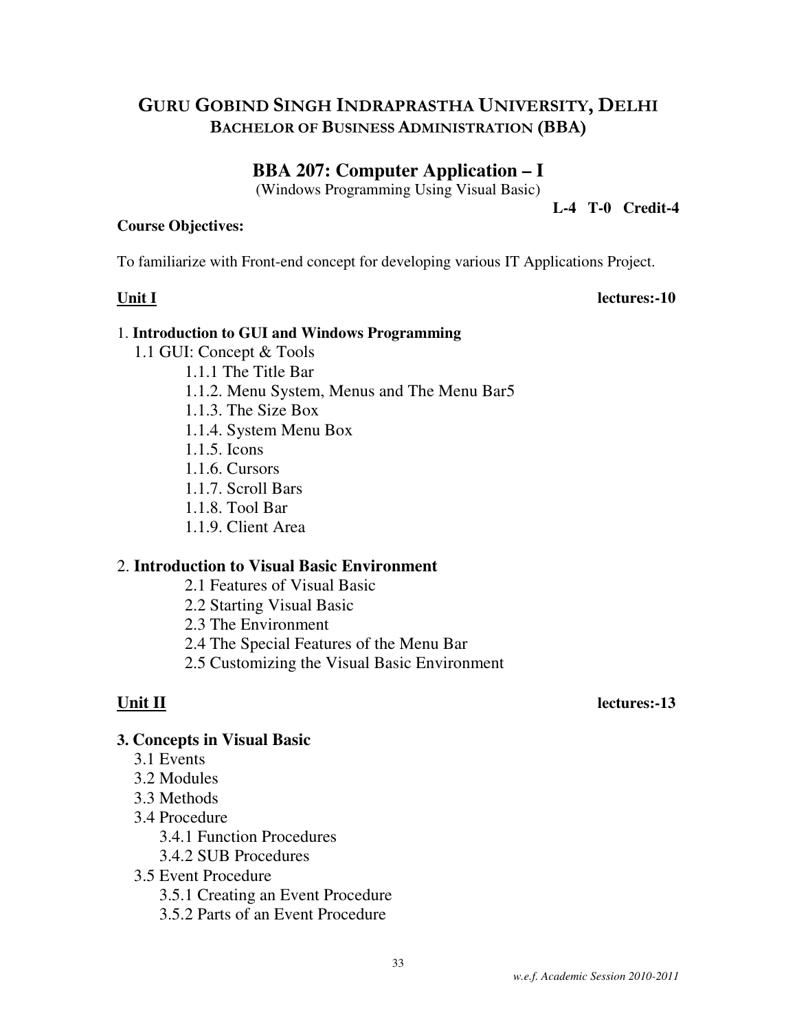# GURU GOBIND SINGH INDRAPRASTHA UNIVERSITY, DELHI
## BACHELOR OF BUSINESS ADMINISTRATION (BBA)

## BBA 207: Computer Application – I

(Windows Programming Using Visual Basic)

**L-4 T-0 Credit-4**

**Course Objectives:**

To familiarize with Front-end concept for developing various IT Applications Project.

**Unit I** **lectures:-10**

1. **Introduction to GUI and Windows Programming**
   - 1.1 GUI: Concept & Tools
     - 1.1.1 The Title Bar
     - 1.1.2. Menu System, Menus and The Menu Bar5
     - 1.1.3. The Size Box
     - 1.1.4. System Menu Box
     - 1.1.5. Icons
     - 1.1.6. Cursors
     - 1.1.7. Scroll Bars
     - 1.1.8. Tool Bar
     - 1.1.9. Client Area

2. **Introduction to Visual Basic Environment**
   - 2.1 Features of Visual Basic
   - 2.2 Starting Visual Basic
   - 2.3 The Environment
   - 2.4 The Special Features of the Menu Bar
   - 2.5 Customizing the Visual Basic Environment

**Unit II** **lectures:-13**

**3. Concepts in Visual Basic**
- 3.1 Events
- 3.2 Modules
- 3.3 Methods
- 3.4 Procedure
  - 3.4.1 Function Procedures
  - 3.4.2 SUB Procedures
- 3.5 Event Procedure
  - 3.5.1 Creating an Event Procedure
  - 3.5.2 Parts of an Event Procedure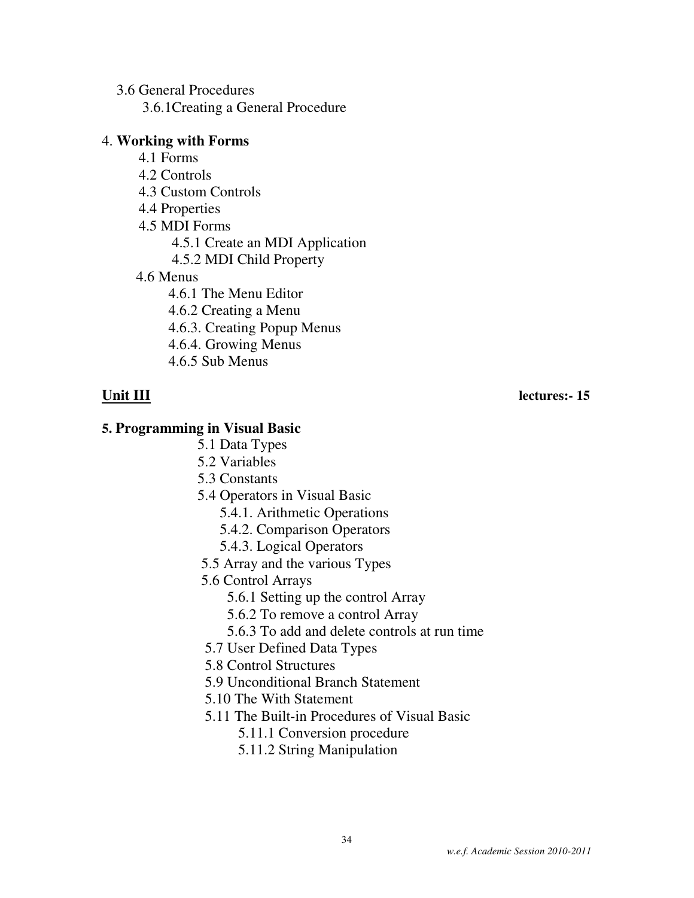3.6 General Procedures

- 3.6.1Creating a General Procedure

4. **Working with Forms**

- 4.1 Forms
- 4.2 Controls
- 4.3 Custom Controls
- 4.4 Properties
- 4.5 MDI Forms
  - 4.5.1 Create an MDI Application
  - 4.5.2 MDI Child Property
- 4.6 Menus
  - 4.6.1 The Menu Editor
  - 4.6.2 Creating a Menu
  - 4.6.3. Creating Popup Menus
  - 4.6.4. Growing Menus
  - 4.6.5 Sub Menus

**<u>Unit III</u>** **lectures:- 15**

**5. Programming in Visual Basic**

- 5.1 Data Types
- 5.2 Variables
- 5.3 Constants
- 5.4 Operators in Visual Basic
  - 5.4.1. Arithmetic Operations
  - 5.4.2. Comparison Operators
  - 5.4.3. Logical Operators
- 5.5 Array and the various Types
- 5.6 Control Arrays
  - 5.6.1 Setting up the control Array
  - 5.6.2 To remove a control Array
  - 5.6.3 To add and delete controls at run time
- 5.7 User Defined Data Types
- 5.8 Control Structures
- 5.9 Unconditional Branch Statement
- 5.10 The With Statement
- 5.11 The Built-in Procedures of Visual Basic
  - 5.11.1 Conversion procedure
  - 5.11.2 String Manipulation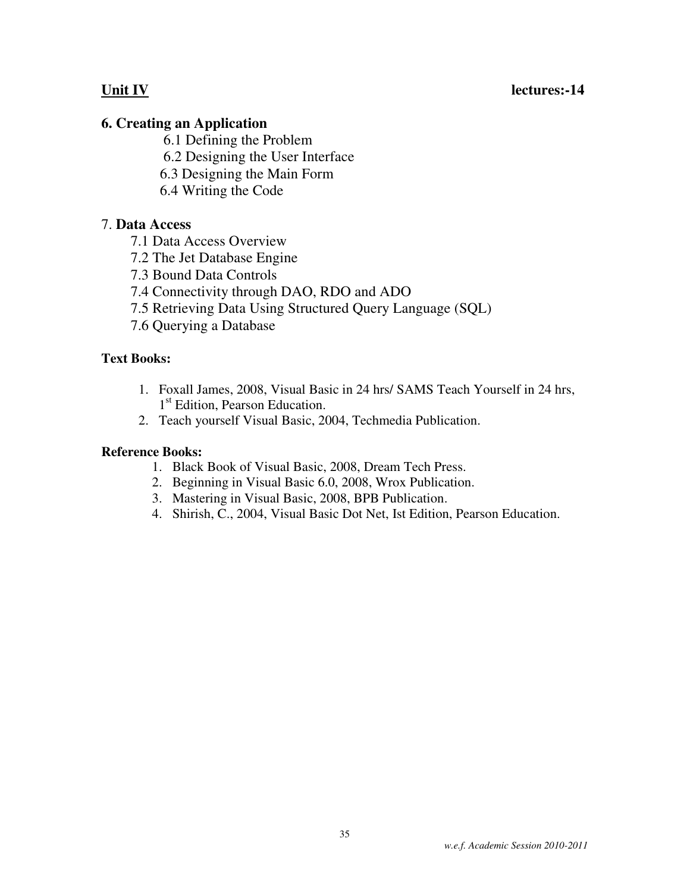**Unit IV** **lectures:-14**

**6. Creating an Application**

6.1 Defining the Problem
6.2 Designing the User Interface
6.3 Designing the Main Form
6.4 Writing the Code

7. **Data Access**

7.1 Data Access Overview
7.2 The Jet Database Engine
7.3 Bound Data Controls
7.4 Connectivity through DAO, RDO and ADO
7.5 Retrieving Data Using Structured Query Language (SQL)
7.6 Querying a Database

**Text Books:**

1. Foxall James, 2008, Visual Basic in 24 hrs/ SAMS Teach Yourself in 24 hrs, 1st Edition, Pearson Education.
2. Teach yourself Visual Basic, 2004, Techmedia Publication.

**Reference Books:**

1. Black Book of Visual Basic, 2008, Dream Tech Press.
2. Beginning in Visual Basic 6.0, 2008, Wrox Publication.
3. Mastering in Visual Basic, 2008, BPB Publication.
4. Shirish, C., 2004, Visual Basic Dot Net, Ist Edition, Pearson Education.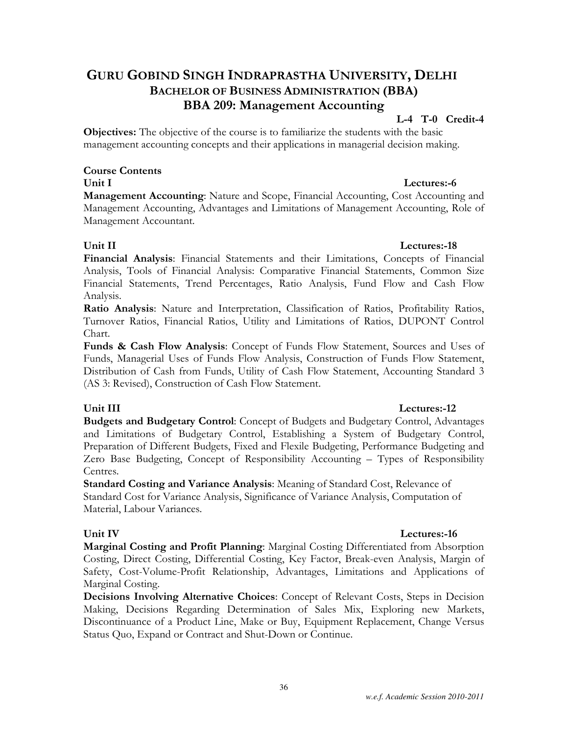# GURU GOBIND SINGH INDRAPRASTHA UNIVERSITY, DELHI
## BACHELOR OF BUSINESS ADMINISTRATION (BBA)
## BBA 209: Management Accounting

**L-4 T-0 Credit-4**

**Objectives:** The objective of the course is to familiarize the students with the basic management accounting concepts and their applications in managerial decision making.

**Course Contents**

**Unit I** **Lectures:-6**

**Management Accounting**: Nature and Scope, Financial Accounting, Cost Accounting and Management Accounting, Advantages and Limitations of Management Accounting, Role of Management Accountant.

**Unit II** **Lectures:-18**

**Financial Analysis**: Financial Statements and their Limitations, Concepts of Financial Analysis, Tools of Financial Analysis: Comparative Financial Statements, Common Size Financial Statements, Trend Percentages, Ratio Analysis, Fund Flow and Cash Flow Analysis.

**Ratio Analysis**: Nature and Interpretation, Classification of Ratios, Profitability Ratios, Turnover Ratios, Financial Ratios, Utility and Limitations of Ratios, DUPONT Control Chart.

**Funds & Cash Flow Analysis**: Concept of Funds Flow Statement, Sources and Uses of Funds, Managerial Uses of Funds Flow Analysis, Construction of Funds Flow Statement, Distribution of Cash from Funds, Utility of Cash Flow Statement, Accounting Standard 3 (AS 3: Revised), Construction of Cash Flow Statement.

**Unit III** **Lectures:-12**

**Budgets and Budgetary Control**: Concept of Budgets and Budgetary Control, Advantages and Limitations of Budgetary Control, Establishing a System of Budgetary Control, Preparation of Different Budgets, Fixed and Flexile Budgeting, Performance Budgeting and Zero Base Budgeting, Concept of Responsibility Accounting – Types of Responsibility Centres.

**Standard Costing and Variance Analysis**: Meaning of Standard Cost, Relevance of Standard Cost for Variance Analysis, Significance of Variance Analysis, Computation of Material, Labour Variances.

**Unit IV** **Lectures:-16**

**Marginal Costing and Profit Planning**: Marginal Costing Differentiated from Absorption Costing, Direct Costing, Differential Costing, Key Factor, Break-even Analysis, Margin of Safety, Cost-Volume-Profit Relationship, Advantages, Limitations and Applications of Marginal Costing.

**Decisions Involving Alternative Choices**: Concept of Relevant Costs, Steps in Decision Making, Decisions Regarding Determination of Sales Mix, Exploring new Markets, Discontinuance of a Product Line, Make or Buy, Equipment Replacement, Change Versus Status Quo, Expand or Contract and Shut-Down or Continue.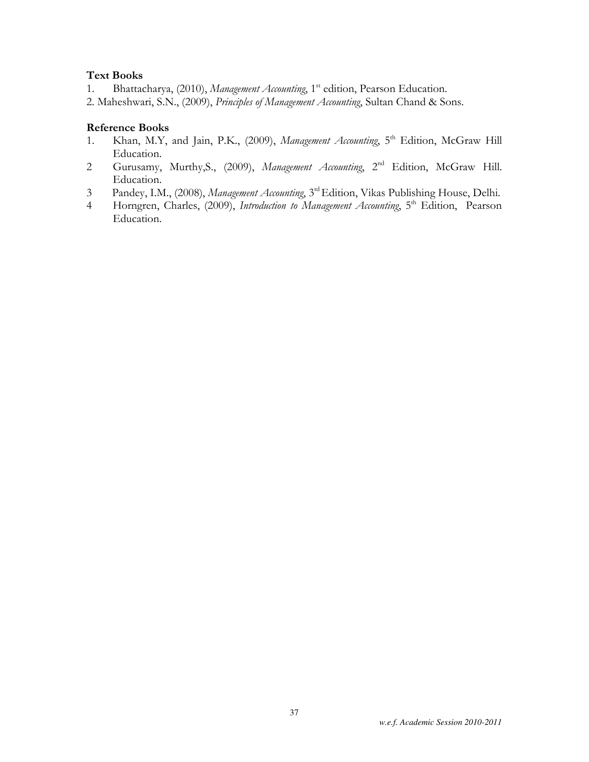**Text Books**

1. Bhattacharya, (2010), *Management Accounting*, 1st edition, Pearson Education.
2. Maheshwari, S.N., (2009), *Principles of Management Accounting*, Sultan Chand & Sons.

**Reference Books**

1. Khan, M.Y, and Jain, P.K., (2009), *Management Accounting*, 5th Edition, McGraw Hill Education.
2. Gurusamy, Murthy,S., (2009), *Management Accounting*, 2nd Edition, McGraw Hill. Education.
3. Pandey, I.M., (2008), *Management Accounting*, 3rd Edition, Vikas Publishing House, Delhi.
4. Horngren, Charles, (2009), *Introduction to Management Accounting*, 5th Edition, Pearson Education.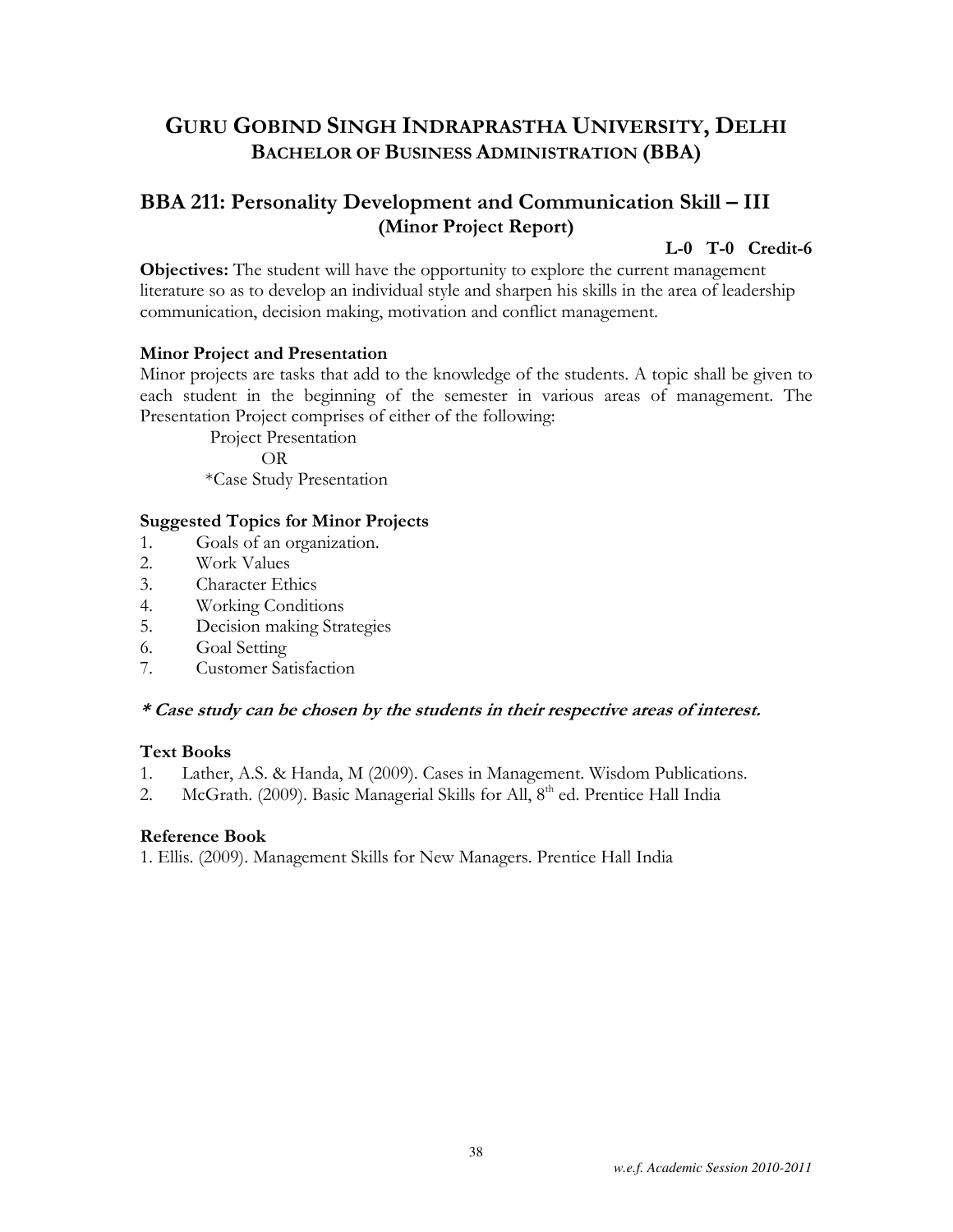# GURU GOBIND SINGH INDRAPRASTHA UNIVERSITY, DELHI
## BACHELOR OF BUSINESS ADMINISTRATION (BBA)

## BBA 211: Personality Development and Communication Skill – III
### (Minor Project Report)

**L-0 T-0 Credit-6**

**Objectives:** The student will have the opportunity to explore the current management literature so as to develop an individual style and sharpen his skills in the area of leadership communication, decision making, motivation and conflict management.

### Minor Project and Presentation

Minor projects are tasks that add to the knowledge of the students. A topic shall be given to each student in the beginning of the semester in various areas of management. The Presentation Project comprises of either of the following:

Project Presentation

OR

*Case Study Presentation

### Suggested Topics for Minor Projects

1. Goals of an organization.
2. Work Values
3. Character Ethics
4. Working Conditions
5. Decision making Strategies
6. Goal Setting
7. Customer Satisfaction

***\* Case study can be chosen by the students in their respective areas of interest.***

### Text Books

1. Lather, A.S. & Handa, M (2009). Cases in Management. Wisdom Publications.
2. McGrath. (2009). Basic Managerial Skills for All, 8th ed. Prentice Hall India

### Reference Book

1. Ellis. (2009). Management Skills for New Managers. Prentice Hall India

*w.e.f. Academic Session 2010-2011*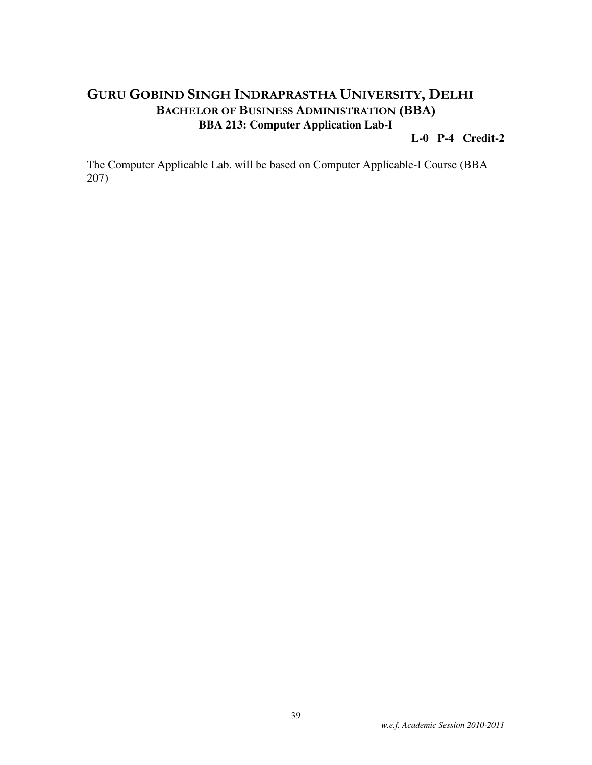# GURU GOBIND SINGH INDRAPRASTHA UNIVERSITY, DELHI
## BACHELOR OF BUSINESS ADMINISTRATION (BBA)
### BBA 213: Computer Application Lab-I

**L-0 P-4 Credit-2**

The Computer Applicable Lab. will be based on Computer Applicable-I Course (BBA 207)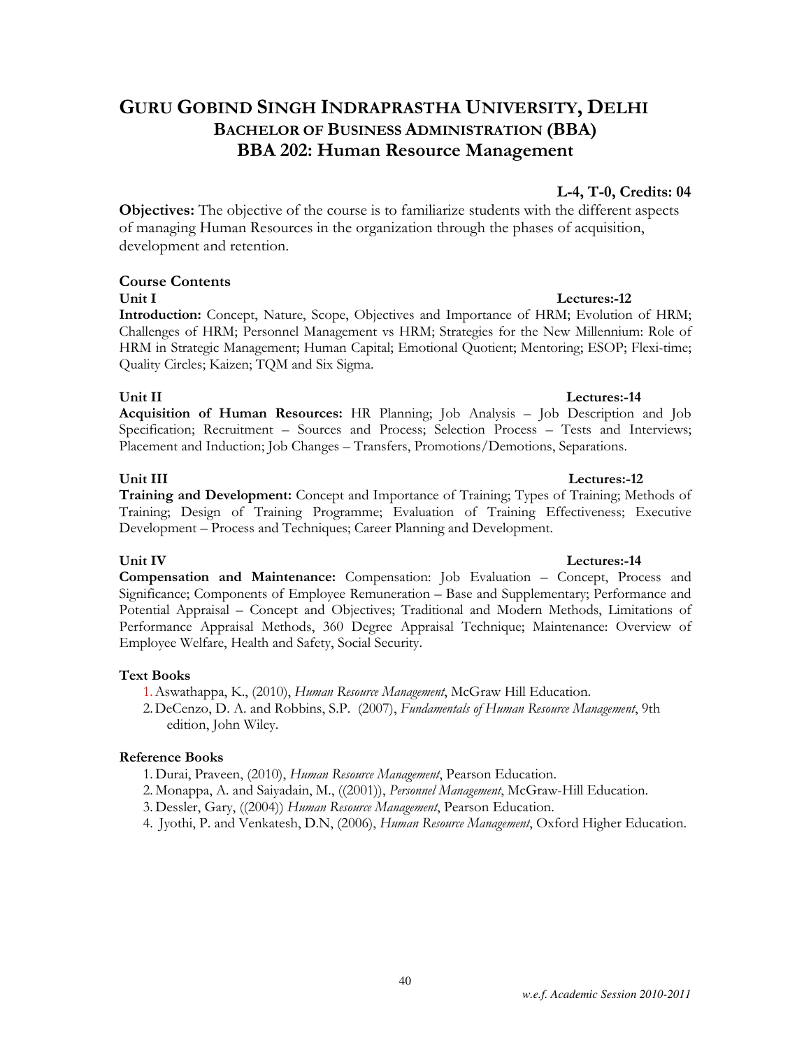# GURU GOBIND SINGH INDRAPRASTHA UNIVERSITY, DELHI

## BACHELOR OF BUSINESS ADMINISTRATION (BBA)

## BBA 202: Human Resource Management

**L-4, T-0, Credits: 04**

**Objectives:** The objective of the course is to familiarize students with the different aspects of managing Human Resources in the organization through the phases of acquisition, development and retention.

### Course Contents

**Unit I** **Lectures:-12**

**Introduction:** Concept, Nature, Scope, Objectives and Importance of HRM; Evolution of HRM; Challenges of HRM; Personnel Management vs HRM; Strategies for the New Millennium: Role of HRM in Strategic Management; Human Capital; Emotional Quotient; Mentoring; ESOP; Flexi-time; Quality Circles; Kaizen; TQM and Six Sigma.

**Unit II** **Lectures:-14**

**Acquisition of Human Resources:** HR Planning; Job Analysis – Job Description and Job Specification; Recruitment – Sources and Process; Selection Process – Tests and Interviews; Placement and Induction; Job Changes – Transfers, Promotions/Demotions, Separations.

**Unit III** **Lectures:-12**

**Training and Development:** Concept and Importance of Training; Types of Training; Methods of Training; Design of Training Programme; Evaluation of Training Effectiveness; Executive Development – Process and Techniques; Career Planning and Development.

**Unit IV** **Lectures:-14**

**Compensation and Maintenance:** Compensation: Job Evaluation – Concept, Process and Significance; Components of Employee Remuneration – Base and Supplementary; Performance and Potential Appraisal – Concept and Objectives; Traditional and Modern Methods, Limitations of Performance Appraisal Methods, 360 Degree Appraisal Technique; Maintenance: Overview of Employee Welfare, Health and Safety, Social Security.

### Text Books

1. Aswathappa, K., (2010), *Human Resource Management*, McGraw Hill Education.
2. DeCenzo, D. A. and Robbins, S.P. (2007), *Fundamentals of Human Resource Management*, 9th edition, John Wiley.

### Reference Books

1. Durai, Praveen, (2010), *Human Resource Management*, Pearson Education.
2. Monappa, A. and Saiyadain, M., ((2001)), *Personnel Management*, McGraw-Hill Education.
3. Dessler, Gary, ((2004)) *Human Resource Management*, Pearson Education.
4. Jyothi, P. and Venkatesh, D.N, (2006), *Human Resource Management*, Oxford Higher Education.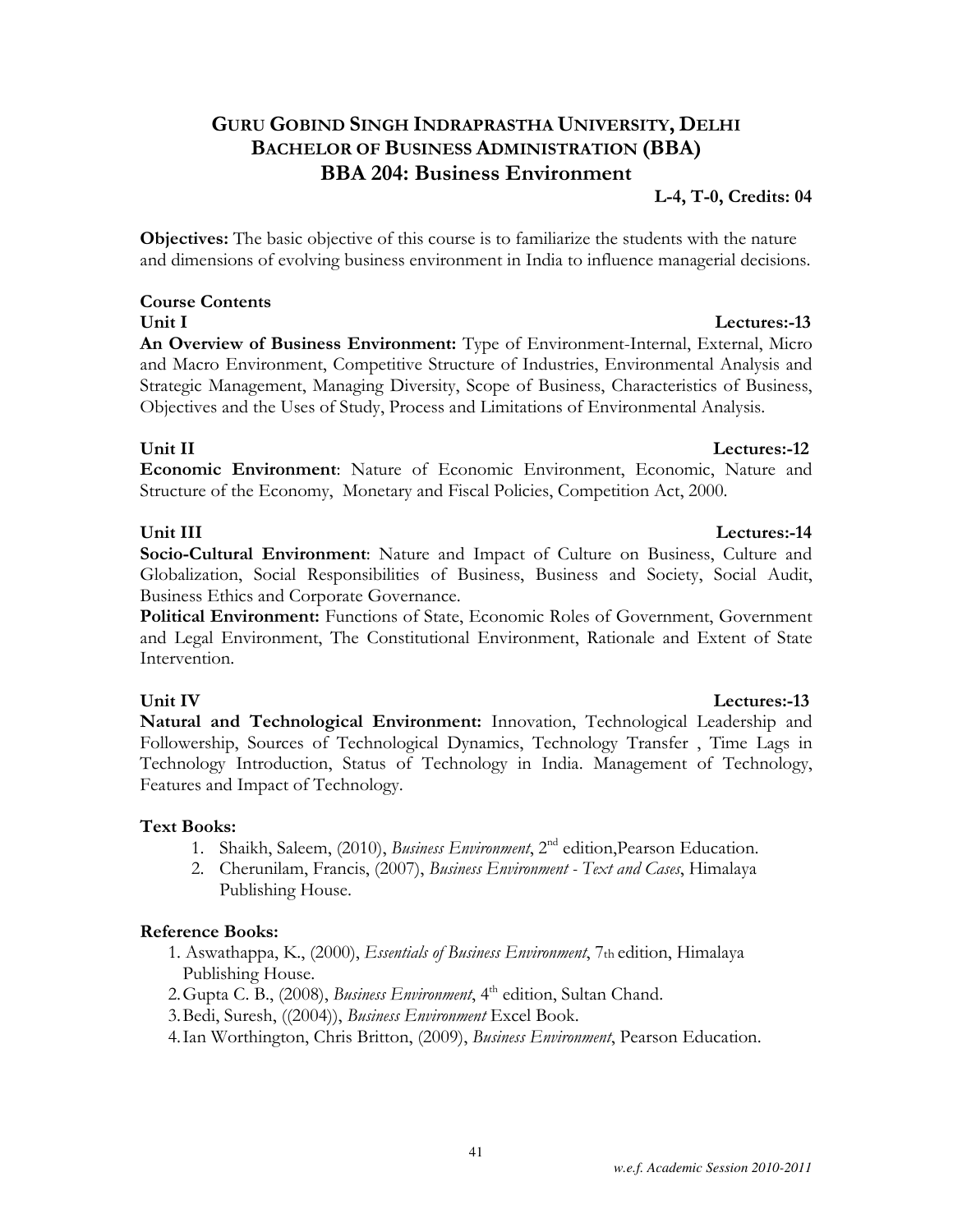# GURU GOBIND SINGH INDRAPRASTHA UNIVERSITY, DELHI
## BACHELOR OF BUSINESS ADMINISTRATION (BBA)
## BBA 204: Business Environment

**L-4, T-0, Credits: 04**

**Objectives:** The basic objective of this course is to familiarize the students with the nature and dimensions of evolving business environment in India to influence managerial decisions.

**Course Contents**

**Unit I** **Lectures:-13**

**An Overview of Business Environment:** Type of Environment-Internal, External, Micro and Macro Environment, Competitive Structure of Industries, Environmental Analysis and Strategic Management, Managing Diversity, Scope of Business, Characteristics of Business, Objectives and the Uses of Study, Process and Limitations of Environmental Analysis.

**Unit II** **Lectures:-12**

**Economic Environment**: Nature of Economic Environment, Economic, Nature and Structure of the Economy, Monetary and Fiscal Policies, Competition Act, 2000.

**Unit III** **Lectures:-14**

**Socio-Cultural Environment**: Nature and Impact of Culture on Business, Culture and Globalization, Social Responsibilities of Business, Business and Society, Social Audit, Business Ethics and Corporate Governance.

**Political Environment:** Functions of State, Economic Roles of Government, Government and Legal Environment, The Constitutional Environment, Rationale and Extent of State Intervention.

**Unit IV** **Lectures:-13**

**Natural and Technological Environment:** Innovation, Technological Leadership and Followership, Sources of Technological Dynamics, Technology Transfer , Time Lags in Technology Introduction, Status of Technology in India. Management of Technology, Features and Impact of Technology.

**Text Books:**

1. Shaikh, Saleem, (2010), *Business Environment*, 2nd edition,Pearson Education.
2. Cherunilam, Francis, (2007), *Business Environment - Text and Cases*, Himalaya Publishing House.

**Reference Books:**

1. Aswathappa, K., (2000), *Essentials of Business Environment*, 7th edition, Himalaya Publishing House.
2. Gupta C. B., (2008), *Business Environment*, 4th edition, Sultan Chand.
3. Bedi, Suresh, ((2004)), *Business Environment* Excel Book.
4. Ian Worthington, Chris Britton, (2009), *Business Environment*, Pearson Education.

*w.e.f. Academic Session 2010-2011*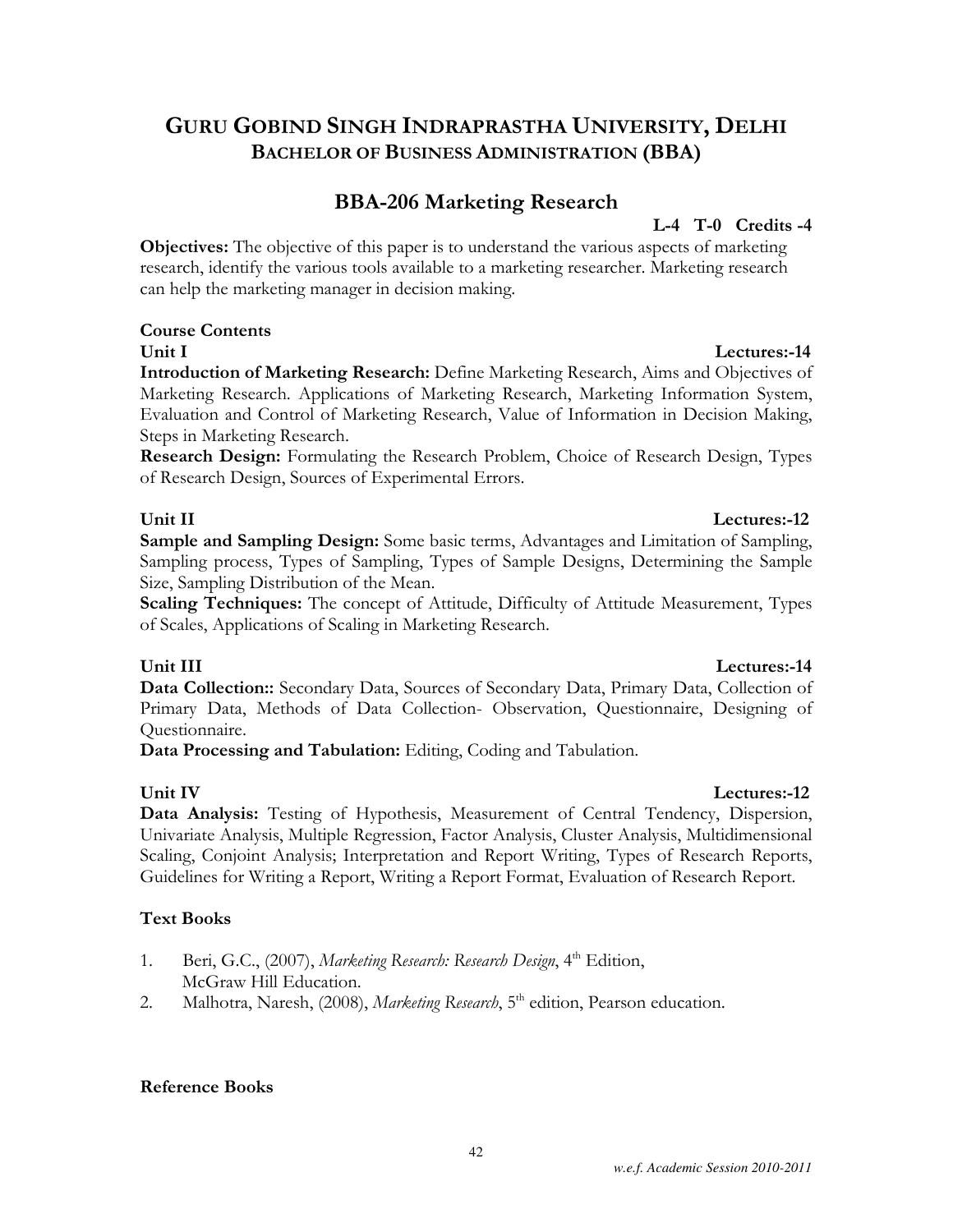# GURU GOBIND SINGH INDRAPRASTHA UNIVERSITY, DELHI

## BACHELOR OF BUSINESS ADMINISTRATION (BBA)

## BBA-206 Marketing Research

**L-4 T-0 Credits -4**

**Objectives:** The objective of this paper is to understand the various aspects of marketing research, identify the various tools available to a marketing researcher. Marketing research can help the marketing manager in decision making.

**Course Contents**

**Unit I** **Lectures:-14**

**Introduction of Marketing Research:** Define Marketing Research, Aims and Objectives of Marketing Research. Applications of Marketing Research, Marketing Information System, Evaluation and Control of Marketing Research, Value of Information in Decision Making, Steps in Marketing Research.

**Research Design:** Formulating the Research Problem, Choice of Research Design, Types of Research Design, Sources of Experimental Errors.

**Unit II** **Lectures:-12**

**Sample and Sampling Design:** Some basic terms, Advantages and Limitation of Sampling, Sampling process, Types of Sampling, Types of Sample Designs, Determining the Sample Size, Sampling Distribution of the Mean.

**Scaling Techniques:** The concept of Attitude, Difficulty of Attitude Measurement, Types of Scales, Applications of Scaling in Marketing Research.

**Unit III** **Lectures:-14**

**Data Collection::** Secondary Data, Sources of Secondary Data, Primary Data, Collection of Primary Data, Methods of Data Collection- Observation, Questionnaire, Designing of Questionnaire.

**Data Processing and Tabulation:** Editing, Coding and Tabulation.

**Unit IV** **Lectures:-12**

**Data Analysis:** Testing of Hypothesis, Measurement of Central Tendency, Dispersion, Univariate Analysis, Multiple Regression, Factor Analysis, Cluster Analysis, Multidimensional Scaling, Conjoint Analysis; Interpretation and Report Writing, Types of Research Reports, Guidelines for Writing a Report, Writing a Report Format, Evaluation of Research Report.

**Text Books**

1. Beri, G.C., (2007), *Marketing Research: Research Design*, 4th Edition, McGraw Hill Education.
2. Malhotra, Naresh, (2008), *Marketing Research*, 5th edition, Pearson education.

**Reference Books**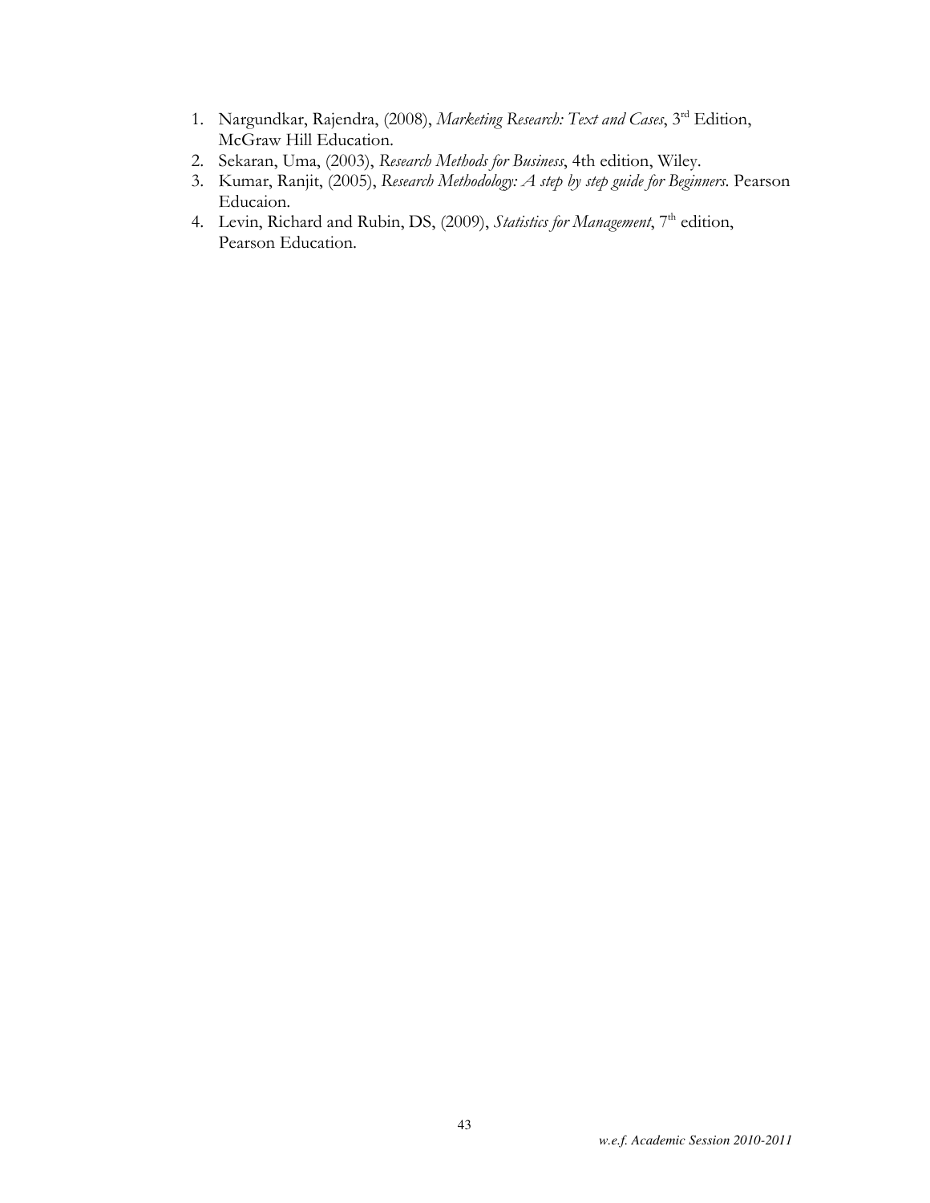1. Nargundkar, Rajendra, (2008), *Marketing Research: Text and Cases*, 3rd Edition, McGraw Hill Education.
2. Sekaran, Uma, (2003), *Research Methods for Business*, 4th edition, Wiley.
3. Kumar, Ranjit, (2005), *Research Methodology: A step by step guide for Beginners*. Pearson Educaion.
4. Levin, Richard and Rubin, DS, (2009), *Statistics for Management*, 7th edition, Pearson Education.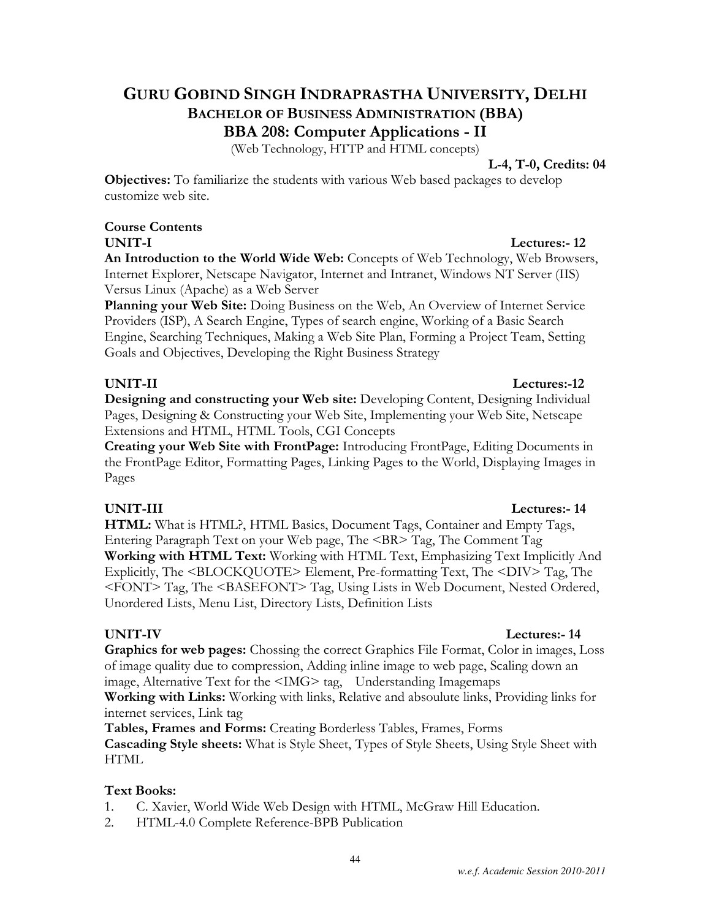# GURU GOBIND SINGH INDRAPRASTHA UNIVERSITY, DELHI

## BACHELOR OF BUSINESS ADMINISTRATION (BBA)

## BBA 208: Computer Applications - II

(Web Technology, HTTP and HTML concepts)

**L-4, T-0, Credits: 04**

**Objectives:** To familiarize the students with various Web based packages to develop customize web site.

**Course Contents**

**UNIT-I** **Lectures:- 12**

**An Introduction to the World Wide Web:** Concepts of Web Technology, Web Browsers, Internet Explorer, Netscape Navigator, Internet and Intranet, Windows NT Server (IIS) Versus Linux (Apache) as a Web Server

**Planning your Web Site:** Doing Business on the Web, An Overview of Internet Service Providers (ISP), A Search Engine, Types of search engine, Working of a Basic Search Engine, Searching Techniques, Making a Web Site Plan, Forming a Project Team, Setting Goals and Objectives, Developing the Right Business Strategy

**UNIT-II** **Lectures:-12**

**Designing and constructing your Web site:** Developing Content, Designing Individual Pages, Designing & Constructing your Web Site, Implementing your Web Site, Netscape Extensions and HTML, HTML Tools, CGI Concepts

**Creating your Web Site with FrontPage:** Introducing FrontPage, Editing Documents in the FrontPage Editor, Formatting Pages, Linking Pages to the World, Displaying Images in Pages

**UNIT-III** **Lectures:- 14**

**HTML:** What is HTML?, HTML Basics, Document Tags, Container and Empty Tags, Entering Paragraph Text on your Web page, The <BR> Tag, The Comment Tag

**Working with HTML Text:** Working with HTML Text, Emphasizing Text Implicitly And Explicitly, The <BLOCKQUOTE> Element, Pre-formatting Text, The <DIV> Tag, The <FONT> Tag, The <BASEFONT> Tag, Using Lists in Web Document, Nested Ordered, Unordered Lists, Menu List, Directory Lists, Definition Lists

**UNIT-IV** **Lectures:- 14**

**Graphics for web pages:** Chossing the correct Graphics File Format, Color in images, Loss of image quality due to compression, Adding inline image to web page, Scaling down an image, Alternative Text for the <IMG> tag, Understanding Imagemaps

**Working with Links:** Working with links, Relative and absoulute links, Providing links for internet services, Link tag

**Tables, Frames and Forms:** Creating Borderless Tables, Frames, Forms

**Cascading Style sheets:** What is Style Sheet, Types of Style Sheets, Using Style Sheet with HTML

**Text Books:**

1. C. Xavier, World Wide Web Design with HTML, McGraw Hill Education.
2. HTML-4.0 Complete Reference-BPB Publication

*w.e.f. Academic Session 2010-2011*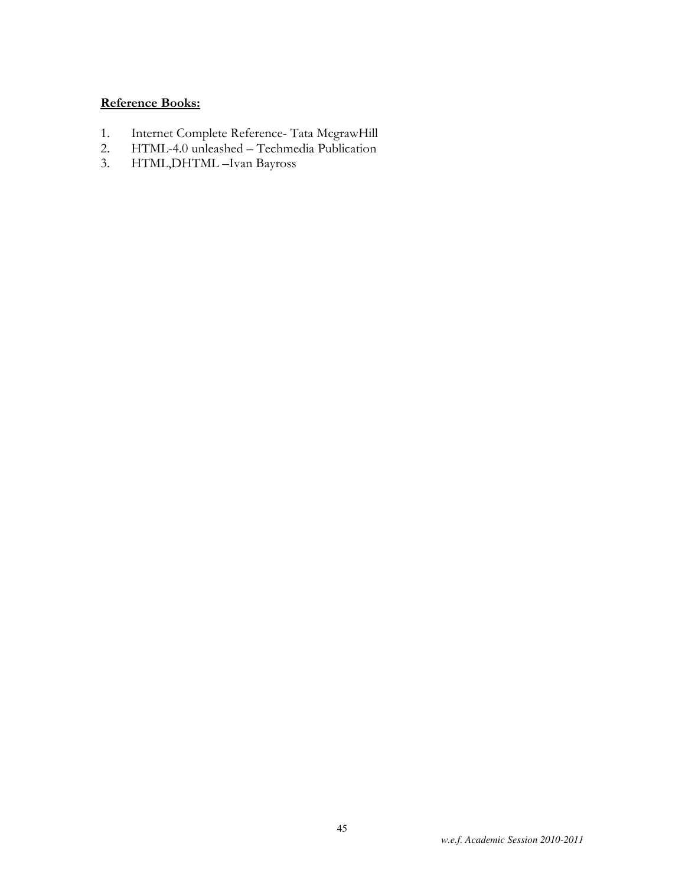**Reference Books:**

1. Internet Complete Reference- Tata McgrawHill
2. HTML-4.0 unleashed – Techmedia Publication
3. HTML,DHTML –Ivan Bayross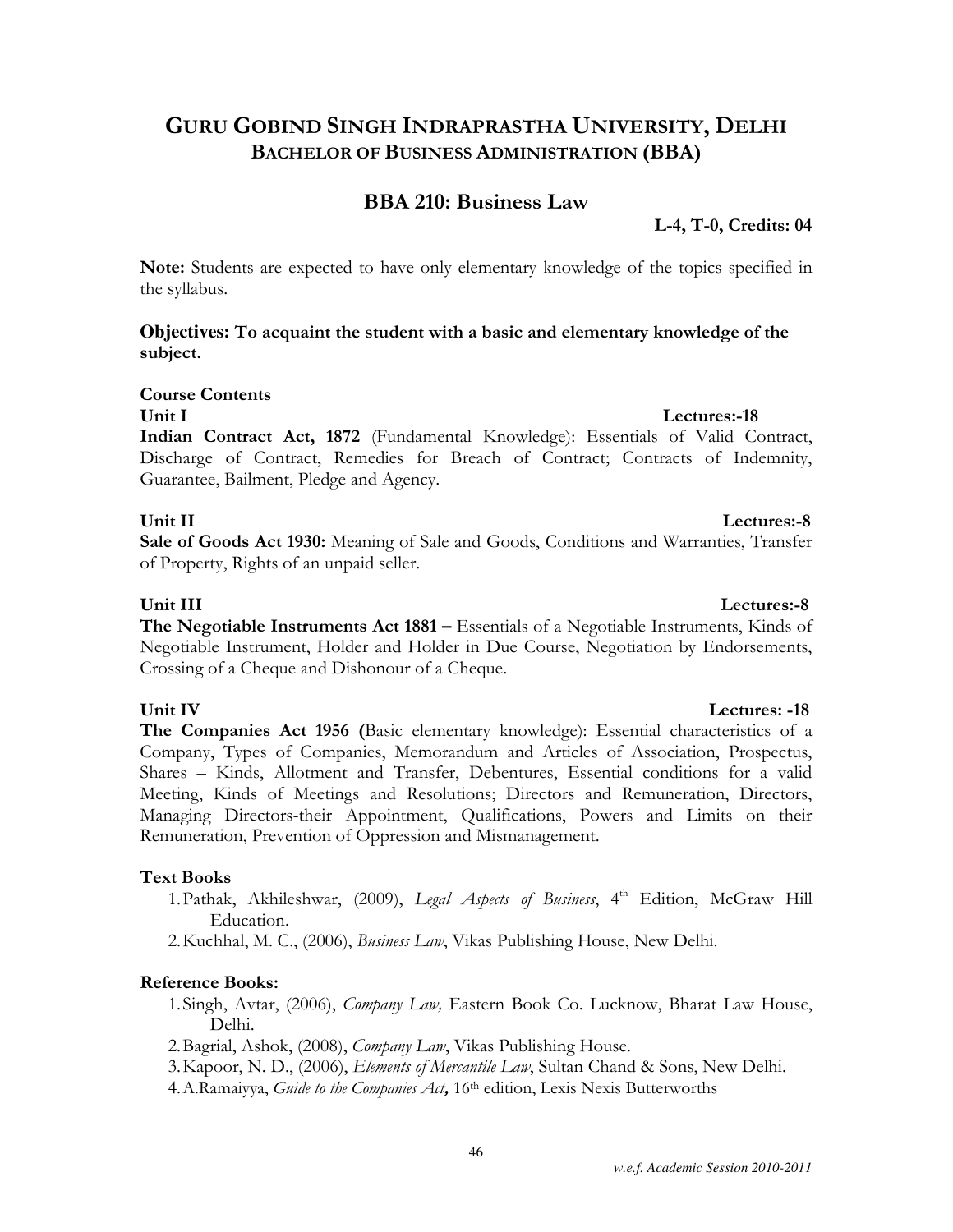# GURU GOBIND SINGH INDRAPRASTHA UNIVERSITY, DELHI
## BACHELOR OF BUSINESS ADMINISTRATION (BBA)

## BBA 210: Business Law

**L-4, T-0, Credits: 04**

**Note:** Students are expected to have only elementary knowledge of the topics specified in the syllabus.

**Objectives: To acquaint the student with a basic and elementary knowledge of the subject.**

**Course Contents**

**Unit I** **Lectures:-18**

**Indian Contract Act, 1872** (Fundamental Knowledge): Essentials of Valid Contract, Discharge of Contract, Remedies for Breach of Contract; Contracts of Indemnity, Guarantee, Bailment, Pledge and Agency.

**Unit II** **Lectures:-8**

**Sale of Goods Act 1930:** Meaning of Sale and Goods, Conditions and Warranties, Transfer of Property, Rights of an unpaid seller.

**Unit III** **Lectures:-8**

**The Negotiable Instruments Act 1881 –** Essentials of a Negotiable Instruments, Kinds of Negotiable Instrument, Holder and Holder in Due Course, Negotiation by Endorsements, Crossing of a Cheque and Dishonour of a Cheque.

**Unit IV** **Lectures: -18**

**The Companies Act 1956 (**Basic elementary knowledge): Essential characteristics of a Company, Types of Companies, Memorandum and Articles of Association, Prospectus, Shares – Kinds, Allotment and Transfer, Debentures, Essential conditions for a valid Meeting, Kinds of Meetings and Resolutions; Directors and Remuneration, Directors, Managing Directors-their Appointment, Qualifications, Powers and Limits on their Remuneration, Prevention of Oppression and Mismanagement.

**Text Books**

1. Pathak, Akhileshwar, (2009), *Legal Aspects of Business*, 4th Edition, McGraw Hill Education.
2. Kuchhal, M. C., (2006), *Business Law*, Vikas Publishing House, New Delhi.

**Reference Books:**

1. Singh, Avtar, (2006), *Company Law,* Eastern Book Co. Lucknow, Bharat Law House, Delhi.
2. Bagrial, Ashok, (2008), *Company Law*, Vikas Publishing House.
3. Kapoor, N. D., (2006), *Elements of Mercantile Law*, Sultan Chand & Sons, New Delhi.
4. A.Ramaiyya, *Guide to the Companies Act,* 16th edition, Lexis Nexis Butterworths

*w.e.f. Academic Session 2010-2011*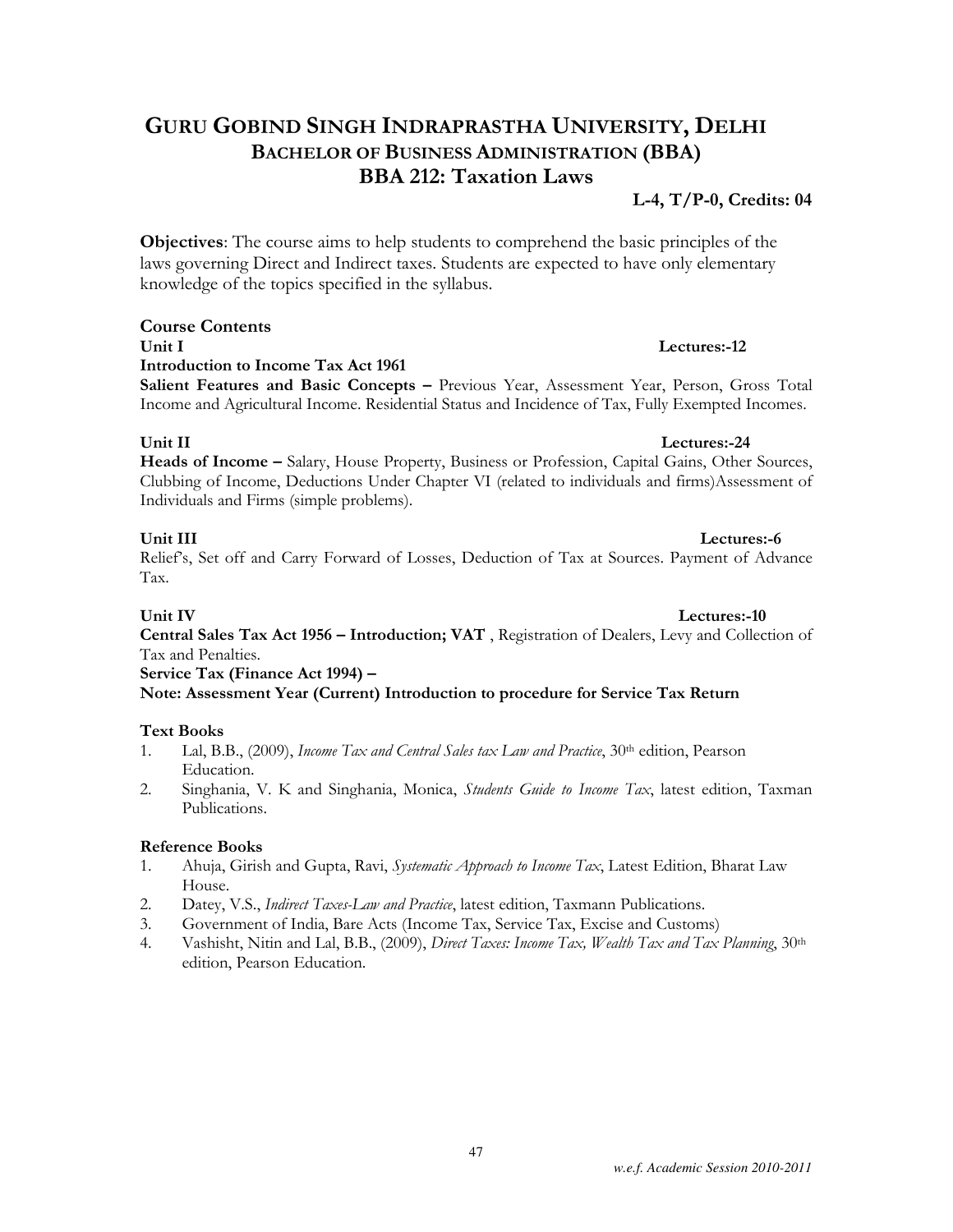# GURU GOBIND SINGH INDRAPRASTHA UNIVERSITY, DELHI
## BACHELOR OF BUSINESS ADMINISTRATION (BBA)
## BBA 212: Taxation Laws

**L-4, T/P-0, Credits: 04**

**Objectives**: The course aims to help students to comprehend the basic principles of the laws governing Direct and Indirect taxes. Students are expected to have only elementary knowledge of the topics specified in the syllabus.

**Course Contents**

**Unit I** **Lectures:-12**

**Introduction to Income Tax Act 1961**

**Salient Features and Basic Concepts –** Previous Year, Assessment Year, Person, Gross Total Income and Agricultural Income. Residential Status and Incidence of Tax, Fully Exempted Incomes.

**Unit II** **Lectures:-24**

**Heads of Income –** Salary, House Property, Business or Profession, Capital Gains, Other Sources, Clubbing of Income, Deductions Under Chapter VI (related to individuals and firms)Assessment of Individuals and Firms (simple problems).

**Unit III** **Lectures:-6**

Relief's, Set off and Carry Forward of Losses, Deduction of Tax at Sources. Payment of Advance Tax.

**Unit IV** **Lectures:-10**

**Central Sales Tax Act 1956 – Introduction; VAT** , Registration of Dealers, Levy and Collection of Tax and Penalties.

**Service Tax (Finance Act 1994) –**

**Note: Assessment Year (Current) Introduction to procedure for Service Tax Return**

**Text Books**

1. Lal, B.B., (2009), *Income Tax and Central Sales tax Law and Practice*, 30th edition, Pearson Education.
2. Singhania, V. K and Singhania, Monica, *Students Guide to Income Tax*, latest edition, Taxman Publications.

**Reference Books**

1. Ahuja, Girish and Gupta, Ravi, *Systematic Approach to Income Tax*, Latest Edition, Bharat Law House.
2. Datey, V.S., *Indirect Taxes-Law and Practice*, latest edition, Taxmann Publications.
3. Government of India, Bare Acts (Income Tax, Service Tax, Excise and Customs)
4. Vashisht, Nitin and Lal, B.B., (2009), *Direct Taxes: Income Tax, Wealth Tax and Tax Planning*, 30th edition, Pearson Education.

*w.e.f. Academic Session 2010-2011*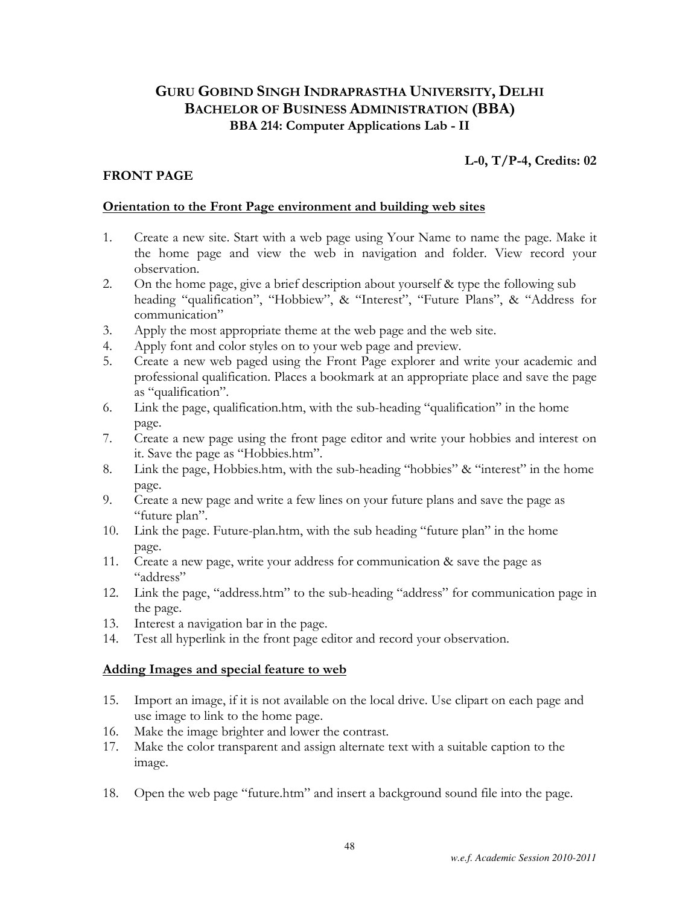# GURU GOBIND SINGH INDRAPRASTHA UNIVERSITY, DELHI
## BACHELOR OF BUSINESS ADMINISTRATION (BBA)
### BBA 214: Computer Applications Lab - II

**L-0, T/P-4, Credits: 02**

**FRONT PAGE**

**Orientation to the Front Page environment and building web sites**

1. Create a new site. Start with a web page using Your Name to name the page. Make it the home page and view the web in navigation and folder. View record your observation.
2. On the home page, give a brief description about yourself & type the following sub heading "qualification", "Hobbiew", & "Interest", "Future Plans", & "Address for communication"
3. Apply the most appropriate theme at the web page and the web site.
4. Apply font and color styles on to your web page and preview.
5. Create a new web paged using the Front Page explorer and write your academic and professional qualification. Places a bookmark at an appropriate place and save the page as "qualification".
6. Link the page, qualification.htm, with the sub-heading "qualification" in the home page.
7. Create a new page using the front page editor and write your hobbies and interest on it. Save the page as "Hobbies.htm".
8. Link the page, Hobbies.htm, with the sub-heading "hobbies" & "interest" in the home page.
9. Create a new page and write a few lines on your future plans and save the page as "future plan".
10. Link the page. Future-plan.htm, with the sub heading "future plan" in the home page.
11. Create a new page, write your address for communication & save the page as "address"
12. Link the page, "address.htm" to the sub-heading "address" for communication page in the page.
13. Interest a navigation bar in the page.
14. Test all hyperlink in the front page editor and record your observation.

**Adding Images and special feature to web**

15. Import an image, if it is not available on the local drive. Use clipart on each page and use image to link to the home page.
16. Make the image brighter and lower the contrast.
17. Make the color transparent and assign alternate text with a suitable caption to the image.
18. Open the web page "future.htm" and insert a background sound file into the page.

*w.e.f. Academic Session 2010-2011*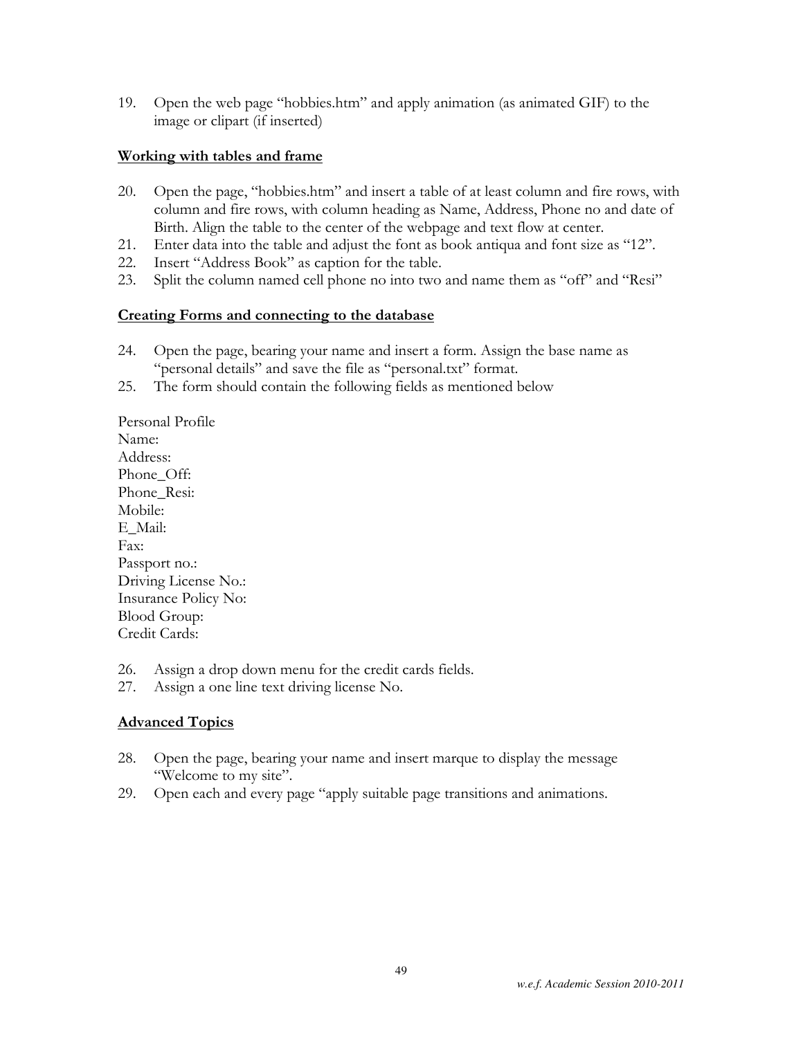19. Open the web page "hobbies.htm" and apply animation (as animated GIF) to the image or clipart (if inserted)

**Working with tables and frame**

20. Open the page, "hobbies.htm" and insert a table of at least column and fire rows, with column and fire rows, with column heading as Name, Address, Phone no and date of Birth. Align the table to the center of the webpage and text flow at center.
21. Enter data into the table and adjust the font as book antiqua and font size as "12".
22. Insert "Address Book" as caption for the table.
23. Split the column named cell phone no into two and name them as "off" and "Resi"

**Creating Forms and connecting to the database**

24. Open the page, bearing your name and insert a form. Assign the base name as "personal details" and save the file as "personal.txt" format.
25. The form should contain the following fields as mentioned below

Personal Profile
Name:
Address:
Phone_Off:
Phone_Resi:
Mobile:
E_Mail:
Fax:
Passport no.:
Driving License No.:
Insurance Policy No:
Blood Group:
Credit Cards:

26. Assign a drop down menu for the credit cards fields.
27. Assign a one line text driving license No.

**Advanced Topics**

28. Open the page, bearing your name and insert marque to display the message "Welcome to my site".
29. Open each and every page "apply suitable page transitions and animations.

*w.e.f. Academic Session 2010-2011*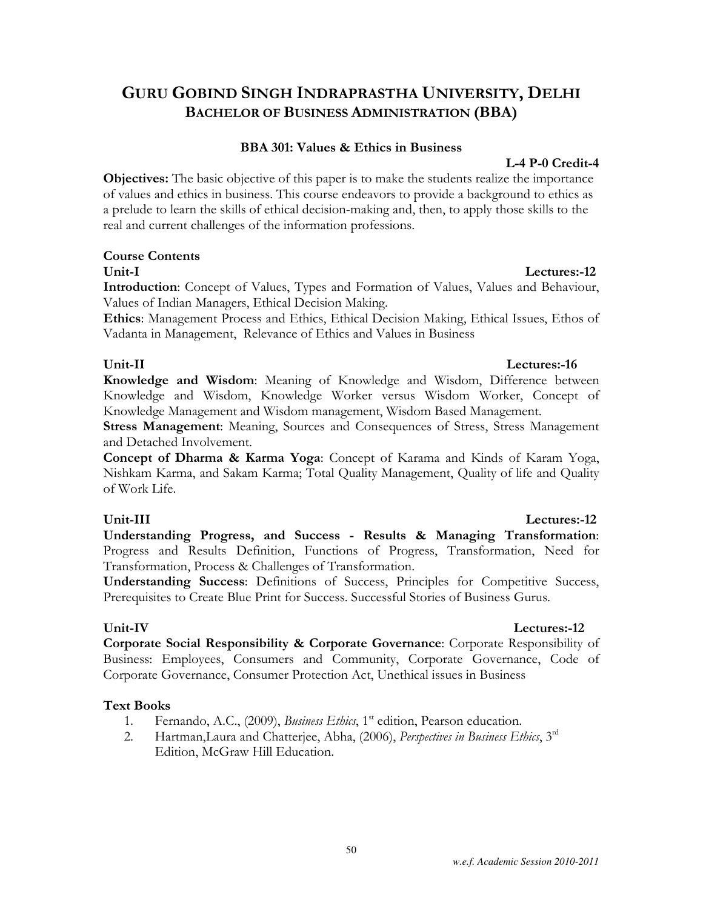# GURU GOBIND SINGH INDRAPRASTHA UNIVERSITY, DELHI
## BACHELOR OF BUSINESS ADMINISTRATION (BBA)

### BBA 301: Values & Ethics in Business

**L-4 P-0 Credit-4**

**Objectives:** The basic objective of this paper is to make the students realize the importance of values and ethics in business. This course endeavors to provide a background to ethics as a prelude to learn the skills of ethical decision-making and, then, to apply those skills to the real and current challenges of the information professions.

**Course Contents**

**Unit-I** **Lectures:-12**

**Introduction**: Concept of Values, Types and Formation of Values, Values and Behaviour, Values of Indian Managers, Ethical Decision Making.

**Ethics**: Management Process and Ethics, Ethical Decision Making, Ethical Issues, Ethos of Vadanta in Management, Relevance of Ethics and Values in Business

**Unit-II** **Lectures:-16**

**Knowledge and Wisdom**: Meaning of Knowledge and Wisdom, Difference between Knowledge and Wisdom, Knowledge Worker versus Wisdom Worker, Concept of Knowledge Management and Wisdom management, Wisdom Based Management.

**Stress Management**: Meaning, Sources and Consequences of Stress, Stress Management and Detached Involvement.

**Concept of Dharma & Karma Yoga**: Concept of Karama and Kinds of Karam Yoga, Nishkam Karma, and Sakam Karma; Total Quality Management, Quality of life and Quality of Work Life.

**Unit-III** **Lectures:-12**

**Understanding Progress, and Success - Results & Managing Transformation**: Progress and Results Definition, Functions of Progress, Transformation, Need for Transformation, Process & Challenges of Transformation.

**Understanding Success**: Definitions of Success, Principles for Competitive Success, Prerequisites to Create Blue Print for Success. Successful Stories of Business Gurus.

**Unit-IV** **Lectures:-12**

**Corporate Social Responsibility & Corporate Governance**: Corporate Responsibility of Business: Employees, Consumers and Community, Corporate Governance, Code of Corporate Governance, Consumer Protection Act, Unethical issues in Business

**Text Books**

1. Fernando, A.C., (2009), *Business Ethics*, 1st edition, Pearson education.
2. Hartman,Laura and Chatterjee, Abha, (2006), *Perspectives in Business Ethics*, 3rd Edition, McGraw Hill Education.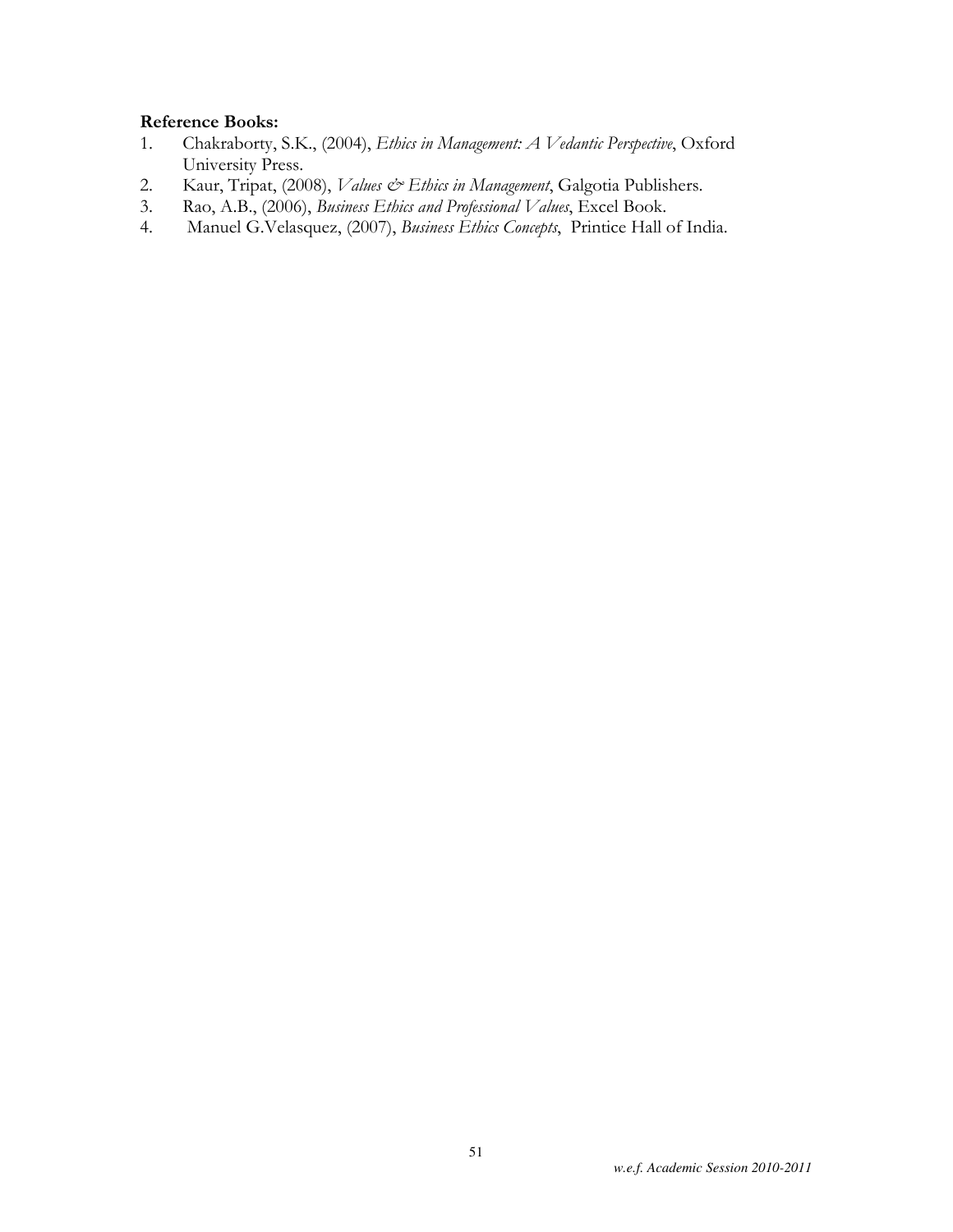**Reference Books:**

1. Chakraborty, S.K., (2004), *Ethics in Management: A Vedantic Perspective*, Oxford University Press.
2. Kaur, Tripat, (2008), *Values & Ethics in Management*, Galgotia Publishers.
3. Rao, A.B., (2006), *Business Ethics and Professional Values*, Excel Book.
4. Manuel G.Velasquez, (2007), *Business Ethics Concepts*, Printice Hall of India.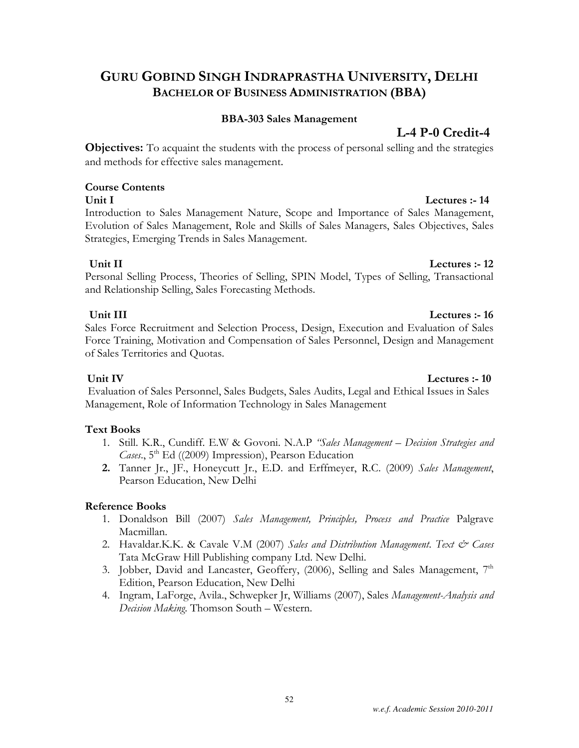# GURU GOBIND SINGH INDRAPRASTHA UNIVERSITY, DELHI
## BACHELOR OF BUSINESS ADMINISTRATION (BBA)

### BBA-303 Sales Management

**L-4 P-0 Credit-4**

**Objectives:** To acquaint the students with the process of personal selling and the strategies and methods for effective sales management.

**Course Contents**

**Unit I** **Lectures :- 14**

Introduction to Sales Management Nature, Scope and Importance of Sales Management, Evolution of Sales Management, Role and Skills of Sales Managers, Sales Objectives, Sales Strategies, Emerging Trends in Sales Management.

**Unit II** **Lectures :- 12**

Personal Selling Process, Theories of Selling, SPIN Model, Types of Selling, Transactional and Relationship Selling, Sales Forecasting Methods.

**Unit III** **Lectures :- 16**

Sales Force Recruitment and Selection Process, Design, Execution and Evaluation of Sales Force Training, Motivation and Compensation of Sales Personnel, Design and Management of Sales Territories and Quotas.

**Unit IV** **Lectures :- 10**

Evaluation of Sales Personnel, Sales Budgets, Sales Audits, Legal and Ethical Issues in Sales Management, Role of Information Technology in Sales Management

**Text Books**

1. Still. K.R., Cundiff. E.W & Govoni. N.A.P *"Sales Management – Decision Strategies and Cases*., 5th Ed ((2009) Impression), Pearson Education
2. Tanner Jr., JF., Honeycutt Jr., E.D. and Erffmeyer, R.C. (2009) *Sales Management*, Pearson Education, New Delhi

**Reference Books**

1. Donaldson Bill (2007) *Sales Management, Principles, Process and Practice* Palgrave Macmillan.
2. Havaldar.K.K. & Cavale V.M (2007) *Sales and Distribution Management*. *Text & Cases* Tata McGraw Hill Publishing company Ltd. New Delhi.
3. Jobber, David and Lancaster, Geoffery, (2006), Selling and Sales Management, 7th Edition, Pearson Education, New Delhi
4. Ingram, LaForge, Avila., Schwepker Jr, Williams (2007), Sales *Management-Analysis and Decision Making*. Thomson South – Western.

*w.e.f. Academic Session 2010-2011*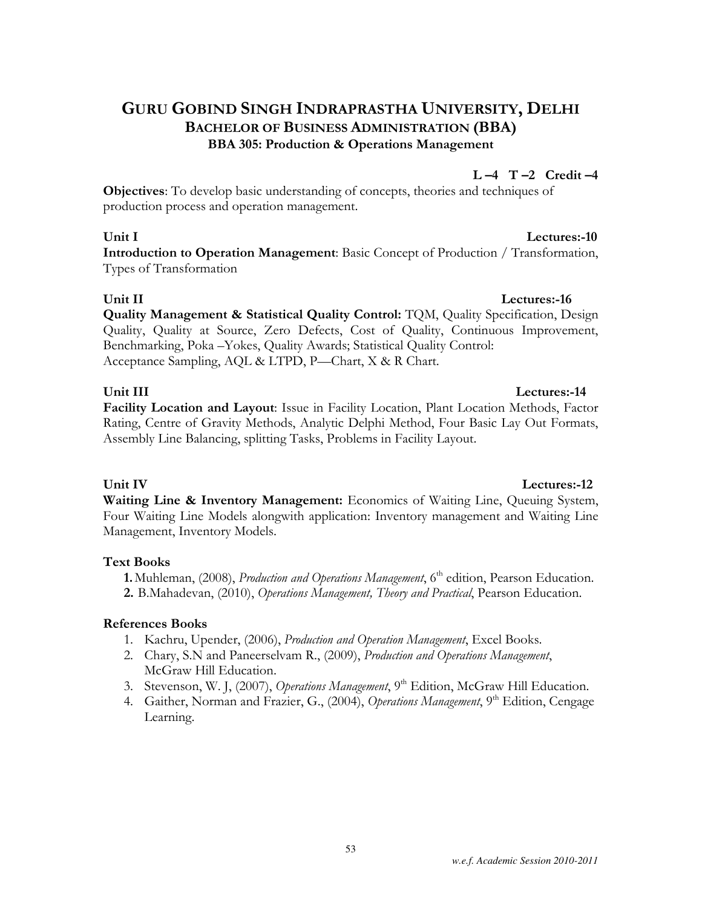# GURU GOBIND SINGH INDRAPRASTHA UNIVERSITY, DELHI

## BACHELOR OF BUSINESS ADMINISTRATION (BBA)

### BBA 305: Production & Operations Management

**L –4 T –2 Credit –4**

**Objectives**: To develop basic understanding of concepts, theories and techniques of production process and operation management.

**Unit I** **Lectures:-10**

**Introduction to Operation Management**: Basic Concept of Production / Transformation, Types of Transformation

**Unit II** **Lectures:-16**

**Quality Management & Statistical Quality Control:** TQM, Quality Specification, Design Quality, Quality at Source, Zero Defects, Cost of Quality, Continuous Improvement, Benchmarking, Poka –Yokes, Quality Awards; Statistical Quality Control: Acceptance Sampling, AQL & LTPD, P—Chart, X & R Chart.

**Unit III** **Lectures:-14**

**Facility Location and Layout**: Issue in Facility Location, Plant Location Methods, Factor Rating, Centre of Gravity Methods, Analytic Delphi Method, Four Basic Lay Out Formats, Assembly Line Balancing, splitting Tasks, Problems in Facility Layout.

**Unit IV** **Lectures:-12**

**Waiting Line & Inventory Management:** Economics of Waiting Line, Queuing System, Four Waiting Line Models alongwith application: Inventory management and Waiting Line Management, Inventory Models.

**Text Books**

1. Muhleman, (2008), *Production and Operations Management*, 6th edition, Pearson Education.
2. B.Mahadevan, (2010), *Operations Management, Theory and Practical*, Pearson Education.

**References Books**

1. Kachru, Upender, (2006), *Production and Operation Management*, Excel Books.
2. Chary, S.N and Paneerselvam R., (2009), *Production and Operations Management*, McGraw Hill Education.
3. Stevenson, W. J, (2007), *Operations Management*, 9th Edition, McGraw Hill Education.
4. Gaither, Norman and Frazier, G., (2004), *Operations Management*, 9th Edition, Cengage Learning.

*w.e.f. Academic Session 2010-2011*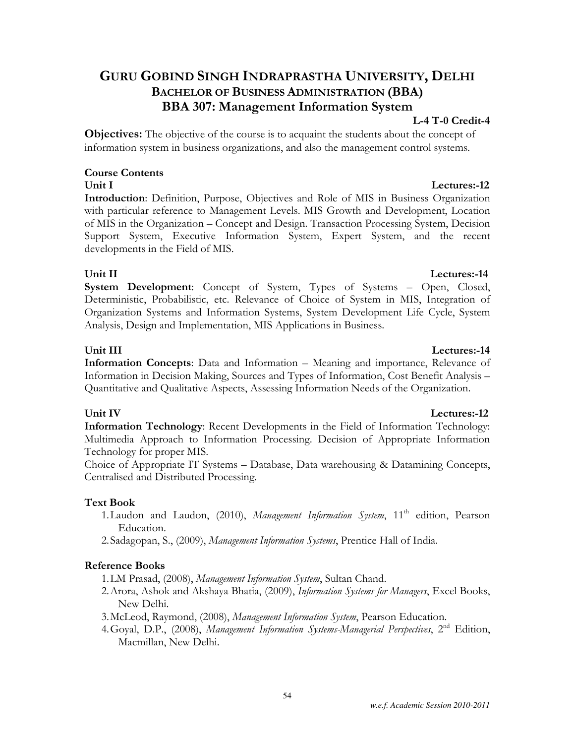# GURU GOBIND SINGH INDRAPRASTHA UNIVERSITY, DELHI

## BACHELOR OF BUSINESS ADMINISTRATION (BBA)

## BBA 307: Management Information System

**L-4 T-0 Credit-4**

**Objectives:** The objective of the course is to acquaint the students about the concept of information system in business organizations, and also the management control systems.

### Course Contents

**Unit I** **Lectures:-12**

**Introduction**: Definition, Purpose, Objectives and Role of MIS in Business Organization with particular reference to Management Levels. MIS Growth and Development, Location of MIS in the Organization – Concept and Design. Transaction Processing System, Decision Support System, Executive Information System, Expert System, and the recent developments in the Field of MIS.

**Unit II** **Lectures:-14**

**System Development**: Concept of System, Types of Systems – Open, Closed, Deterministic, Probabilistic, etc. Relevance of Choice of System in MIS, Integration of Organization Systems and Information Systems, System Development Life Cycle, System Analysis, Design and Implementation, MIS Applications in Business.

**Unit III** **Lectures:-14**

**Information Concepts**: Data and Information – Meaning and importance, Relevance of Information in Decision Making, Sources and Types of Information, Cost Benefit Analysis – Quantitative and Qualitative Aspects, Assessing Information Needs of the Organization.

**Unit IV** **Lectures:-12**

**Information Technology**: Recent Developments in the Field of Information Technology: Multimedia Approach to Information Processing. Decision of Appropriate Information Technology for proper MIS.

Choice of Appropriate IT Systems – Database, Data warehousing & Datamining Concepts, Centralised and Distributed Processing.

### Text Book

1. Laudon and Laudon, (2010), *Management Information System*, 11th edition, Pearson Education.
2. Sadagopan, S., (2009), *Management Information Systems*, Prentice Hall of India.

### Reference Books

1. LM Prasad, (2008), *Management Information System*, Sultan Chand.
2. Arora, Ashok and Akshaya Bhatia, (2009), *Information Systems for Managers*, Excel Books, New Delhi.
3. McLeod, Raymond, (2008), *Management Information System*, Pearson Education.
4. Goyal, D.P., (2008), *Management Information Systems-Managerial Perspectives*, 2nd Edition, Macmillan, New Delhi.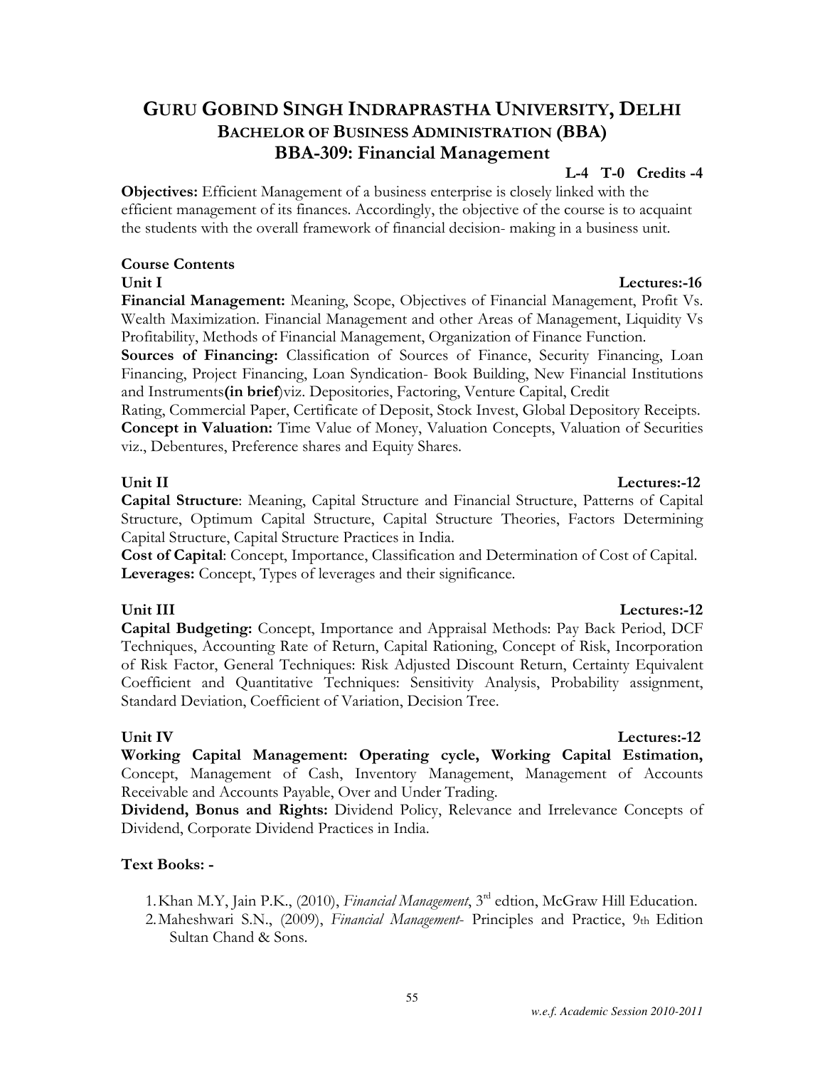# GURU GOBIND SINGH INDRAPRASTHA UNIVERSITY, DELHI

## BACHELOR OF BUSINESS ADMINISTRATION (BBA)

## BBA-309: Financial Management

**L-4 T-0 Credits -4**

**Objectives:** Efficient Management of a business enterprise is closely linked with the efficient management of its finances. Accordingly, the objective of the course is to acquaint the students with the overall framework of financial decision- making in a business unit.

**Course Contents**

**Unit I** **Lectures:-16**

**Financial Management:** Meaning, Scope, Objectives of Financial Management, Profit Vs. Wealth Maximization. Financial Management and other Areas of Management, Liquidity Vs Profitability, Methods of Financial Management, Organization of Finance Function.

**Sources of Financing:** Classification of Sources of Finance, Security Financing, Loan Financing, Project Financing, Loan Syndication- Book Building, New Financial Institutions and Instruments**(in brief)**viz. Depositories, Factoring, Venture Capital, Credit Rating, Commercial Paper, Certificate of Deposit, Stock Invest, Global Depository Receipts.

**Concept in Valuation:** Time Value of Money, Valuation Concepts, Valuation of Securities viz., Debentures, Preference shares and Equity Shares.

**Unit II** **Lectures:-12**

**Capital Structure**: Meaning, Capital Structure and Financial Structure, Patterns of Capital Structure, Optimum Capital Structure, Capital Structure Theories, Factors Determining Capital Structure, Capital Structure Practices in India.

**Cost of Capital**: Concept, Importance, Classification and Determination of Cost of Capital.

**Leverages:** Concept, Types of leverages and their significance.

**Unit III** **Lectures:-12**

**Capital Budgeting:** Concept, Importance and Appraisal Methods: Pay Back Period, DCF Techniques, Accounting Rate of Return, Capital Rationing, Concept of Risk, Incorporation of Risk Factor, General Techniques: Risk Adjusted Discount Return, Certainty Equivalent Coefficient and Quantitative Techniques: Sensitivity Analysis, Probability assignment, Standard Deviation, Coefficient of Variation, Decision Tree.

**Unit IV** **Lectures:-12**

**Working Capital Management: Operating cycle, Working Capital Estimation,** Concept, Management of Cash, Inventory Management, Management of Accounts Receivable and Accounts Payable, Over and Under Trading.

**Dividend, Bonus and Rights:** Dividend Policy, Relevance and Irrelevance Concepts of Dividend, Corporate Dividend Practices in India.

**Text Books: -**

1. Khan M.Y, Jain P.K., (2010), *Financial Management*, 3rd edtion, McGraw Hill Education.
2. Maheshwari S.N., (2009), *Financial Management-* Principles and Practice, 9th Edition Sultan Chand & Sons.

*w.e.f. Academic Session 2010-2011*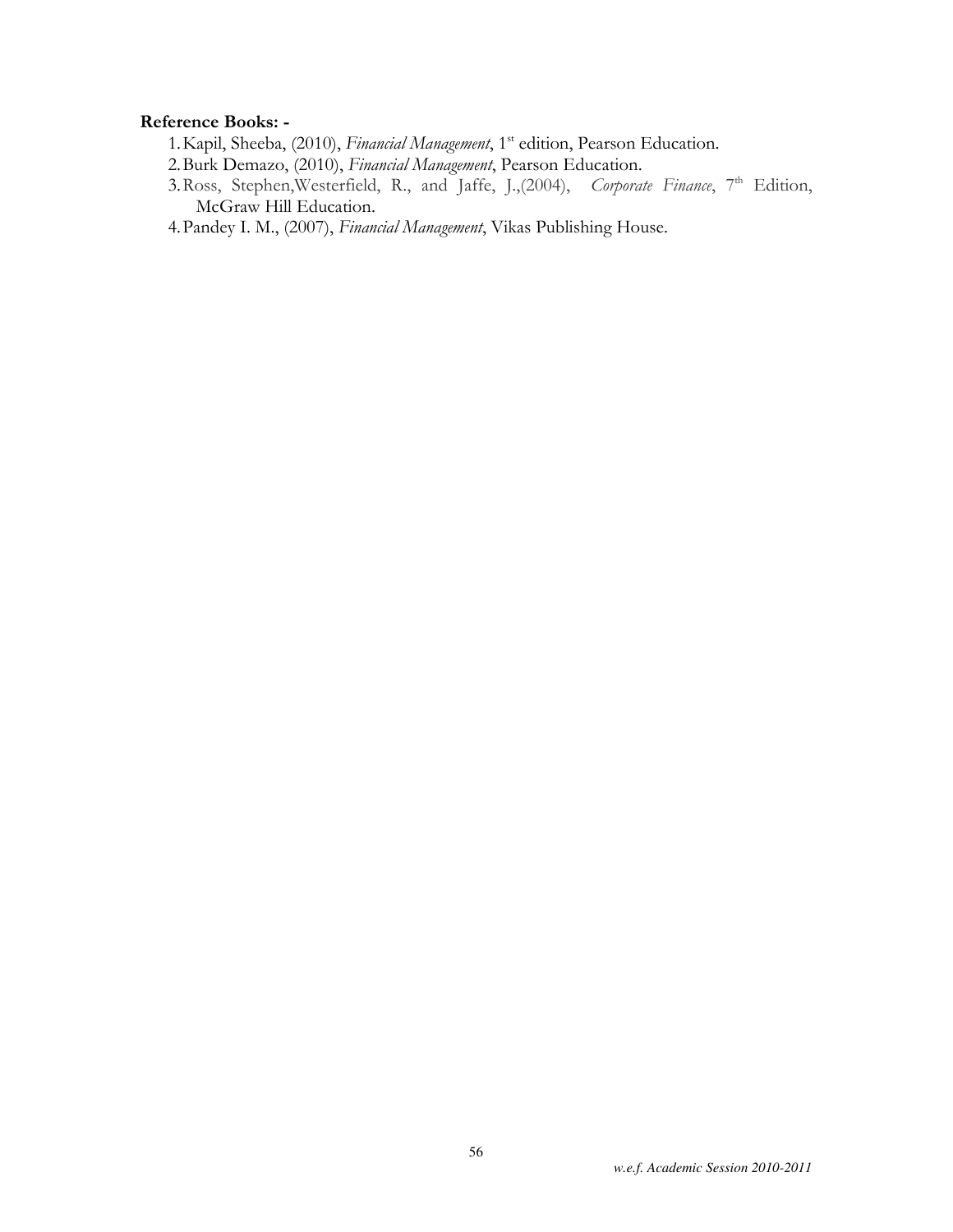**Reference Books: -**

1. Kapil, Sheeba, (2010), *Financial Management*, 1st edition, Pearson Education.
2. Burk Demazo, (2010), *Financial Management*, Pearson Education.
3. Ross, Stephen,Westerfield, R., and Jaffe, J.,(2004), *Corporate Finance*, 7th Edition, McGraw Hill Education.
4. Pandey I. M., (2007), *Financial Management*, Vikas Publishing House.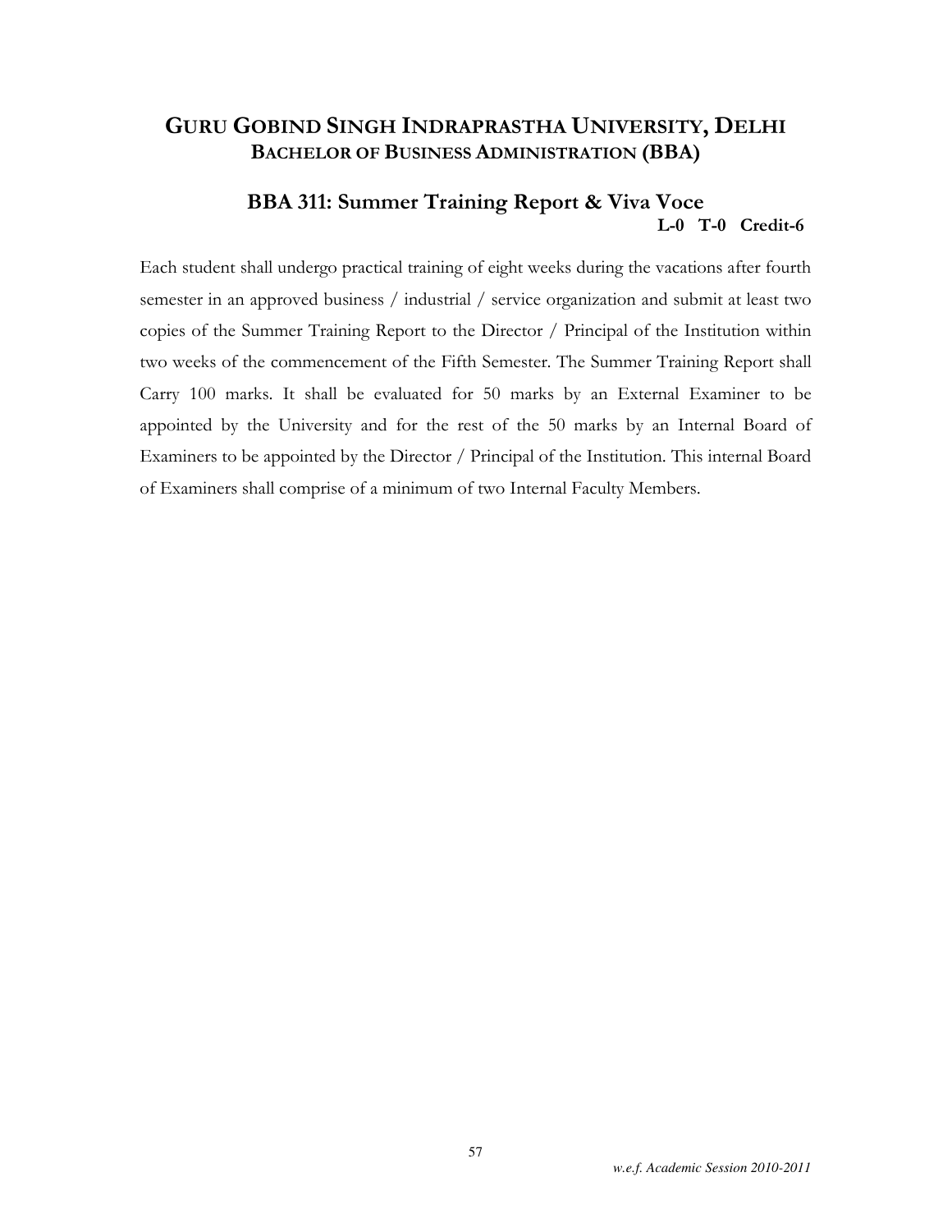# GURU GOBIND SINGH INDRAPRASTHA UNIVERSITY, DELHI
## BACHELOR OF BUSINESS ADMINISTRATION (BBA)

### BBA 311: Summer Training Report & Viva Voce

**L-0 T-0 Credit-6**

Each student shall undergo practical training of eight weeks during the vacations after fourth semester in an approved business / industrial / service organization and submit at least two copies of the Summer Training Report to the Director / Principal of the Institution within two weeks of the commencement of the Fifth Semester. The Summer Training Report shall Carry 100 marks. It shall be evaluated for 50 marks by an External Examiner to be appointed by the University and for the rest of the 50 marks by an Internal Board of Examiners to be appointed by the Director / Principal of the Institution. This internal Board of Examiners shall comprise of a minimum of two Internal Faculty Members.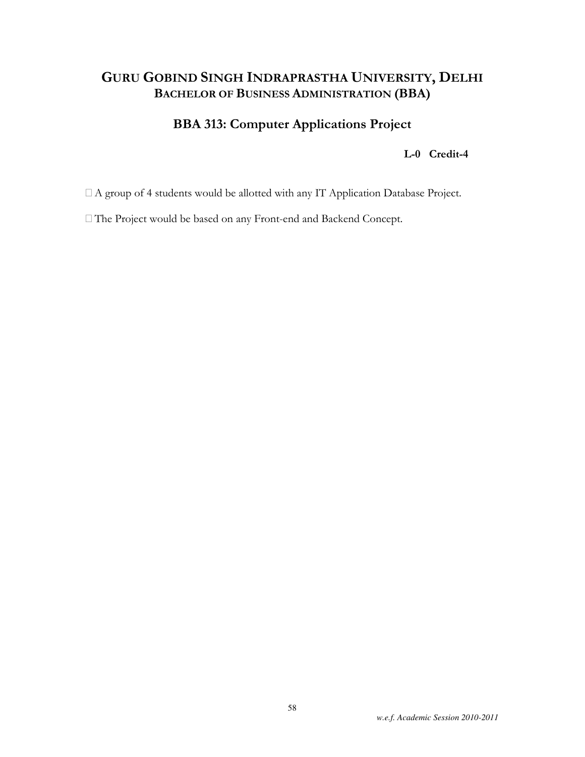# GURU GOBIND SINGH INDRAPRASTHA UNIVERSITY, DELHI

## BACHELOR OF BUSINESS ADMINISTRATION (BBA)

## BBA 313: Computer Applications Project

**L-0 Credit-4**

- A group of 4 students would be allotted with any IT Application Database Project.
- The Project would be based on any Front-end and Backend Concept.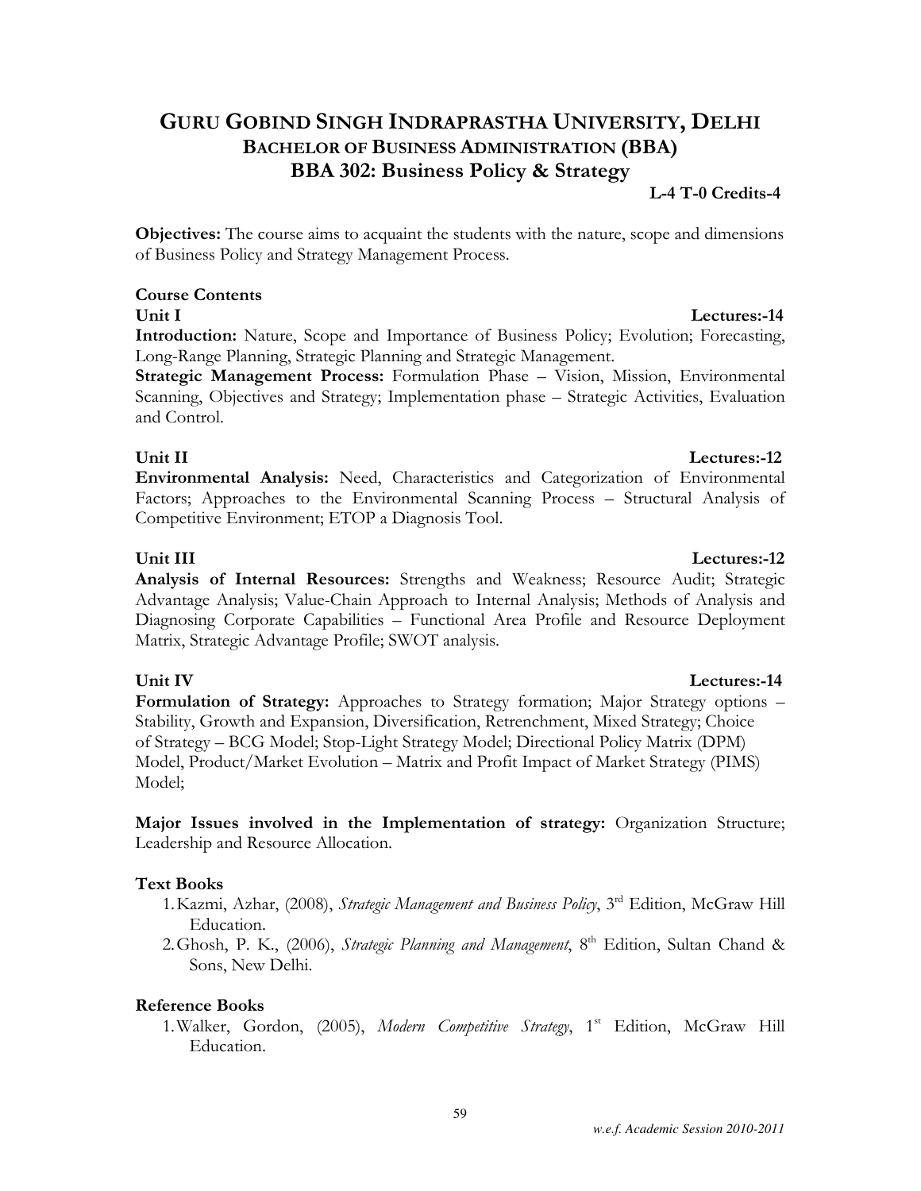# GURU GOBIND SINGH INDRAPRASTHA UNIVERSITY, DELHI

## BACHELOR OF BUSINESS ADMINISTRATION (BBA)

## BBA 302: Business Policy & Strategy

**L-4 T-0 Credits-4**

**Objectives:** The course aims to acquaint the students with the nature, scope and dimensions of Business Policy and Strategy Management Process.

**Course Contents**

**Unit I** **Lectures:-14**

**Introduction:** Nature, Scope and Importance of Business Policy; Evolution; Forecasting, Long-Range Planning, Strategic Planning and Strategic Management.

**Strategic Management Process:** Formulation Phase – Vision, Mission, Environmental Scanning, Objectives and Strategy; Implementation phase – Strategic Activities, Evaluation and Control.

**Unit II** **Lectures:-12**

**Environmental Analysis:** Need, Characteristics and Categorization of Environmental Factors; Approaches to the Environmental Scanning Process – Structural Analysis of Competitive Environment; ETOP a Diagnosis Tool.

**Unit III** **Lectures:-12**

**Analysis of Internal Resources:** Strengths and Weakness; Resource Audit; Strategic Advantage Analysis; Value-Chain Approach to Internal Analysis; Methods of Analysis and Diagnosing Corporate Capabilities – Functional Area Profile and Resource Deployment Matrix, Strategic Advantage Profile; SWOT analysis.

**Unit IV** **Lectures:-14**

**Formulation of Strategy:** Approaches to Strategy formation; Major Strategy options – Stability, Growth and Expansion, Diversification, Retrenchment, Mixed Strategy; Choice of Strategy – BCG Model; Stop-Light Strategy Model; Directional Policy Matrix (DPM) Model, Product/Market Evolution – Matrix and Profit Impact of Market Strategy (PIMS) Model;

**Major Issues involved in the Implementation of strategy:** Organization Structure; Leadership and Resource Allocation.

**Text Books**

1. Kazmi, Azhar, (2008), *Strategic Management and Business Policy*, 3rd Edition, McGraw Hill Education.
2. Ghosh, P. K., (2006), *Strategic Planning and Management*, 8th Edition, Sultan Chand & Sons, New Delhi.

**Reference Books**

1. Walker, Gordon, (2005), *Modern Competitive Strategy*, 1st Edition, McGraw Hill Education.

*w.e.f. Academic Session 2010-2011*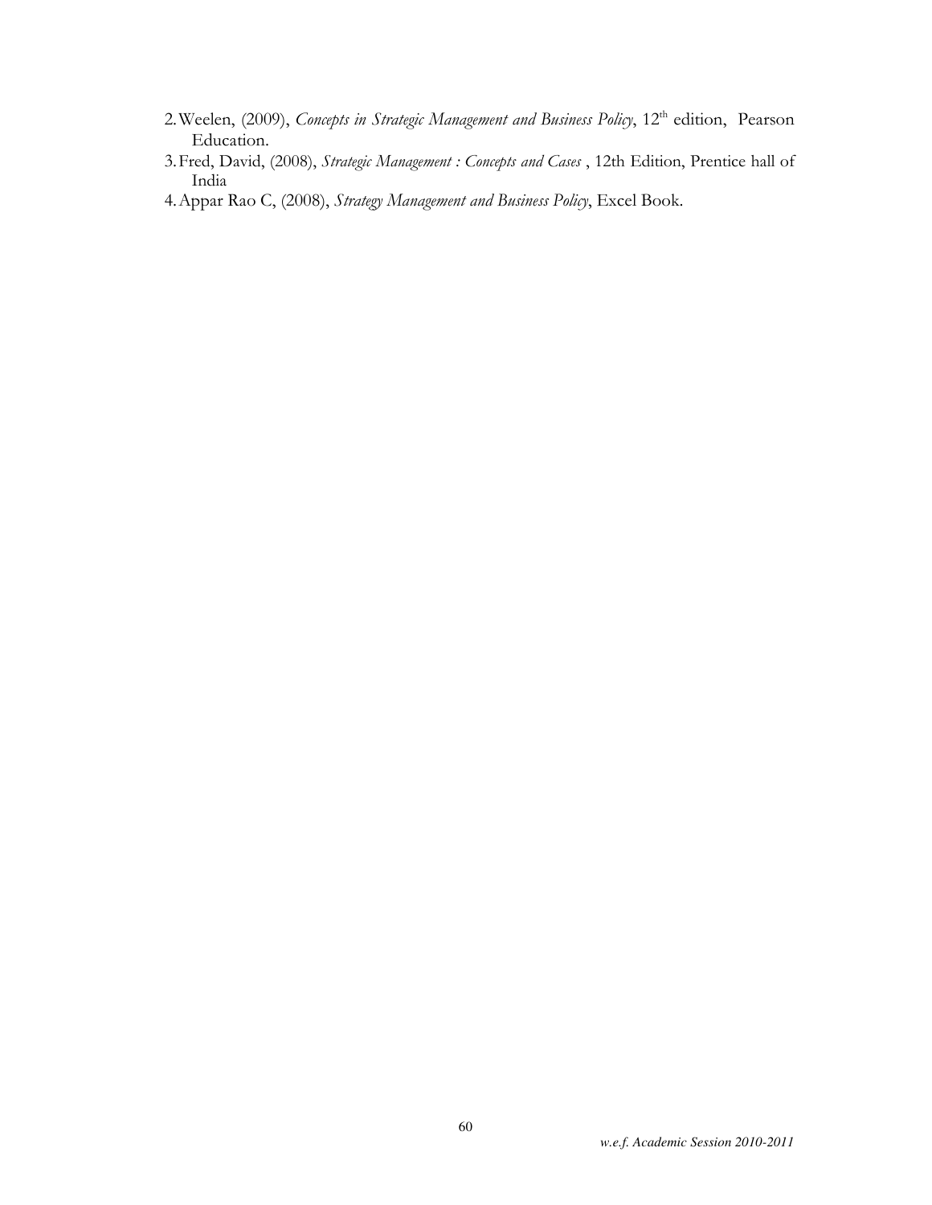2. Weelen, (2009), *Concepts in Strategic Management and Business Policy*, 12th edition, Pearson Education.
3. Fred, David, (2008), *Strategic Management : Concepts and Cases* , 12th Edition, Prentice hall of India
4. Appar Rao C, (2008), *Strategy Management and Business Policy*, Excel Book.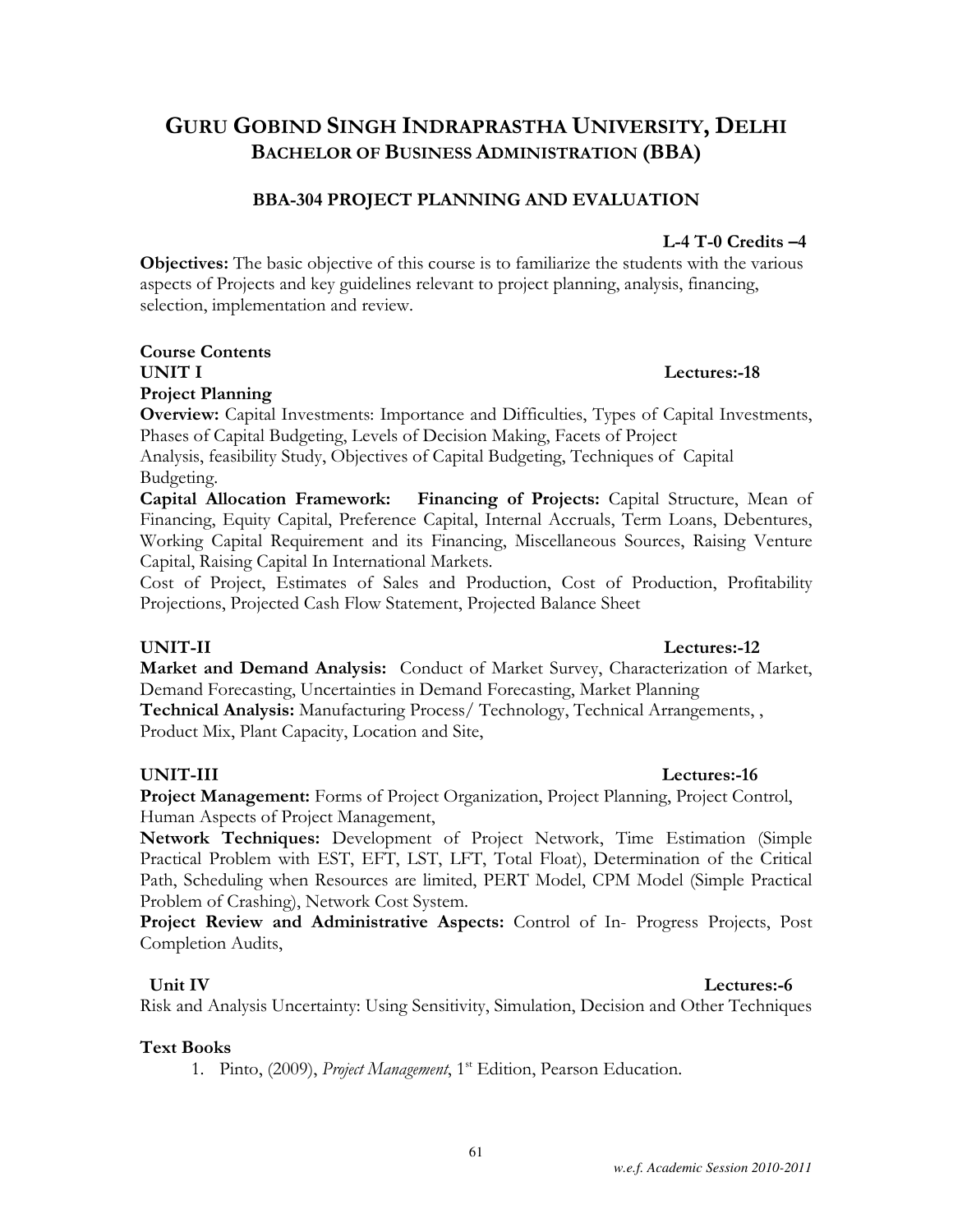# GURU GOBIND SINGH INDRAPRASTHA UNIVERSITY, DELHI
## BACHELOR OF BUSINESS ADMINISTRATION (BBA)

### BBA-304 PROJECT PLANNING AND EVALUATION

**L-4 T-0 Credits –4**

**Objectives:** The basic objective of this course is to familiarize the students with the various aspects of Projects and key guidelines relevant to project planning, analysis, financing, selection, implementation and review.

**Course Contents**

**UNIT I** **Lectures:-18**

**Project Planning**

**Overview:** Capital Investments: Importance and Difficulties, Types of Capital Investments, Phases of Capital Budgeting, Levels of Decision Making, Facets of Project Analysis, feasibility Study, Objectives of Capital Budgeting, Techniques of Capital Budgeting.

**Capital Allocation Framework:** **Financing of Projects:** Capital Structure, Mean of Financing, Equity Capital, Preference Capital, Internal Accruals, Term Loans, Debentures, Working Capital Requirement and its Financing, Miscellaneous Sources, Raising Venture Capital, Raising Capital In International Markets.

Cost of Project, Estimates of Sales and Production, Cost of Production, Profitability Projections, Projected Cash Flow Statement, Projected Balance Sheet

**UNIT-II** **Lectures:-12**

**Market and Demand Analysis:** Conduct of Market Survey, Characterization of Market, Demand Forecasting, Uncertainties in Demand Forecasting, Market Planning

**Technical Analysis:** Manufacturing Process/ Technology, Technical Arrangements, , Product Mix, Plant Capacity, Location and Site,

**UNIT-III** **Lectures:-16**

**Project Management:** Forms of Project Organization, Project Planning, Project Control, Human Aspects of Project Management,

**Network Techniques:** Development of Project Network, Time Estimation (Simple Practical Problem with EST, EFT, LST, LFT, Total Float), Determination of the Critical Path, Scheduling when Resources are limited, PERT Model, CPM Model (Simple Practical Problem of Crashing), Network Cost System.

**Project Review and Administrative Aspects:** Control of In- Progress Projects, Post Completion Audits,

**Unit IV** **Lectures:-6**

Risk and Analysis Uncertainty: Using Sensitivity, Simulation, Decision and Other Techniques

**Text Books**

1. Pinto, (2009), *Project Management*, 1st Edition, Pearson Education.

*w.e.f. Academic Session 2010-2011*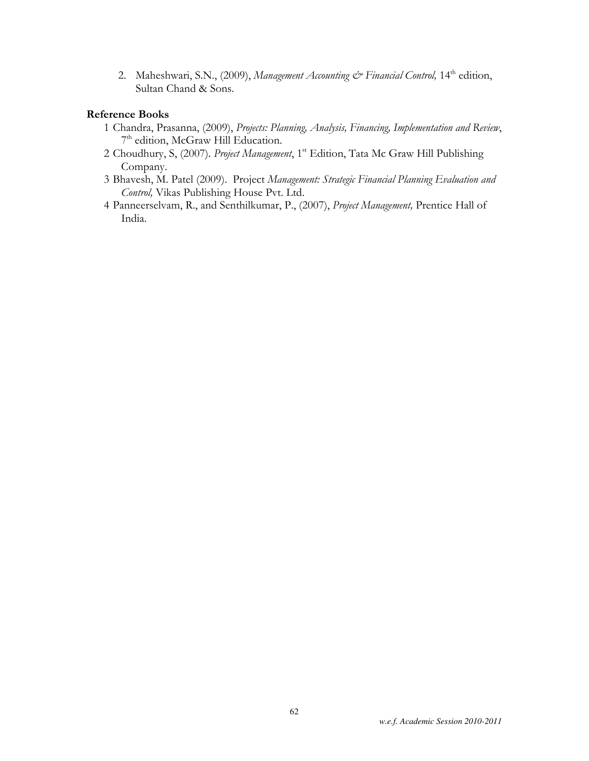2. Maheshwari, S.N., (2009), *Management Accounting & Financial Control,* 14th edition, Sultan Chand & Sons.

**Reference Books**

1 Chandra, Prasanna, (2009), *Projects: Planning, Analysis, Financing, Implementation and Review*, 7th edition, McGraw Hill Education.

2 Choudhury, S, (2007). *Project Management*, 1st Edition, Tata Mc Graw Hill Publishing Company.

3 Bhavesh, M. Patel (2009). Project *Management: Strategic Financial Planning Evaluation and Control,* Vikas Publishing House Pvt. Ltd.

4 Panneerselvam, R., and Senthilkumar, P., (2007), *Project Management,* Prentice Hall of India.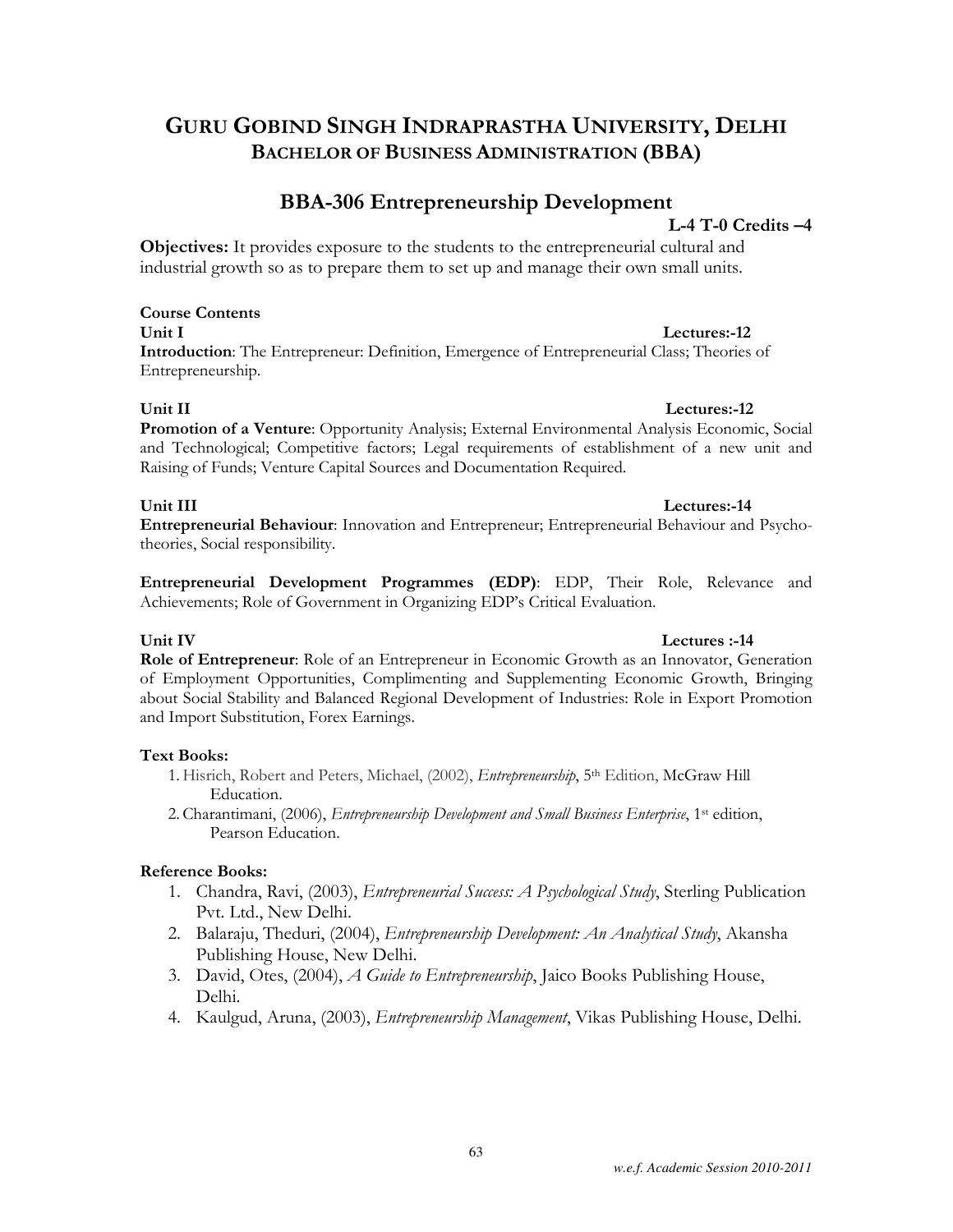# GURU GOBIND SINGH INDRAPRASTHA UNIVERSITY, DELHI

## BACHELOR OF BUSINESS ADMINISTRATION (BBA)

## BBA-306 Entrepreneurship Development

**L-4 T-0 Credits –4**

**Objectives:** It provides exposure to the students to the entrepreneurial cultural and industrial growth so as to prepare them to set up and manage their own small units.

**Course Contents**

**Unit I** **Lectures:-12**

**Introduction**: The Entrepreneur: Definition, Emergence of Entrepreneurial Class; Theories of Entrepreneurship.

**Unit II** **Lectures:-12**

**Promotion of a Venture**: Opportunity Analysis; External Environmental Analysis Economic, Social and Technological; Competitive factors; Legal requirements of establishment of a new unit and Raising of Funds; Venture Capital Sources and Documentation Required.

**Unit III** **Lectures:-14**

**Entrepreneurial Behaviour**: Innovation and Entrepreneur; Entrepreneurial Behaviour and Psycho-theories, Social responsibility.

**Entrepreneurial Development Programmes (EDP)**: EDP, Their Role, Relevance and Achievements; Role of Government in Organizing EDP's Critical Evaluation.

**Unit IV** **Lectures :-14**

**Role of Entrepreneur**: Role of an Entrepreneur in Economic Growth as an Innovator, Generation of Employment Opportunities, Complimenting and Supplementing Economic Growth, Bringing about Social Stability and Balanced Regional Development of Industries: Role in Export Promotion and Import Substitution, Forex Earnings.

**Text Books:**

1. Hisrich, Robert and Peters, Michael, (2002), *Entrepreneurship*, 5th Edition, McGraw Hill Education.
2. Charantimani, (2006), *Entrepreneurship Development and Small Business Enterprise*, 1st edition, Pearson Education.

**Reference Books:**

1. Chandra, Ravi, (2003), *Entrepreneurial Success: A Psychological Study*, Sterling Publication Pvt. Ltd., New Delhi.
2. Balaraju, Theduri, (2004), *Entrepreneurship Development: An Analytical Study*, Akansha Publishing House, New Delhi.
3. David, Otes, (2004), *A Guide to Entrepreneurship*, Jaico Books Publishing House, Delhi.
4. Kaulgud, Aruna, (2003), *Entrepreneurship Management*, Vikas Publishing House, Delhi.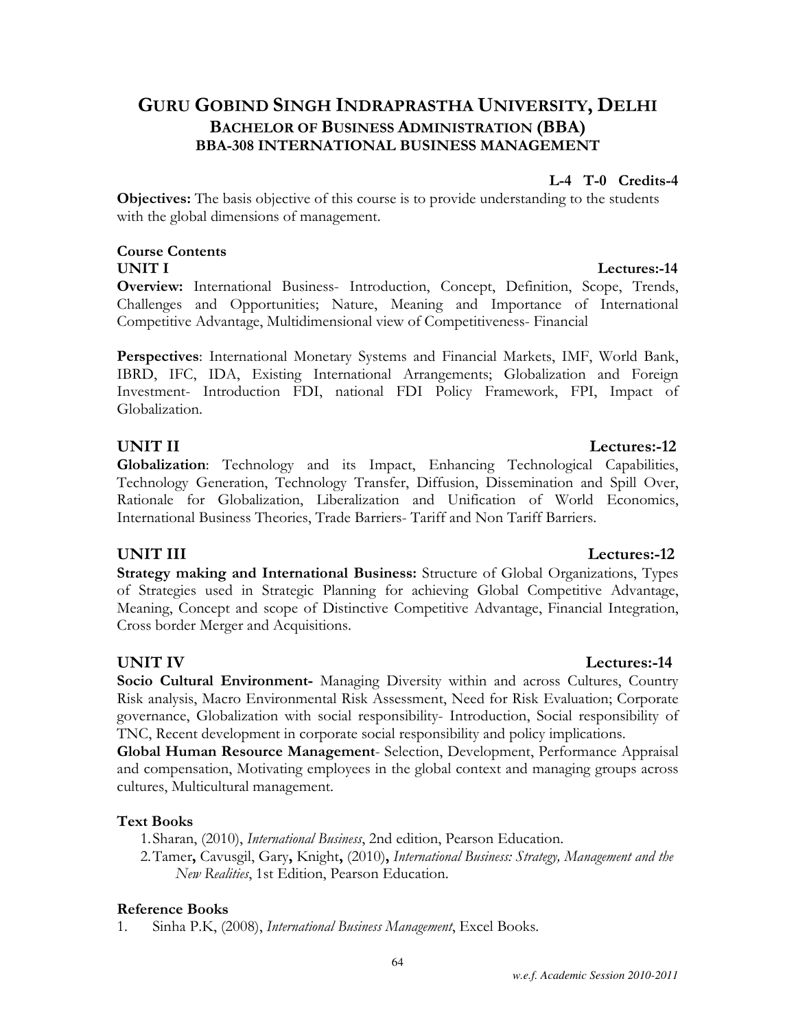# GURU GOBIND SINGH INDRAPRASTHA UNIVERSITY, DELHI

## BACHELOR OF BUSINESS ADMINISTRATION (BBA)

## BBA-308 INTERNATIONAL BUSINESS MANAGEMENT

**L-4 T-0 Credits-4**

**Objectives:** The basis objective of this course is to provide understanding to the students with the global dimensions of management.

**Course Contents**

**UNIT I** **Lectures:-14**

**Overview:** International Business- Introduction, Concept, Definition, Scope, Trends, Challenges and Opportunities; Nature, Meaning and Importance of International Competitive Advantage, Multidimensional view of Competitiveness- Financial

**Perspectives**: International Monetary Systems and Financial Markets, IMF, World Bank, IBRD, IFC, IDA, Existing International Arrangements; Globalization and Foreign Investment- Introduction FDI, national FDI Policy Framework, FPI, Impact of Globalization.

**UNIT II** **Lectures:-12**

**Globalization**: Technology and its Impact, Enhancing Technological Capabilities, Technology Generation, Technology Transfer, Diffusion, Dissemination and Spill Over, Rationale for Globalization, Liberalization and Unification of World Economics, International Business Theories, Trade Barriers- Tariff and Non Tariff Barriers.

**UNIT III** **Lectures:-12**

**Strategy making and International Business:** Structure of Global Organizations, Types of Strategies used in Strategic Planning for achieving Global Competitive Advantage, Meaning, Concept and scope of Distinctive Competitive Advantage, Financial Integration, Cross border Merger and Acquisitions.

**UNIT IV** **Lectures:-14**

**Socio Cultural Environment-** Managing Diversity within and across Cultures, Country Risk analysis, Macro Environmental Risk Assessment, Need for Risk Evaluation; Corporate governance, Globalization with social responsibility- Introduction, Social responsibility of TNC, Recent development in corporate social responsibility and policy implications.

**Global Human Resource Management**- Selection, Development, Performance Appraisal and compensation, Motivating employees in the global context and managing groups across cultures, Multicultural management.

**Text Books**

1. Sharan, (2010), *International Business*, 2nd edition, Pearson Education.
2. Tamer**,** Cavusgil, Gary**,** Knight**,** (2010)**,** *International Business: Strategy, Management and the New Realities*, 1st Edition, Pearson Education.

**Reference Books**

1. Sinha P.K, (2008), *International Business Management*, Excel Books.

*w.e.f. Academic Session 2010-2011*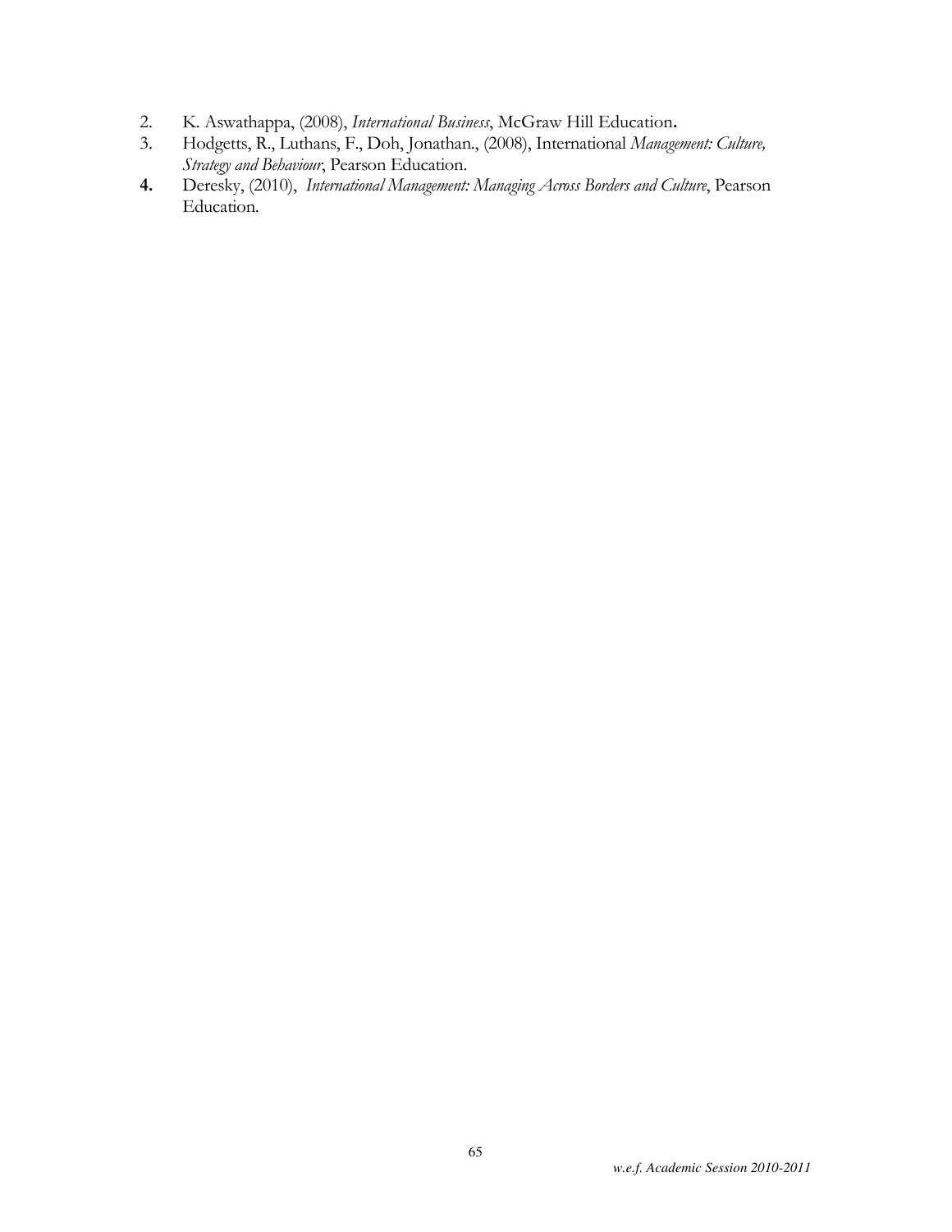2. K. Aswathappa, (2008), *International Business*, McGraw Hill Education**.**
3. Hodgetts, R., Luthans, F., Doh, Jonathan., (2008), International *Management: Culture, Strategy and Behaviour*, Pearson Education.
4. Deresky, (2010), *International Management: Managing Across Borders and Culture*, Pearson Education.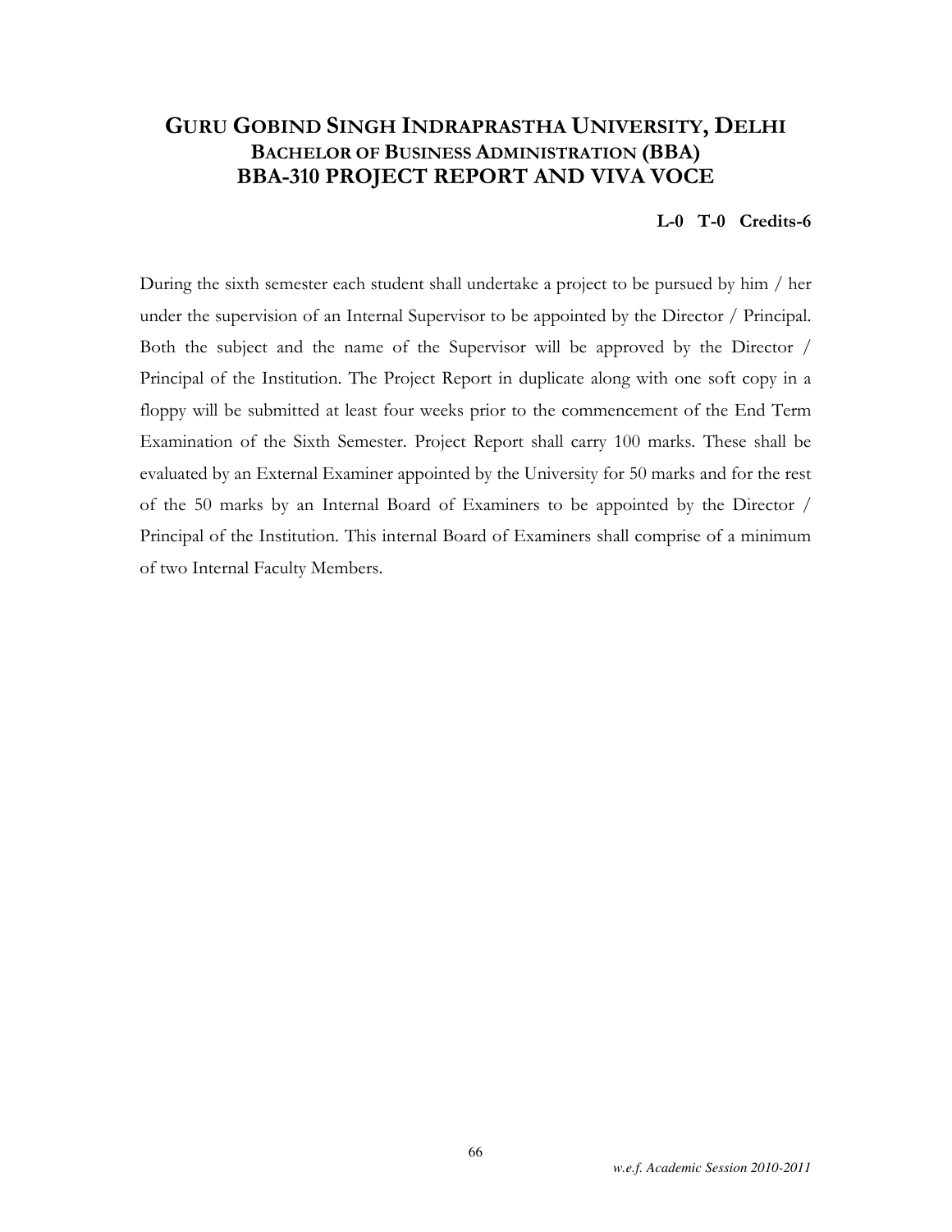# GURU GOBIND SINGH INDRAPRASTHA UNIVERSITY, DELHI

## BACHELOR OF BUSINESS ADMINISTRATION (BBA)

## BBA-310 PROJECT REPORT AND VIVA VOCE

**L-0 T-0 Credits-6**

During the sixth semester each student shall undertake a project to be pursued by him / her under the supervision of an Internal Supervisor to be appointed by the Director / Principal. Both the subject and the name of the Supervisor will be approved by the Director / Principal of the Institution. The Project Report in duplicate along with one soft copy in a floppy will be submitted at least four weeks prior to the commencement of the End Term Examination of the Sixth Semester. Project Report shall carry 100 marks. These shall be evaluated by an External Examiner appointed by the University for 50 marks and for the rest of the 50 marks by an Internal Board of Examiners to be appointed by the Director / Principal of the Institution. This internal Board of Examiners shall comprise of a minimum of two Internal Faculty Members.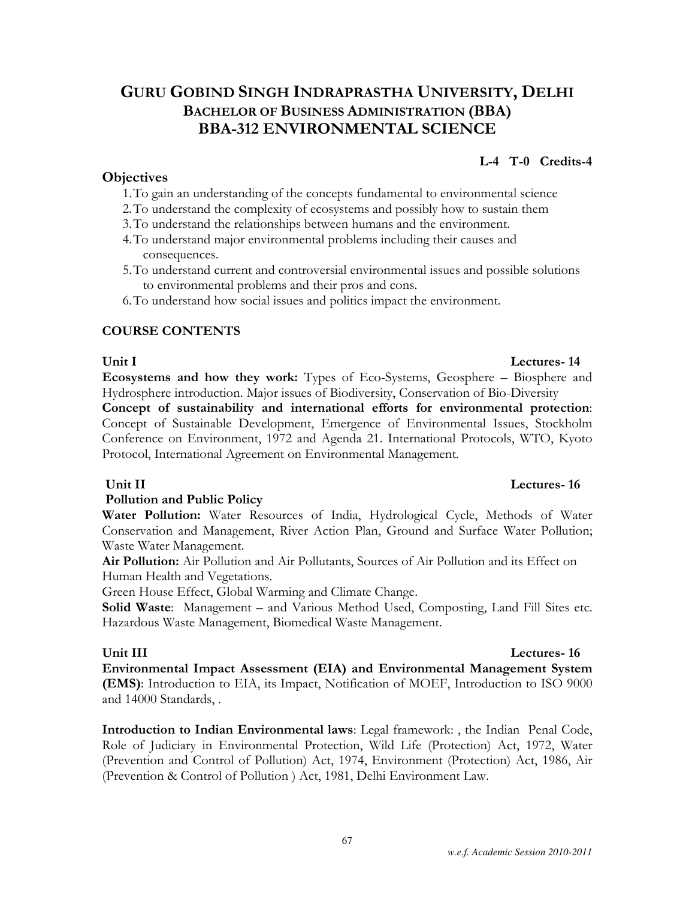# GURU GOBIND SINGH INDRAPRASTHA UNIVERSITY, DELHI

## BACHELOR OF BUSINESS ADMINISTRATION (BBA)

## BBA-312 ENVIRONMENTAL SCIENCE

**L-4 T-0 Credits-4**

### Objectives

1. To gain an understanding of the concepts fundamental to environmental science
2. To understand the complexity of ecosystems and possibly how to sustain them
3. To understand the relationships between humans and the environment.
4. To understand major environmental problems including their causes and consequences.
5. To understand current and controversial environmental issues and possible solutions to environmental problems and their pros and cons.
6. To understand how social issues and politics impact the environment.

### COURSE CONTENTS

**Unit I** **Lectures- 14**

**Ecosystems and how they work:** Types of Eco-Systems, Geosphere – Biosphere and Hydrosphere introduction. Major issues of Biodiversity, Conservation of Bio-Diversity

**Concept of sustainability and international efforts for environmental protection**: Concept of Sustainable Development, Emergence of Environmental Issues, Stockholm Conference on Environment, 1972 and Agenda 21. International Protocols, WTO, Kyoto Protocol, International Agreement on Environmental Management.

**Unit II** **Lectures- 16**

**Pollution and Public Policy**

**Water Pollution:** Water Resources of India, Hydrological Cycle, Methods of Water Conservation and Management, River Action Plan, Ground and Surface Water Pollution; Waste Water Management.

**Air Pollution:** Air Pollution and Air Pollutants, Sources of Air Pollution and its Effect on Human Health and Vegetations.

Green House Effect, Global Warming and Climate Change.

**Solid Waste**: Management – and Various Method Used, Composting, Land Fill Sites etc. Hazardous Waste Management, Biomedical Waste Management.

**Unit III** **Lectures- 16**

**Environmental Impact Assessment (EIA) and Environmental Management System (EMS)**: Introduction to EIA, its Impact, Notification of MOEF, Introduction to ISO 9000 and 14000 Standards, .

**Introduction to Indian Environmental laws**: Legal framework: , the Indian Penal Code, Role of Judiciary in Environmental Protection, Wild Life (Protection) Act, 1972, Water (Prevention and Control of Pollution) Act, 1974, Environment (Protection) Act, 1986, Air (Prevention & Control of Pollution ) Act, 1981, Delhi Environment Law.

*w.e.f. Academic Session 2010-2011*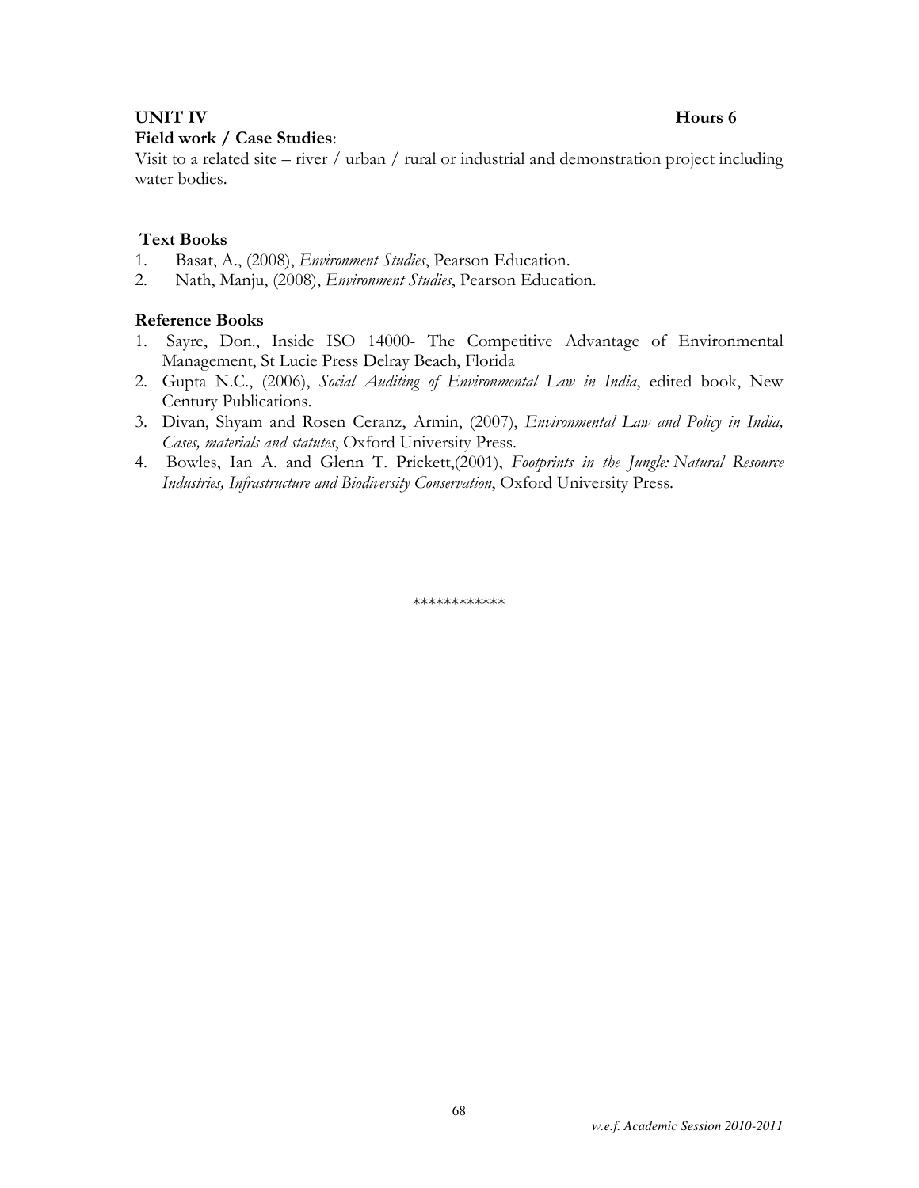**UNIT IV** **Hours 6**

**Field work / Case Studies**:

Visit to a related site – river / urban / rural or industrial and demonstration project including water bodies.

**Text Books**

1. Basat, A., (2008), *Environment Studies*, Pearson Education.
2. Nath, Manju, (2008), *Environment Studies*, Pearson Education.

**Reference Books**

1. Sayre, Don., Inside ISO 14000- The Competitive Advantage of Environmental Management, St Lucie Press Delray Beach, Florida
2. Gupta N.C., (2006), *Social Auditing of Environmental Law in India*, edited book, New Century Publications.
3. Divan, Shyam and Rosen Ceranz, Armin, (2007), *Environmental Law and Policy in India, Cases, materials and statutes*, Oxford University Press.
4. Bowles, Ian A. and Glenn T. Prickett,(2001), *Footprints in the Jungle: Natural Resource Industries, Infrastructure and Biodiversity Conservation*, Oxford University Press.

************